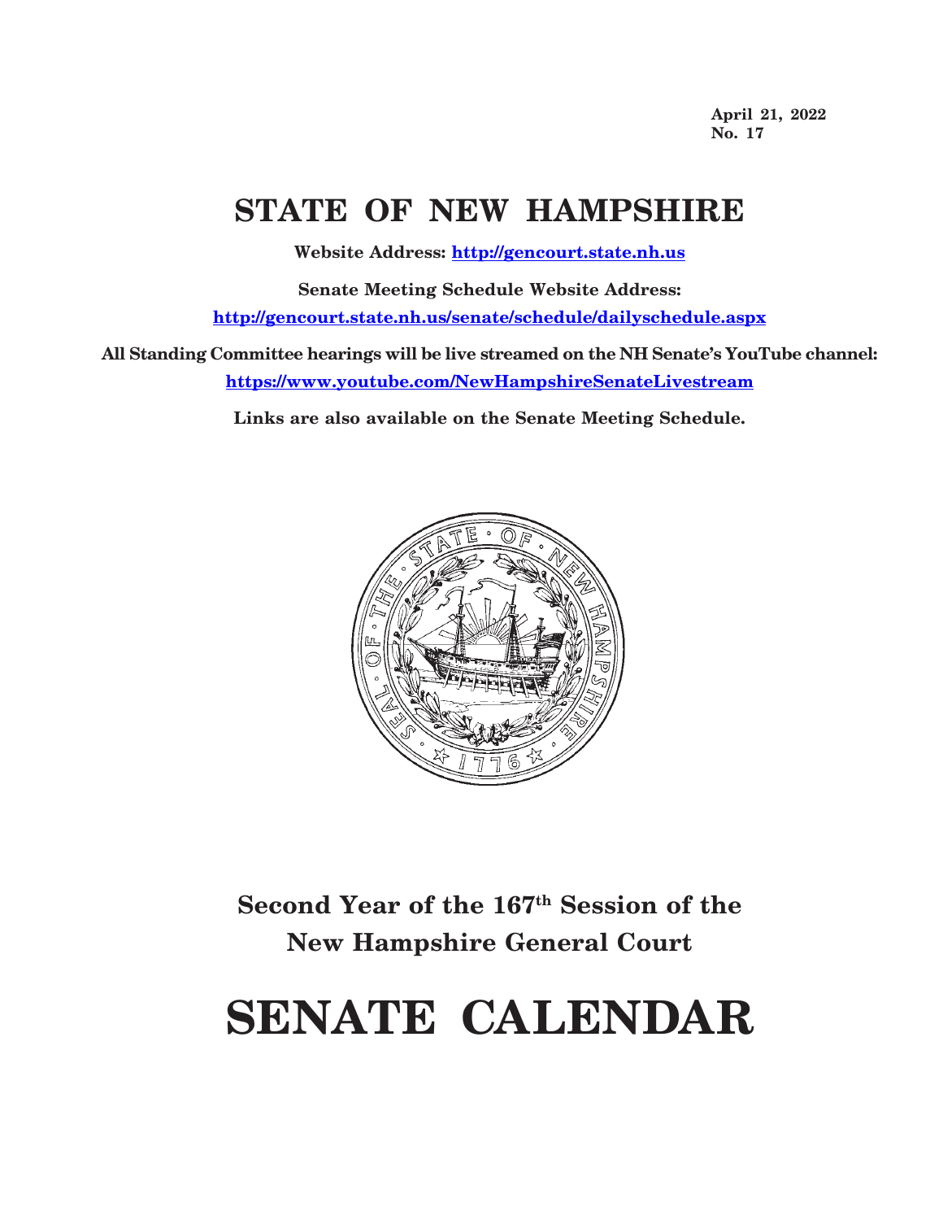**April 21, 2022**
**No. 17**

# STATE OF NEW HAMPSHIRE

**Website Address: http://gencourt.state.nh.us**

**Senate Meeting Schedule Website Address:**
**http://gencourt.state.nh.us/senate/schedule/dailyschedule.aspx**

**All Standing Committee hearings will be live streamed on the NH Senate's YouTube channel:**
**https://www.youtube.com/NewHampshireSenateLivestream**

**Links are also available on the Senate Meeting Schedule.**

## Second Year of the 167th Session of the New Hampshire General Court

# SENATE CALENDAR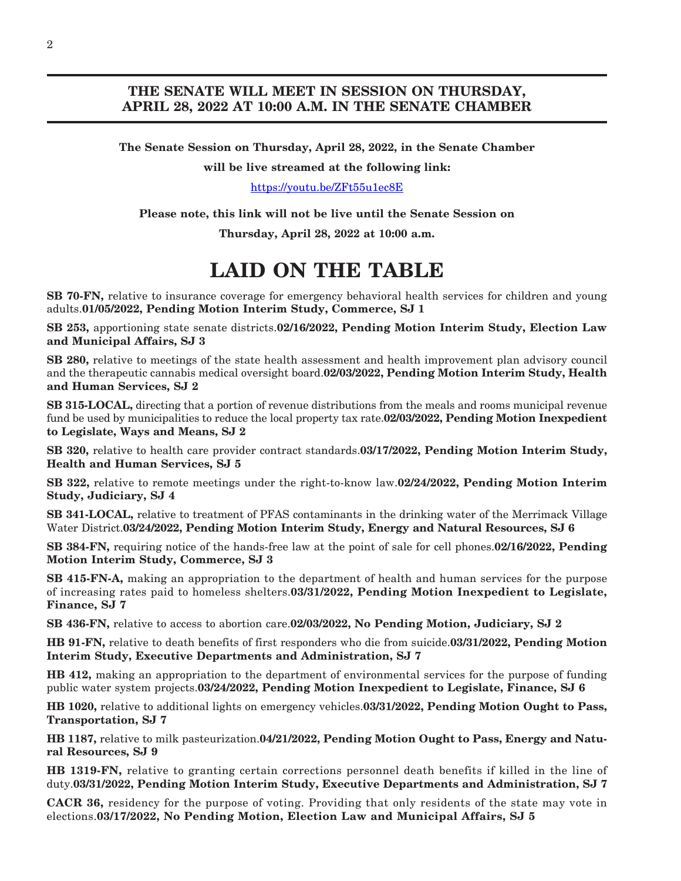## THE SENATE WILL MEET IN SESSION ON THURSDAY, APRIL 28, 2022 AT 10:00 A.M. IN THE SENATE CHAMBER

**The Senate Session on Thursday, April 28, 2022, in the Senate Chamber**

**will be live streamed at the following link:**

https://youtu.be/ZFt55u1ec8E

**Please note, this link will not be live until the Senate Session on**

**Thursday, April 28, 2022 at 10:00 a.m.**

# LAID ON THE TABLE

**SB 70-FN,** relative to insurance coverage for emergency behavioral health services for children and young adults.**01/05/2022, Pending Motion Interim Study, Commerce, SJ 1**

**SB 253,** apportioning state senate districts.**02/16/2022, Pending Motion Interim Study, Election Law and Municipal Affairs, SJ 3**

**SB 280,** relative to meetings of the state health assessment and health improvement plan advisory council and the therapeutic cannabis medical oversight board.**02/03/2022, Pending Motion Interim Study, Health and Human Services, SJ 2**

**SB 315-LOCAL,** directing that a portion of revenue distributions from the meals and rooms municipal revenue fund be used by municipalities to reduce the local property tax rate.**02/03/2022, Pending Motion Inexpedient to Legislate, Ways and Means, SJ 2**

**SB 320,** relative to health care provider contract standards.**03/17/2022, Pending Motion Interim Study, Health and Human Services, SJ 5**

**SB 322,** relative to remote meetings under the right-to-know law.**02/24/2022, Pending Motion Interim Study, Judiciary, SJ 4**

**SB 341-LOCAL,** relative to treatment of PFAS contaminants in the drinking water of the Merrimack Village Water District.**03/24/2022, Pending Motion Interim Study, Energy and Natural Resources, SJ 6**

**SB 384-FN,** requiring notice of the hands-free law at the point of sale for cell phones.**02/16/2022, Pending Motion Interim Study, Commerce, SJ 3**

**SB 415-FN-A,** making an appropriation to the department of health and human services for the purpose of increasing rates paid to homeless shelters.**03/31/2022, Pending Motion Inexpedient to Legislate, Finance, SJ 7**

**SB 436-FN,** relative to access to abortion care.**02/03/2022, No Pending Motion, Judiciary, SJ 2**

**HB 91-FN,** relative to death benefits of first responders who die from suicide.**03/31/2022, Pending Motion Interim Study, Executive Departments and Administration, SJ 7**

**HB 412,** making an appropriation to the department of environmental services for the purpose of funding public water system projects.**03/24/2022, Pending Motion Inexpedient to Legislate, Finance, SJ 6**

**HB 1020,** relative to additional lights on emergency vehicles.**03/31/2022, Pending Motion Ought to Pass, Transportation, SJ 7**

**HB 1187,** relative to milk pasteurization.**04/21/2022, Pending Motion Ought to Pass, Energy and Natural Resources, SJ 9**

**HB 1319-FN,** relative to granting certain corrections personnel death benefits if killed in the line of duty.**03/31/2022, Pending Motion Interim Study, Executive Departments and Administration, SJ 7**

**CACR 36,** residency for the purpose of voting. Providing that only residents of the state may vote in elections.**03/17/2022, No Pending Motion, Election Law and Municipal Affairs, SJ 5**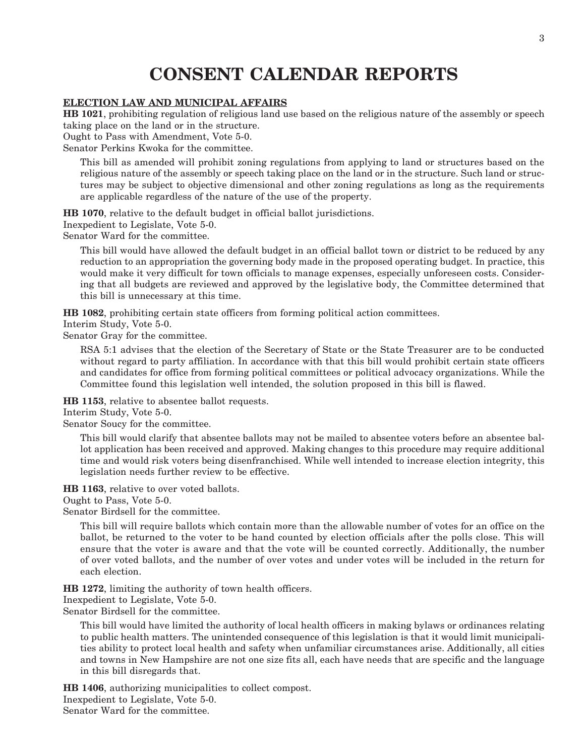# CONSENT CALENDAR REPORTS

**ELECTION LAW AND MUNICIPAL AFFAIRS**

**HB 1021**, prohibiting regulation of religious land use based on the religious nature of the assembly or speech taking place on the land or in the structure.
Ought to Pass with Amendment, Vote 5-0.
Senator Perkins Kwoka for the committee.

> This bill as amended will prohibit zoning regulations from applying to land or structures based on the religious nature of the assembly or speech taking place on the land or in the structure. Such land or structures may be subject to objective dimensional and other zoning regulations as long as the requirements are applicable regardless of the nature of the use of the property.

**HB 1070**, relative to the default budget in official ballot jurisdictions.
Inexpedient to Legislate, Vote 5-0.
Senator Ward for the committee.

> This bill would have allowed the default budget in an official ballot town or district to be reduced by any reduction to an appropriation the governing body made in the proposed operating budget. In practice, this would make it very difficult for town officials to manage expenses, especially unforeseen costs. Considering that all budgets are reviewed and approved by the legislative body, the Committee determined that this bill is unnecessary at this time.

**HB 1082**, prohibiting certain state officers from forming political action committees.
Interim Study, Vote 5-0.
Senator Gray for the committee.

> RSA 5:1 advises that the election of the Secretary of State or the State Treasurer are to be conducted without regard to party affiliation. In accordance with that this bill would prohibit certain state officers and candidates for office from forming political committees or political advocacy organizations. While the Committee found this legislation well intended, the solution proposed in this bill is flawed.

**HB 1153**, relative to absentee ballot requests.
Interim Study, Vote 5-0.
Senator Soucy for the committee.

> This bill would clarify that absentee ballots may not be mailed to absentee voters before an absentee ballot application has been received and approved. Making changes to this procedure may require additional time and would risk voters being disenfranchised. While well intended to increase election integrity, this legislation needs further review to be effective.

**HB 1163**, relative to over voted ballots.
Ought to Pass, Vote 5-0.
Senator Birdsell for the committee.

> This bill will require ballots which contain more than the allowable number of votes for an office on the ballot, be returned to the voter to be hand counted by election officials after the polls close. This will ensure that the voter is aware and that the vote will be counted correctly. Additionally, the number of over voted ballots, and the number of over votes and under votes will be included in the return for each election.

**HB 1272**, limiting the authority of town health officers.
Inexpedient to Legislate, Vote 5-0.
Senator Birdsell for the committee.

> This bill would have limited the authority of local health officers in making bylaws or ordinances relating to public health matters. The unintended consequence of this legislation is that it would limit municipalities ability to protect local health and safety when unfamiliar circumstances arise. Additionally, all cities and towns in New Hampshire are not one size fits all, each have needs that are specific and the language in this bill disregards that.

**HB 1406**, authorizing municipalities to collect compost.
Inexpedient to Legislate, Vote 5-0.
Senator Ward for the committee.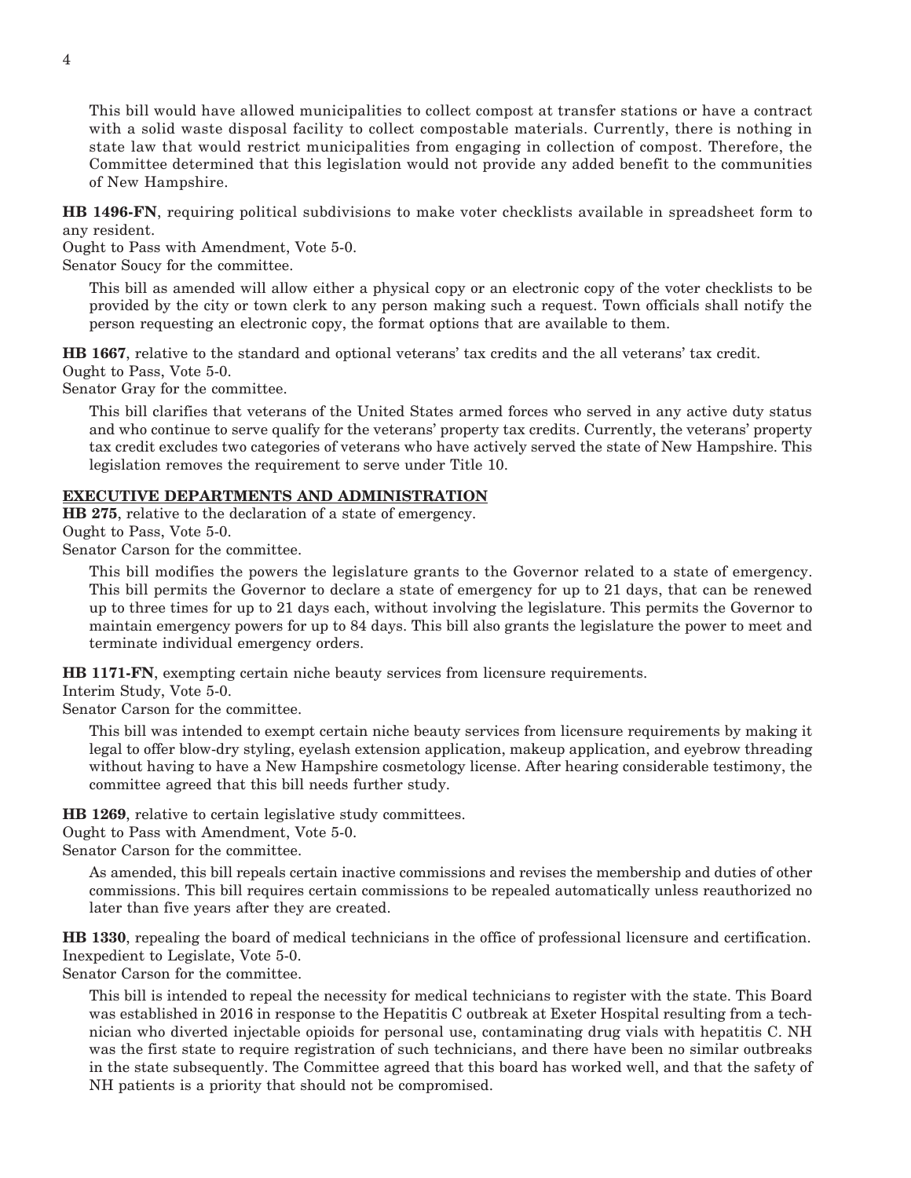This bill would have allowed municipalities to collect compost at transfer stations or have a contract with a solid waste disposal facility to collect compostable materials. Currently, there is nothing in state law that would restrict municipalities from engaging in collection of compost. Therefore, the Committee determined that this legislation would not provide any added benefit to the communities of New Hampshire.

**HB 1496-FN**, requiring political subdivisions to make voter checklists available in spreadsheet form to any resident.
Ought to Pass with Amendment, Vote 5-0.
Senator Soucy for the committee.

This bill as amended will allow either a physical copy or an electronic copy of the voter checklists to be provided by the city or town clerk to any person making such a request. Town officials shall notify the person requesting an electronic copy, the format options that are available to them.

**HB 1667**, relative to the standard and optional veterans' tax credits and the all veterans' tax credit.
Ought to Pass, Vote 5-0.
Senator Gray for the committee.

This bill clarifies that veterans of the United States armed forces who served in any active duty status and who continue to serve qualify for the veterans' property tax credits. Currently, the veterans' property tax credit excludes two categories of veterans who have actively served the state of New Hampshire. This legislation removes the requirement to serve under Title 10.

## EXECUTIVE DEPARTMENTS AND ADMINISTRATION

**HB 275**, relative to the declaration of a state of emergency.
Ought to Pass, Vote 5-0.
Senator Carson for the committee.

This bill modifies the powers the legislature grants to the Governor related to a state of emergency. This bill permits the Governor to declare a state of emergency for up to 21 days, that can be renewed up to three times for up to 21 days each, without involving the legislature. This permits the Governor to maintain emergency powers for up to 84 days. This bill also grants the legislature the power to meet and terminate individual emergency orders.

**HB 1171-FN**, exempting certain niche beauty services from licensure requirements.
Interim Study, Vote 5-0.
Senator Carson for the committee.

This bill was intended to exempt certain niche beauty services from licensure requirements by making it legal to offer blow-dry styling, eyelash extension application, makeup application, and eyebrow threading without having to have a New Hampshire cosmetology license. After hearing considerable testimony, the committee agreed that this bill needs further study.

**HB 1269**, relative to certain legislative study committees.
Ought to Pass with Amendment, Vote 5-0.
Senator Carson for the committee.

As amended, this bill repeals certain inactive commissions and revises the membership and duties of other commissions. This bill requires certain commissions to be repealed automatically unless reauthorized no later than five years after they are created.

**HB 1330**, repealing the board of medical technicians in the office of professional licensure and certification.
Inexpedient to Legislate, Vote 5-0.
Senator Carson for the committee.

This bill is intended to repeal the necessity for medical technicians to register with the state. This Board was established in 2016 in response to the Hepatitis C outbreak at Exeter Hospital resulting from a technician who diverted injectable opioids for personal use, contaminating drug vials with hepatitis C. NH was the first state to require registration of such technicians, and there have been no similar outbreaks in the state subsequently. The Committee agreed that this board has worked well, and that the safety of NH patients is a priority that should not be compromised.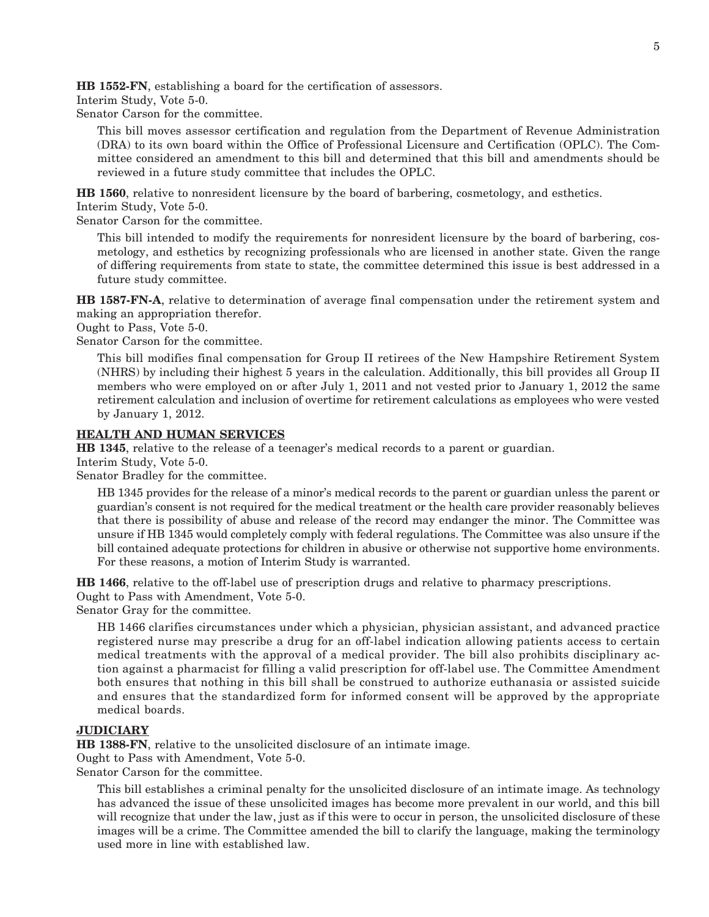**HB 1552-FN**, establishing a board for the certification of assessors.
Interim Study, Vote 5-0.
Senator Carson for the committee.

This bill moves assessor certification and regulation from the Department of Revenue Administration (DRA) to its own board within the Office of Professional Licensure and Certification (OPLC). The Committee considered an amendment to this bill and determined that this bill and amendments should be reviewed in a future study committee that includes the OPLC.

**HB 1560**, relative to nonresident licensure by the board of barbering, cosmetology, and esthetics.
Interim Study, Vote 5-0.
Senator Carson for the committee.

This bill intended to modify the requirements for nonresident licensure by the board of barbering, cosmetology, and esthetics by recognizing professionals who are licensed in another state. Given the range of differing requirements from state to state, the committee determined this issue is best addressed in a future study committee.

**HB 1587-FN-A**, relative to determination of average final compensation under the retirement system and making an appropriation therefor.
Ought to Pass, Vote 5-0.
Senator Carson for the committee.

This bill modifies final compensation for Group II retirees of the New Hampshire Retirement System (NHRS) by including their highest 5 years in the calculation. Additionally, this bill provides all Group II members who were employed on or after July 1, 2011 and not vested prior to January 1, 2012 the same retirement calculation and inclusion of overtime for retirement calculations as employees who were vested by January 1, 2012.

## HEALTH AND HUMAN SERVICES

**HB 1345**, relative to the release of a teenager's medical records to a parent or guardian.
Interim Study, Vote 5-0.
Senator Bradley for the committee.

HB 1345 provides for the release of a minor's medical records to the parent or guardian unless the parent or guardian's consent is not required for the medical treatment or the health care provider reasonably believes that there is possibility of abuse and release of the record may endanger the minor. The Committee was unsure if HB 1345 would completely comply with federal regulations. The Committee was also unsure if the bill contained adequate protections for children in abusive or otherwise not supportive home environments. For these reasons, a motion of Interim Study is warranted.

**HB 1466**, relative to the off-label use of prescription drugs and relative to pharmacy prescriptions.
Ought to Pass with Amendment, Vote 5-0.
Senator Gray for the committee.

HB 1466 clarifies circumstances under which a physician, physician assistant, and advanced practice registered nurse may prescribe a drug for an off-label indication allowing patients access to certain medical treatments with the approval of a medical provider. The bill also prohibits disciplinary action against a pharmacist for filling a valid prescription for off-label use. The Committee Amendment both ensures that nothing in this bill shall be construed to authorize euthanasia or assisted suicide and ensures that the standardized form for informed consent will be approved by the appropriate medical boards.

## JUDICIARY

**HB 1388-FN**, relative to the unsolicited disclosure of an intimate image.
Ought to Pass with Amendment, Vote 5-0.
Senator Carson for the committee.

This bill establishes a criminal penalty for the unsolicited disclosure of an intimate image. As technology has advanced the issue of these unsolicited images has become more prevalent in our world, and this bill will recognize that under the law, just as if this were to occur in person, the unsolicited disclosure of these images will be a crime. The Committee amended the bill to clarify the language, making the terminology used more in line with established law.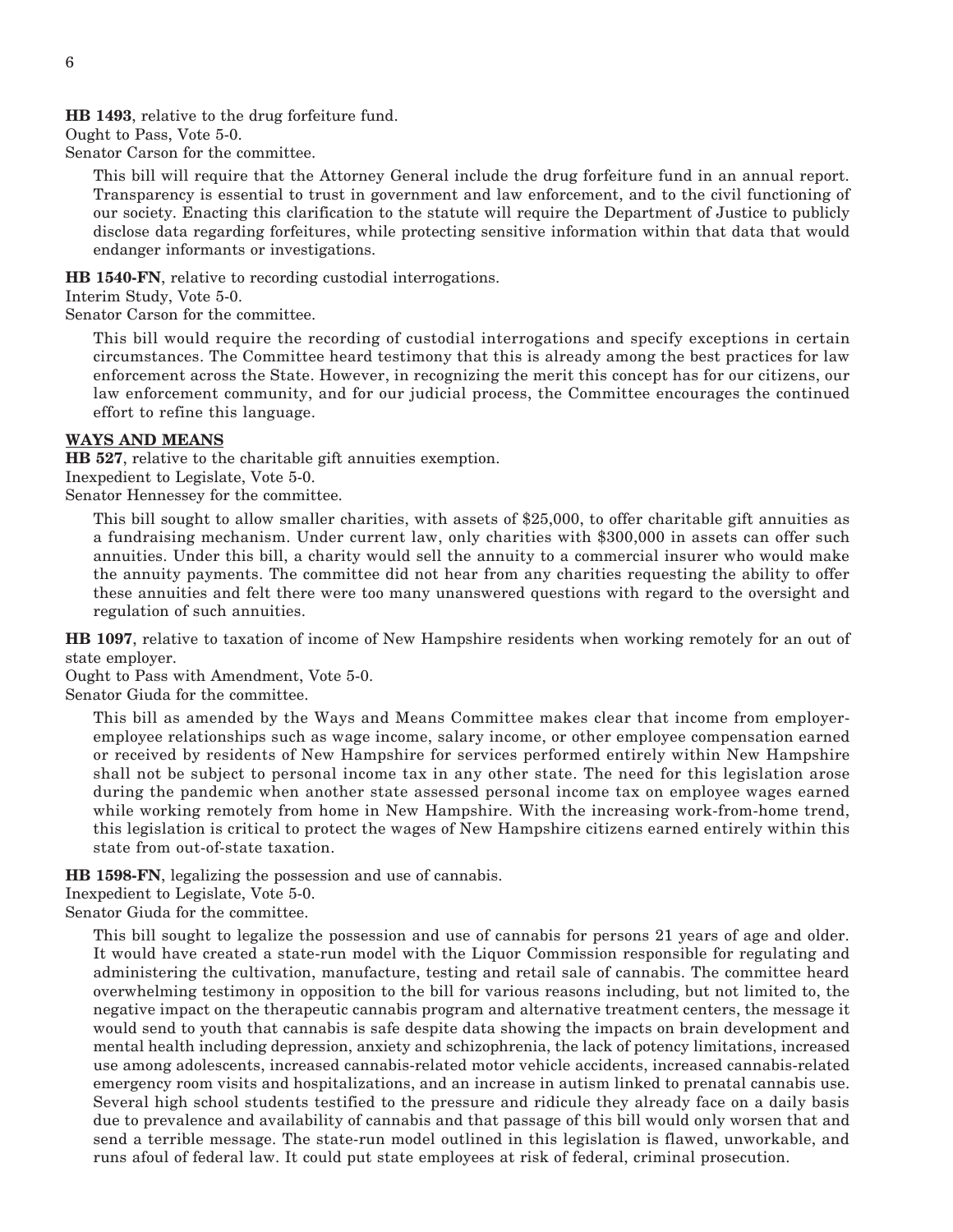**HB 1493**, relative to the drug forfeiture fund.
Ought to Pass, Vote 5-0.
Senator Carson for the committee.

This bill will require that the Attorney General include the drug forfeiture fund in an annual report. Transparency is essential to trust in government and law enforcement, and to the civil functioning of our society. Enacting this clarification to the statute will require the Department of Justice to publicly disclose data regarding forfeitures, while protecting sensitive information within that data that would endanger informants or investigations.

**HB 1540-FN**, relative to recording custodial interrogations.
Interim Study, Vote 5-0.
Senator Carson for the committee.

This bill would require the recording of custodial interrogations and specify exceptions in certain circumstances. The Committee heard testimony that this is already among the best practices for law enforcement across the State. However, in recognizing the merit this concept has for our citizens, our law enforcement community, and for our judicial process, the Committee encourages the continued effort to refine this language.

**WAYS AND MEANS**

**HB 527**, relative to the charitable gift annuities exemption.
Inexpedient to Legislate, Vote 5-0.
Senator Hennessey for the committee.

This bill sought to allow smaller charities, with assets of $25,000, to offer charitable gift annuities as a fundraising mechanism. Under current law, only charities with $300,000 in assets can offer such annuities. Under this bill, a charity would sell the annuity to a commercial insurer who would make the annuity payments. The committee did not hear from any charities requesting the ability to offer these annuities and felt there were too many unanswered questions with regard to the oversight and regulation of such annuities.

**HB 1097**, relative to taxation of income of New Hampshire residents when working remotely for an out of state employer.
Ought to Pass with Amendment, Vote 5-0.
Senator Giuda for the committee.

This bill as amended by the Ways and Means Committee makes clear that income from employer-employee relationships such as wage income, salary income, or other employee compensation earned or received by residents of New Hampshire for services performed entirely within New Hampshire shall not be subject to personal income tax in any other state. The need for this legislation arose during the pandemic when another state assessed personal income tax on employee wages earned while working remotely from home in New Hampshire. With the increasing work-from-home trend, this legislation is critical to protect the wages of New Hampshire citizens earned entirely within this state from out-of-state taxation.

**HB 1598-FN**, legalizing the possession and use of cannabis.
Inexpedient to Legislate, Vote 5-0.
Senator Giuda for the committee.

This bill sought to legalize the possession and use of cannabis for persons 21 years of age and older. It would have created a state-run model with the Liquor Commission responsible for regulating and administering the cultivation, manufacture, testing and retail sale of cannabis. The committee heard overwhelming testimony in opposition to the bill for various reasons including, but not limited to, the negative impact on the therapeutic cannabis program and alternative treatment centers, the message it would send to youth that cannabis is safe despite data showing the impacts on brain development and mental health including depression, anxiety and schizophrenia, the lack of potency limitations, increased use among adolescents, increased cannabis-related motor vehicle accidents, increased cannabis-related emergency room visits and hospitalizations, and an increase in autism linked to prenatal cannabis use. Several high school students testified to the pressure and ridicule they already face on a daily basis due to prevalence and availability of cannabis and that passage of this bill would only worsen that and send a terrible message. The state-run model outlined in this legislation is flawed, unworkable, and runs afoul of federal law. It could put state employees at risk of federal, criminal prosecution.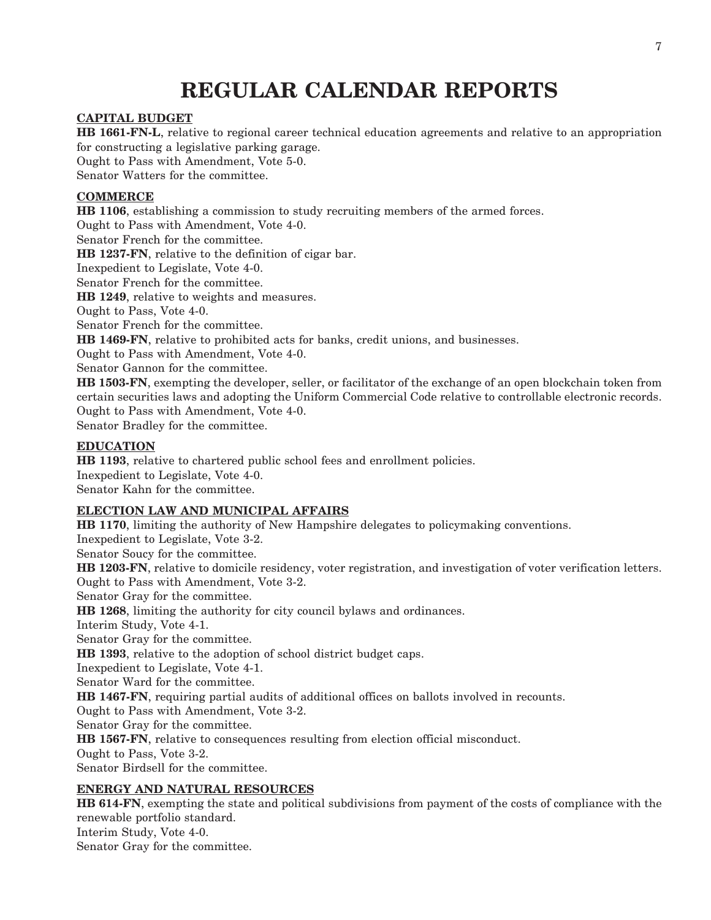# REGULAR CALENDAR REPORTS

**CAPITAL BUDGET**

**HB 1661-FN-L**, relative to regional career technical education agreements and relative to an appropriation for constructing a legislative parking garage.
Ought to Pass with Amendment, Vote 5-0.
Senator Watters for the committee.

**COMMERCE**

**HB 1106**, establishing a commission to study recruiting members of the armed forces.
Ought to Pass with Amendment, Vote 4-0.
Senator French for the committee.

**HB 1237-FN**, relative to the definition of cigar bar.
Inexpedient to Legislate, Vote 4-0.
Senator French for the committee.

**HB 1249**, relative to weights and measures.
Ought to Pass, Vote 4-0.
Senator French for the committee.

**HB 1469-FN**, relative to prohibited acts for banks, credit unions, and businesses.
Ought to Pass with Amendment, Vote 4-0.
Senator Gannon for the committee.

**HB 1503-FN**, exempting the developer, seller, or facilitator of the exchange of an open blockchain token from certain securities laws and adopting the Uniform Commercial Code relative to controllable electronic records.
Ought to Pass with Amendment, Vote 4-0.
Senator Bradley for the committee.

**EDUCATION**

**HB 1193**, relative to chartered public school fees and enrollment policies.
Inexpedient to Legislate, Vote 4-0.
Senator Kahn for the committee.

**ELECTION LAW AND MUNICIPAL AFFAIRS**

**HB 1170**, limiting the authority of New Hampshire delegates to policymaking conventions.
Inexpedient to Legislate, Vote 3-2.
Senator Soucy for the committee.

**HB 1203-FN**, relative to domicile residency, voter registration, and investigation of voter verification letters.
Ought to Pass with Amendment, Vote 3-2.
Senator Gray for the committee.

**HB 1268**, limiting the authority for city council bylaws and ordinances.
Interim Study, Vote 4-1.
Senator Gray for the committee.

**HB 1393**, relative to the adoption of school district budget caps.
Inexpedient to Legislate, Vote 4-1.
Senator Ward for the committee.

**HB 1467-FN**, requiring partial audits of additional offices on ballots involved in recounts.
Ought to Pass with Amendment, Vote 3-2.
Senator Gray for the committee.

**HB 1567-FN**, relative to consequences resulting from election official misconduct.
Ought to Pass, Vote 3-2.
Senator Birdsell for the committee.

**ENERGY AND NATURAL RESOURCES**

**HB 614-FN**, exempting the state and political subdivisions from payment of the costs of compliance with the renewable portfolio standard.
Interim Study, Vote 4-0.
Senator Gray for the committee.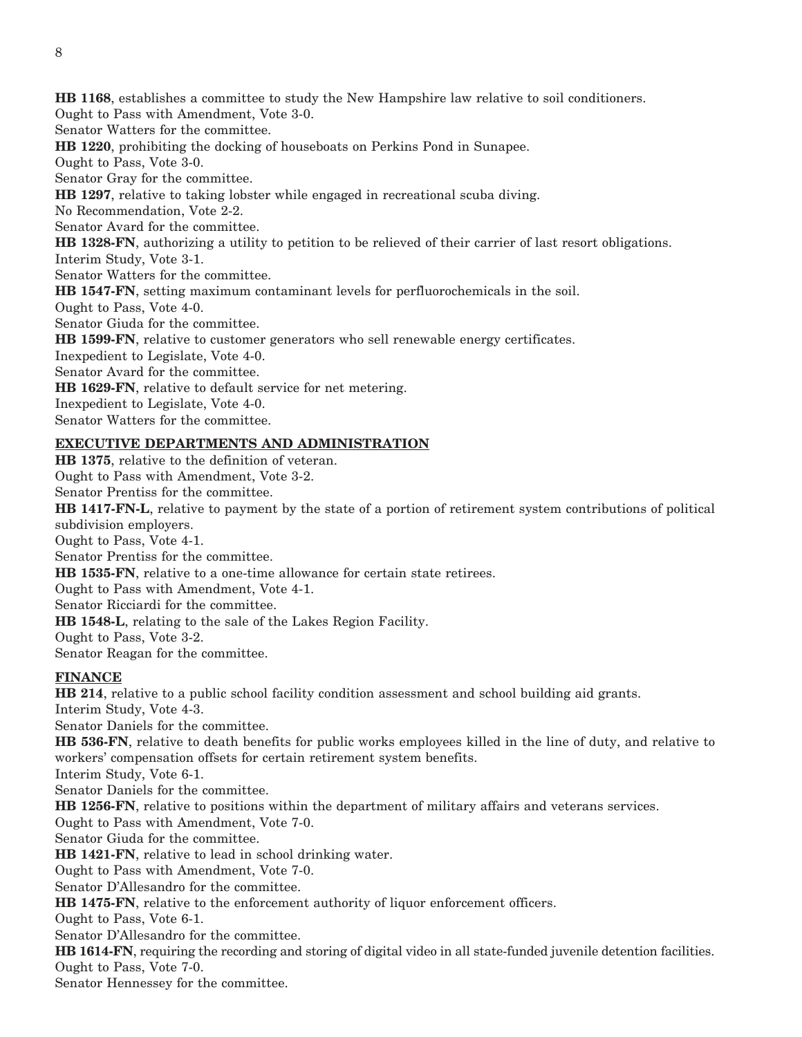**HB 1168**, establishes a committee to study the New Hampshire law relative to soil conditioners.
Ought to Pass with Amendment, Vote 3-0.
Senator Watters for the committee.

**HB 1220**, prohibiting the docking of houseboats on Perkins Pond in Sunapee.
Ought to Pass, Vote 3-0.
Senator Gray for the committee.

**HB 1297**, relative to taking lobster while engaged in recreational scuba diving.
No Recommendation, Vote 2-2.
Senator Avard for the committee.

**HB 1328-FN**, authorizing a utility to petition to be relieved of their carrier of last resort obligations.
Interim Study, Vote 3-1.
Senator Watters for the committee.

**HB 1547-FN**, setting maximum contaminant levels for perfluorochemicals in the soil.
Ought to Pass, Vote 4-0.
Senator Giuda for the committee.

**HB 1599-FN**, relative to customer generators who sell renewable energy certificates.
Inexpedient to Legislate, Vote 4-0.
Senator Avard for the committee.

**HB 1629-FN**, relative to default service for net metering.
Inexpedient to Legislate, Vote 4-0.
Senator Watters for the committee.

## EXECUTIVE DEPARTMENTS AND ADMINISTRATION

**HB 1375**, relative to the definition of veteran.
Ought to Pass with Amendment, Vote 3-2.
Senator Prentiss for the committee.

**HB 1417-FN-L**, relative to payment by the state of a portion of retirement system contributions of political subdivision employers.
Ought to Pass, Vote 4-1.
Senator Prentiss for the committee.

**HB 1535-FN**, relative to a one-time allowance for certain state retirees.
Ought to Pass with Amendment, Vote 4-1.
Senator Ricciardi for the committee.

**HB 1548-L**, relating to the sale of the Lakes Region Facility.
Ought to Pass, Vote 3-2.
Senator Reagan for the committee.

## FINANCE

**HB 214**, relative to a public school facility condition assessment and school building aid grants.
Interim Study, Vote 4-3.
Senator Daniels for the committee.

**HB 536-FN**, relative to death benefits for public works employees killed in the line of duty, and relative to workers' compensation offsets for certain retirement system benefits.
Interim Study, Vote 6-1.
Senator Daniels for the committee.

**HB 1256-FN**, relative to positions within the department of military affairs and veterans services.
Ought to Pass with Amendment, Vote 7-0.
Senator Giuda for the committee.

**HB 1421-FN**, relative to lead in school drinking water.
Ought to Pass with Amendment, Vote 7-0.
Senator D'Allesandro for the committee.

**HB 1475-FN**, relative to the enforcement authority of liquor enforcement officers.
Ought to Pass, Vote 6-1.
Senator D'Allesandro for the committee.

**HB 1614-FN**, requiring the recording and storing of digital video in all state-funded juvenile detention facilities.
Ought to Pass, Vote 7-0.
Senator Hennessey for the committee.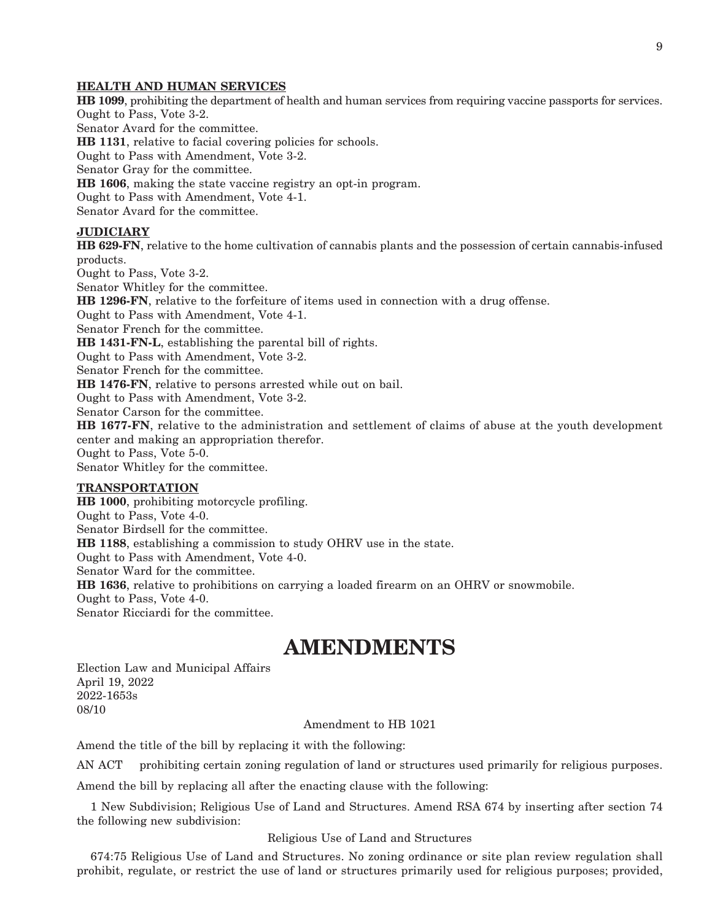**HEALTH AND HUMAN SERVICES**

**HB 1099**, prohibiting the department of health and human services from requiring vaccine passports for services.
Ought to Pass, Vote 3-2.
Senator Avard for the committee.

**HB 1131**, relative to facial covering policies for schools.
Ought to Pass with Amendment, Vote 3-2.
Senator Gray for the committee.

**HB 1606**, making the state vaccine registry an opt-in program.
Ought to Pass with Amendment, Vote 4-1.
Senator Avard for the committee.

**JUDICIARY**

**HB 629-FN**, relative to the home cultivation of cannabis plants and the possession of certain cannabis-infused products.
Ought to Pass, Vote 3-2.
Senator Whitley for the committee.

**HB 1296-FN**, relative to the forfeiture of items used in connection with a drug offense.
Ought to Pass with Amendment, Vote 4-1.
Senator French for the committee.

**HB 1431-FN-L**, establishing the parental bill of rights.
Ought to Pass with Amendment, Vote 3-2.
Senator French for the committee.

**HB 1476-FN**, relative to persons arrested while out on bail.
Ought to Pass with Amendment, Vote 3-2.
Senator Carson for the committee.

**HB 1677-FN**, relative to the administration and settlement of claims of abuse at the youth development center and making an appropriation therefor.
Ought to Pass, Vote 5-0.
Senator Whitley for the committee.

**TRANSPORTATION**

**HB 1000**, prohibiting motorcycle profiling.
Ought to Pass, Vote 4-0.
Senator Birdsell for the committee.

**HB 1188**, establishing a commission to study OHRV use in the state.
Ought to Pass with Amendment, Vote 4-0.
Senator Ward for the committee.

**HB 1636**, relative to prohibitions on carrying a loaded firearm on an OHRV or snowmobile.
Ought to Pass, Vote 4-0.
Senator Ricciardi for the committee.

# AMENDMENTS

Election Law and Municipal Affairs
April 19, 2022
2022-1653s
08/10

Amendment to HB 1021

Amend the title of the bill by replacing it with the following:

AN ACT prohibiting certain zoning regulation of land or structures used primarily for religious purposes.

Amend the bill by replacing all after the enacting clause with the following:

1 New Subdivision; Religious Use of Land and Structures. Amend RSA 674 by inserting after section 74 the following new subdivision:

Religious Use of Land and Structures

674:75 Religious Use of Land and Structures. No zoning ordinance or site plan review regulation shall prohibit, regulate, or restrict the use of land or structures primarily used for religious purposes; provided,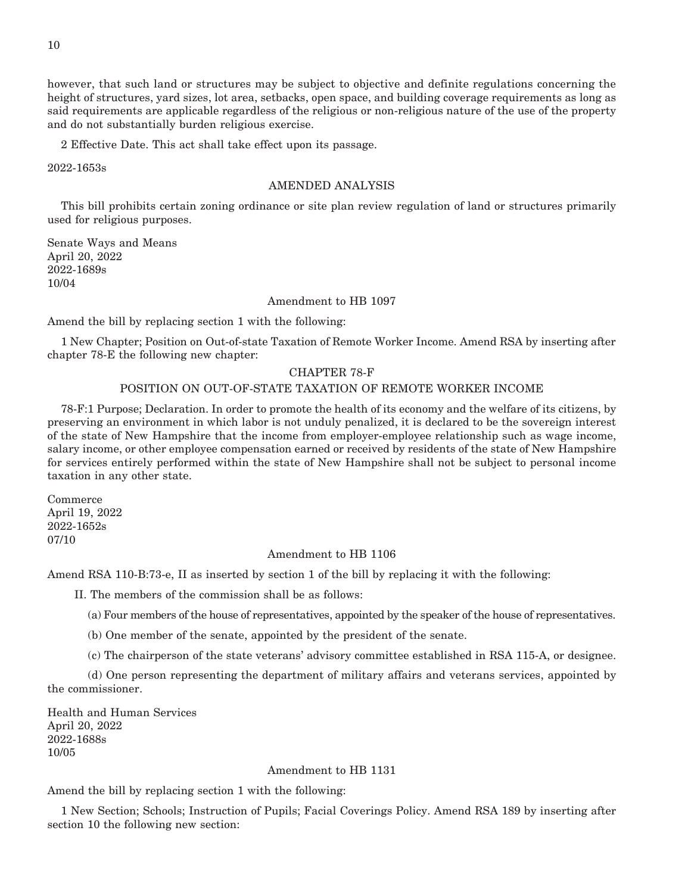however, that such land or structures may be subject to objective and definite regulations concerning the height of structures, yard sizes, lot area, setbacks, open space, and building coverage requirements as long as said requirements are applicable regardless of the religious or non-religious nature of the use of the property and do not substantially burden religious exercise.

2 Effective Date. This act shall take effect upon its passage.

2022-1653s

AMENDED ANALYSIS

This bill prohibits certain zoning ordinance or site plan review regulation of land or structures primarily used for religious purposes.

Senate Ways and Means
April 20, 2022
2022-1689s
10/04

Amendment to HB 1097

Amend the bill by replacing section 1 with the following:

1 New Chapter; Position on Out-of-state Taxation of Remote Worker Income. Amend RSA by inserting after chapter 78-E the following new chapter:

CHAPTER 78-F

POSITION ON OUT-OF-STATE TAXATION OF REMOTE WORKER INCOME

78-F:1 Purpose; Declaration. In order to promote the health of its economy and the welfare of its citizens, by preserving an environment in which labor is not unduly penalized, it is declared to be the sovereign interest of the state of New Hampshire that the income from employer-employee relationship such as wage income, salary income, or other employee compensation earned or received by residents of the state of New Hampshire for services entirely performed within the state of New Hampshire shall not be subject to personal income taxation in any other state.

Commerce
April 19, 2022
2022-1652s
07/10

Amendment to HB 1106

Amend RSA 110-B:73-e, II as inserted by section 1 of the bill by replacing it with the following:

II. The members of the commission shall be as follows:

(a) Four members of the house of representatives, appointed by the speaker of the house of representatives.

(b) One member of the senate, appointed by the president of the senate.

(c) The chairperson of the state veterans' advisory committee established in RSA 115-A, or designee.

(d) One person representing the department of military affairs and veterans services, appointed by the commissioner.

Health and Human Services
April 20, 2022
2022-1688s
10/05

Amendment to HB 1131

Amend the bill by replacing section 1 with the following:

1 New Section; Schools; Instruction of Pupils; Facial Coverings Policy. Amend RSA 189 by inserting after section 10 the following new section: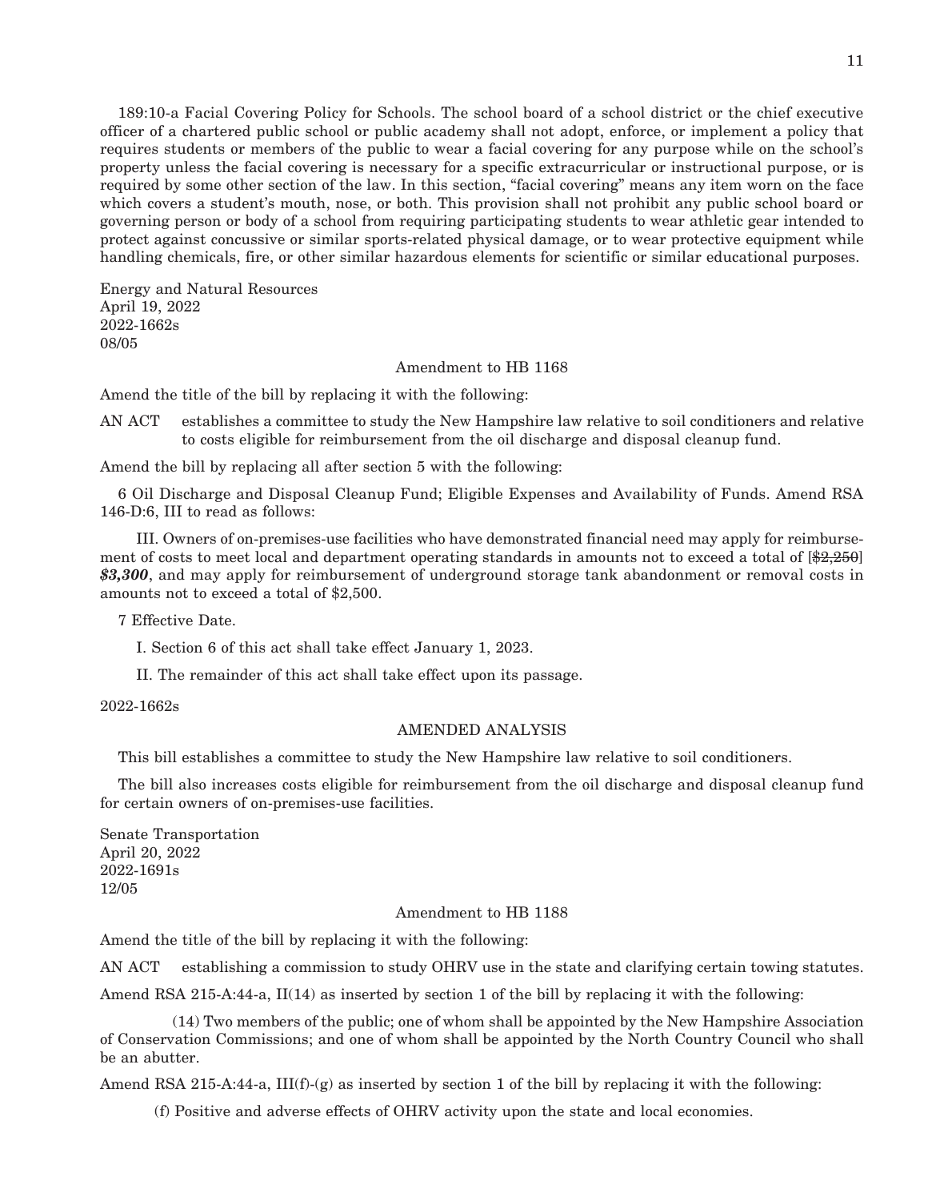189:10-a Facial Covering Policy for Schools. The school board of a school district or the chief executive officer of a chartered public school or public academy shall not adopt, enforce, or implement a policy that requires students or members of the public to wear a facial covering for any purpose while on the school's property unless the facial covering is necessary for a specific extracurricular or instructional purpose, or is required by some other section of the law. In this section, "facial covering" means any item worn on the face which covers a student's mouth, nose, or both. This provision shall not prohibit any public school board or governing person or body of a school from requiring participating students to wear athletic gear intended to protect against concussive or similar sports-related physical damage, or to wear protective equipment while handling chemicals, fire, or other similar hazardous elements for scientific or similar educational purposes.

Energy and Natural Resources
April 19, 2022
2022-1662s
08/05

Amendment to HB 1168

Amend the title of the bill by replacing it with the following:

AN ACT establishes a committee to study the New Hampshire law relative to soil conditioners and relative to costs eligible for reimbursement from the oil discharge and disposal cleanup fund.

Amend the bill by replacing all after section 5 with the following:

6 Oil Discharge and Disposal Cleanup Fund; Eligible Expenses and Availability of Funds. Amend RSA 146-D:6, III to read as follows:

III. Owners of on-premises-use facilities who have demonstrated financial need may apply for reimbursement of costs to meet local and department operating standards in amounts not to exceed a total of [~~$2,250~~] ***$3,300***, and may apply for reimbursement of underground storage tank abandonment or removal costs in amounts not to exceed a total of $2,500.

7 Effective Date.

I. Section 6 of this act shall take effect January 1, 2023.

II. The remainder of this act shall take effect upon its passage.

2022-1662s

AMENDED ANALYSIS

This bill establishes a committee to study the New Hampshire law relative to soil conditioners.

The bill also increases costs eligible for reimbursement from the oil discharge and disposal cleanup fund for certain owners of on-premises-use facilities.

Senate Transportation
April 20, 2022
2022-1691s
12/05

Amendment to HB 1188

Amend the title of the bill by replacing it with the following:

AN ACT establishing a commission to study OHRV use in the state and clarifying certain towing statutes.

Amend RSA 215-A:44-a, II(14) as inserted by section 1 of the bill by replacing it with the following:

(14) Two members of the public; one of whom shall be appointed by the New Hampshire Association of Conservation Commissions; and one of whom shall be appointed by the North Country Council who shall be an abutter.

Amend RSA 215-A:44-a, III(f)-(g) as inserted by section 1 of the bill by replacing it with the following:

(f) Positive and adverse effects of OHRV activity upon the state and local economies.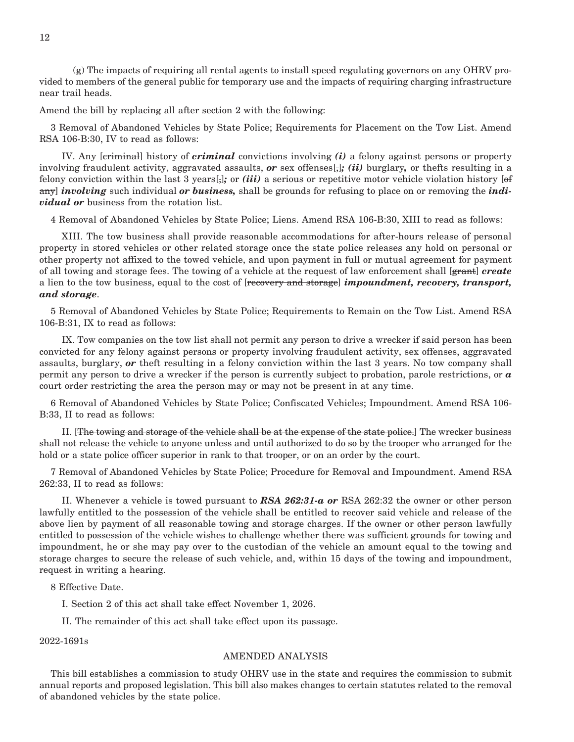(g) The impacts of requiring all rental agents to install speed regulating governors on any OHRV provided to members of the general public for temporary use and the impacts of requiring charging infrastructure near trail heads.

Amend the bill by replacing all after section 2 with the following:

3 Removal of Abandoned Vehicles by State Police; Requirements for Placement on the Tow List. Amend RSA 106-B:30, IV to read as follows:

IV. Any [~~criminal~~] history of ***criminal*** convictions involving ***(i)*** a felony against persons or property involving fraudulent activity, aggravated assaults, ***or*** sex offenses[~~,~~]***; (ii)*** burglary***,*** or thefts resulting in a felony conviction within the last 3 years[~~,~~]***;*** or ***(iii)*** a serious or repetitive motor vehicle violation history [~~of any~~] ***involving*** such individual ***or business,*** shall be grounds for refusing to place on or removing the ***individual or*** business from the rotation list.

4 Removal of Abandoned Vehicles by State Police; Liens. Amend RSA 106-B:30, XIII to read as follows:

XIII. The tow business shall provide reasonable accommodations for after-hours release of personal property in stored vehicles or other related storage once the state police releases any hold on personal or other property not affixed to the towed vehicle, and upon payment in full or mutual agreement for payment of all towing and storage fees. The towing of a vehicle at the request of law enforcement shall [~~grant~~] ***create*** a lien to the tow business, equal to the cost of [~~recovery and storage~~] ***impoundment, recovery, transport, and storage***.

5 Removal of Abandoned Vehicles by State Police; Requirements to Remain on the Tow List. Amend RSA 106-B:31, IX to read as follows:

IX. Tow companies on the tow list shall not permit any person to drive a wrecker if said person has been convicted for any felony against persons or property involving fraudulent activity, sex offenses, aggravated assaults, burglary, ***or*** theft resulting in a felony conviction within the last 3 years. No tow company shall permit any person to drive a wrecker if the person is currently subject to probation, parole restrictions, or ***a*** court order restricting the area the person may or may not be present in at any time.

6 Removal of Abandoned Vehicles by State Police; Confiscated Vehicles; Impoundment. Amend RSA 106-B:33, II to read as follows:

II. [~~The towing and storage of the vehicle shall be at the expense of the state police.~~] The wrecker business shall not release the vehicle to anyone unless and until authorized to do so by the trooper who arranged for the hold or a state police officer superior in rank to that trooper, or on an order by the court.

7 Removal of Abandoned Vehicles by State Police; Procedure for Removal and Impoundment. Amend RSA 262:33, II to read as follows:

II. Whenever a vehicle is towed pursuant to ***RSA 262:31-a or*** RSA 262:32 the owner or other person lawfully entitled to the possession of the vehicle shall be entitled to recover said vehicle and release of the above lien by payment of all reasonable towing and storage charges. If the owner or other person lawfully entitled to possession of the vehicle wishes to challenge whether there was sufficient grounds for towing and impoundment, he or she may pay over to the custodian of the vehicle an amount equal to the towing and storage charges to secure the release of such vehicle, and, within 15 days of the towing and impoundment, request in writing a hearing.

8 Effective Date.

I. Section 2 of this act shall take effect November 1, 2026.

II. The remainder of this act shall take effect upon its passage.

2022-1691s

AMENDED ANALYSIS

This bill establishes a commission to study OHRV use in the state and requires the commission to submit annual reports and proposed legislation. This bill also makes changes to certain statutes related to the removal of abandoned vehicles by the state police.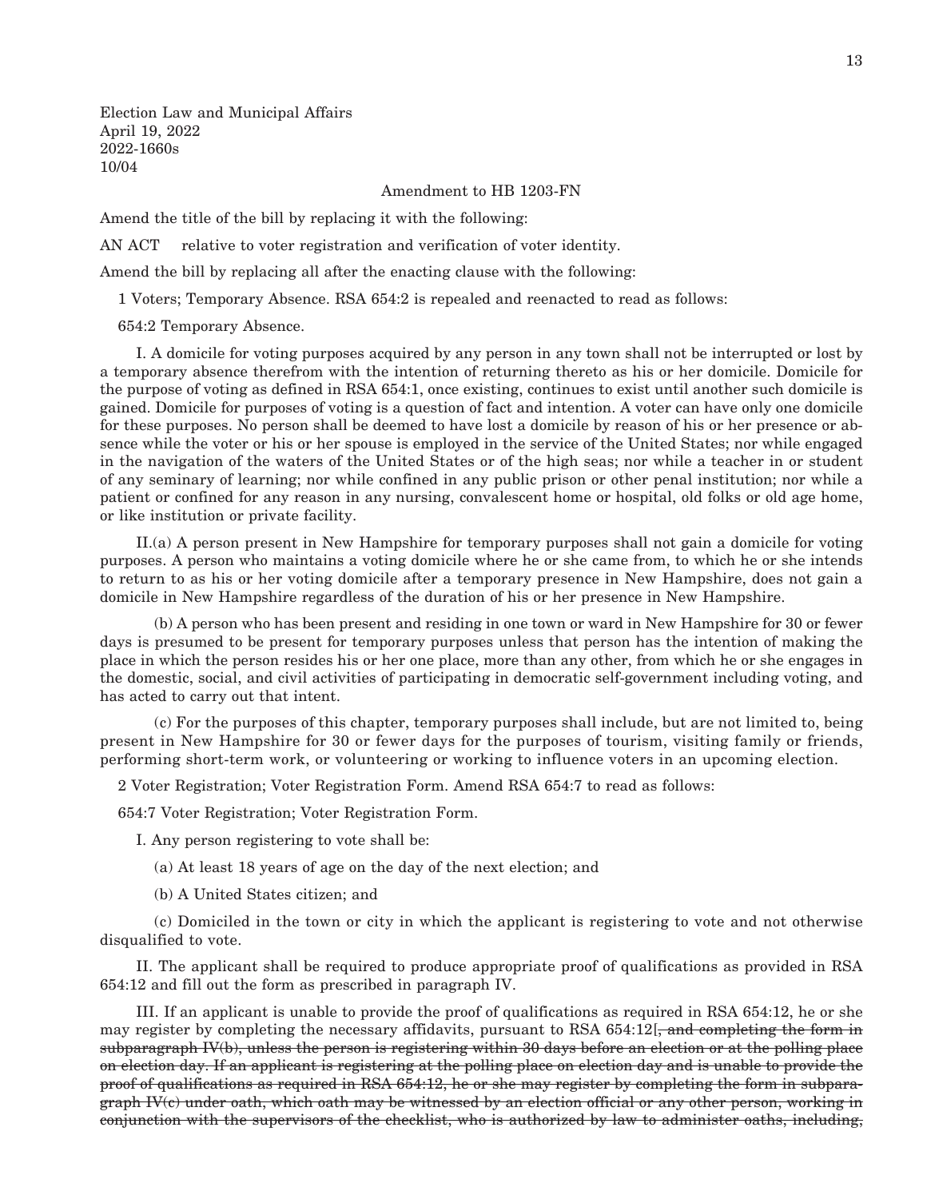Election Law and Municipal Affairs
April 19, 2022
2022-1660s
10/04

Amendment to HB 1203-FN

Amend the title of the bill by replacing it with the following:

AN ACT relative to voter registration and verification of voter identity.

Amend the bill by replacing all after the enacting clause with the following:

1 Voters; Temporary Absence. RSA 654:2 is repealed and reenacted to read as follows:

654:2 Temporary Absence.

I. A domicile for voting purposes acquired by any person in any town shall not be interrupted or lost by a temporary absence therefrom with the intention of returning thereto as his or her domicile. Domicile for the purpose of voting as defined in RSA 654:1, once existing, continues to exist until another such domicile is gained. Domicile for purposes of voting is a question of fact and intention. A voter can have only one domicile for these purposes. No person shall be deemed to have lost a domicile by reason of his or her presence or absence while the voter or his or her spouse is employed in the service of the United States; nor while engaged in the navigation of the waters of the United States or of the high seas; nor while a teacher in or student of any seminary of learning; nor while confined in any public prison or other penal institution; nor while a patient or confined for any reason in any nursing, convalescent home or hospital, old folks or old age home, or like institution or private facility.

II.(a) A person present in New Hampshire for temporary purposes shall not gain a domicile for voting purposes. A person who maintains a voting domicile where he or she came from, to which he or she intends to return to as his or her voting domicile after a temporary presence in New Hampshire, does not gain a domicile in New Hampshire regardless of the duration of his or her presence in New Hampshire.

(b) A person who has been present and residing in one town or ward in New Hampshire for 30 or fewer days is presumed to be present for temporary purposes unless that person has the intention of making the place in which the person resides his or her one place, more than any other, from which he or she engages in the domestic, social, and civil activities of participating in democratic self-government including voting, and has acted to carry out that intent.

(c) For the purposes of this chapter, temporary purposes shall include, but are not limited to, being present in New Hampshire for 30 or fewer days for the purposes of tourism, visiting family or friends, performing short-term work, or volunteering or working to influence voters in an upcoming election.

2 Voter Registration; Voter Registration Form. Amend RSA 654:7 to read as follows:

654:7 Voter Registration; Voter Registration Form.

I. Any person registering to vote shall be:

(a) At least 18 years of age on the day of the next election; and

(b) A United States citizen; and

(c) Domiciled in the town or city in which the applicant is registering to vote and not otherwise disqualified to vote.

II. The applicant shall be required to produce appropriate proof of qualifications as provided in RSA 654:12 and fill out the form as prescribed in paragraph IV.

III. If an applicant is unable to provide the proof of qualifications as required in RSA 654:12, he or she may register by completing the necessary affidavits, pursuant to RSA 654:12[~~, and completing the form in subparagraph IV(b), unless the person is registering within 30 days before an election or at the polling place on election day. If an applicant is registering at the polling place on election day and is unable to provide the proof of qualifications as required in RSA 654:12, he or she may register by completing the form in subparagraph IV(c) under oath, which oath may be witnessed by an election official or any other person, working in conjunction with the supervisors of the checklist, who is authorized by law to administer oaths, including,~~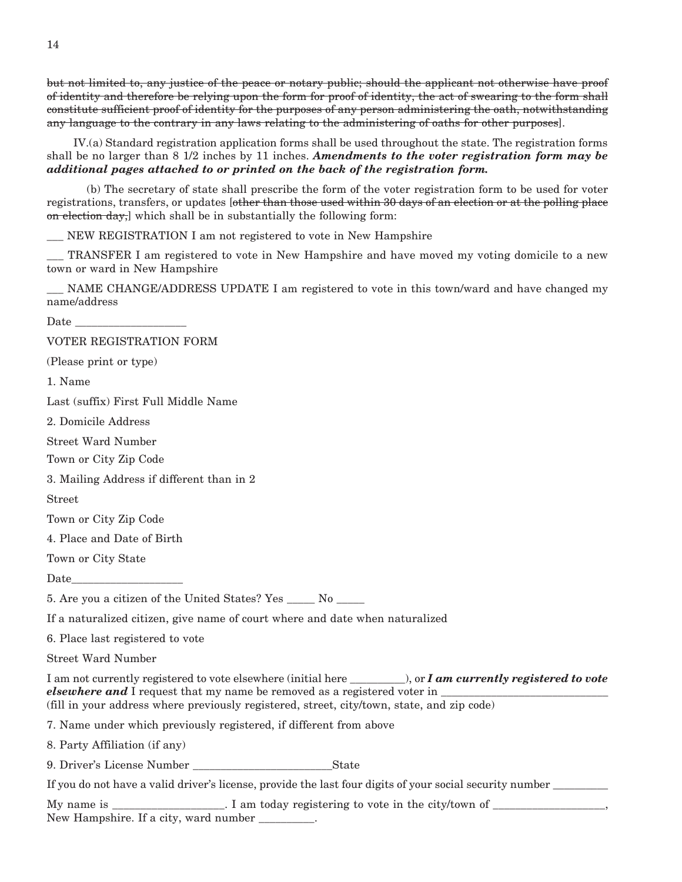~~but not limited to, any justice of the peace or notary public; should the applicant not otherwise have proof of identity and therefore be relying upon the form for proof of identity, the act of swearing to the form shall constitute sufficient proof of identity for the purposes of any person administering the oath, notwithstanding any language to the contrary in any laws relating to the administering of oaths for other purposes~~].

IV.(a) Standard registration application forms shall be used throughout the state. The registration forms shall be no larger than 8 1/2 inches by 11 inches. ***Amendments to the voter registration form may be additional pages attached to or printed on the back of the registration form.***

(b) The secretary of state shall prescribe the form of the voter registration form to be used for voter registrations, transfers, or updates [~~other than those used within 30 days of an election or at the polling place on election day,~~] which shall be in substantially the following form:

___ NEW REGISTRATION I am not registered to vote in New Hampshire

___ TRANSFER I am registered to vote in New Hampshire and have moved my voting domicile to a new town or ward in New Hampshire

___ NAME CHANGE/ADDRESS UPDATE I am registered to vote in this town/ward and have changed my name/address

Date ___________________

VOTER REGISTRATION FORM

(Please print or type)

1. Name

Last (suffix) First Full Middle Name

2. Domicile Address

Street Ward Number

Town or City Zip Code

3. Mailing Address if different than in 2

Street

Town or City Zip Code

4. Place and Date of Birth

Town or City State

Date___________________

5. Are you a citizen of the United States? Yes _____ No _____

If a naturalized citizen, give name of court where and date when naturalized

6. Place last registered to vote

Street Ward Number

I am not currently registered to vote elsewhere (initial here _________), or ***I am currently registered to vote elsewhere and*** I request that my name be removed as a registered voter in _____________________________ (fill in your address where previously registered, street, city/town, state, and zip code)

7. Name under which previously registered, if different from above

8. Party Affiliation (if any)

9. Driver's License Number ________________________State

If you do not have a valid driver's license, provide the last four digits of your social security number _________

My name is ___________________. I am today registering to vote in the city/town of ___________________, New Hampshire. If a city, ward number _________.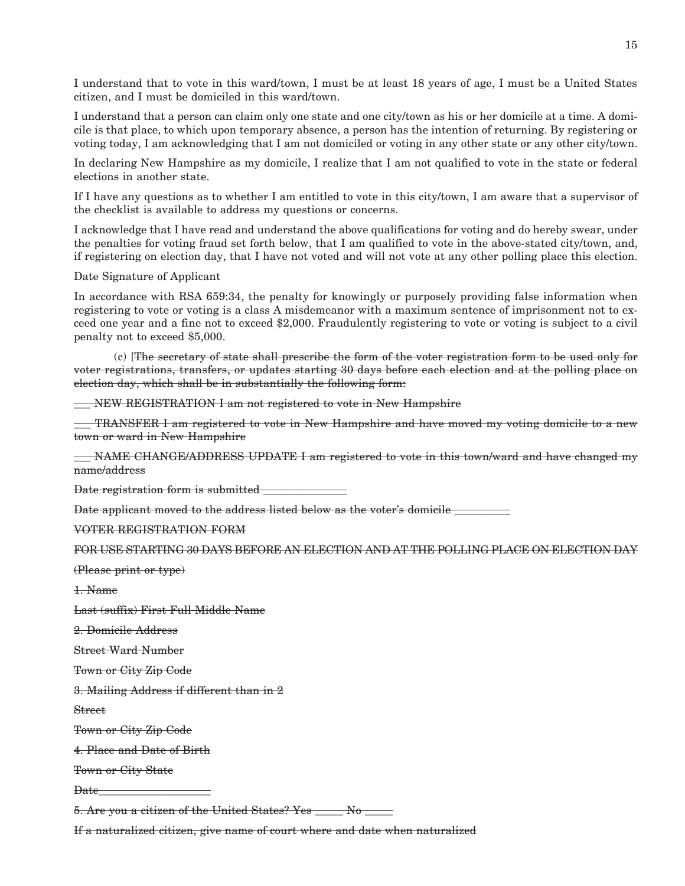I understand that to vote in this ward/town, I must be at least 18 years of age, I must be a United States citizen, and I must be domiciled in this ward/town.

I understand that a person can claim only one state and one city/town as his or her domicile at a time. A domicile is that place, to which upon temporary absence, a person has the intention of returning. By registering or voting today, I am acknowledging that I am not domiciled or voting in any other state or any other city/town.

In declaring New Hampshire as my domicile, I realize that I am not qualified to vote in the state or federal elections in another state.

If I have any questions as to whether I am entitled to vote in this city/town, I am aware that a supervisor of the checklist is available to address my questions or concerns.

I acknowledge that I have read and understand the above qualifications for voting and do hereby swear, under the penalties for voting fraud set forth below, that I am qualified to vote in the above-stated city/town, and, if registering on election day, that I have not voted and will not vote at any other polling place this election.

Date Signature of Applicant

In accordance with RSA 659:34, the penalty for knowingly or purposely providing false information when registering to vote or voting is a class A misdemeanor with a maximum sentence of imprisonment not to exceed one year and a fine not to exceed $2,000. Fraudulently registering to vote or voting is subject to a civil penalty not to exceed $5,000.

(c) [~~The secretary of state shall prescribe the form of the voter registration form to be used only for voter registrations, transfers, or updates starting 30 days before each election and at the polling place on election day, which shall be in substantially the following form:~~

~~___ NEW REGISTRATION I am not registered to vote in New Hampshire~~

~~___ TRANSFER I am registered to vote in New Hampshire and have moved my voting domicile to a new town or ward in New Hampshire~~

~~___ NAME CHANGE/ADDRESS UPDATE I am registered to vote in this town/ward and have changed my name/address~~

~~Date registration form is submitted ______________~~

~~Date applicant moved to the address listed below as the voter's domicile _________~~

~~VOTER REGISTRATION FORM~~

~~FOR USE STARTING 30 DAYS BEFORE AN ELECTION AND AT THE POLLING PLACE ON ELECTION DAY~~

~~(Please print or type)~~

~~1. Name~~

~~Last (suffix) First Full Middle Name~~

~~2. Domicile Address~~

~~Street Ward Number~~

~~Town or City Zip Code~~

~~3. Mailing Address if different than in 2~~

~~Street~~

~~Town or City Zip Code~~

~~4. Place and Date of Birth~~

~~Town or City State~~

~~Date___________________~~

~~5. Are you a citizen of the United States? Yes _____ No _____~~

~~If a naturalized citizen, give name of court where and date when naturalized~~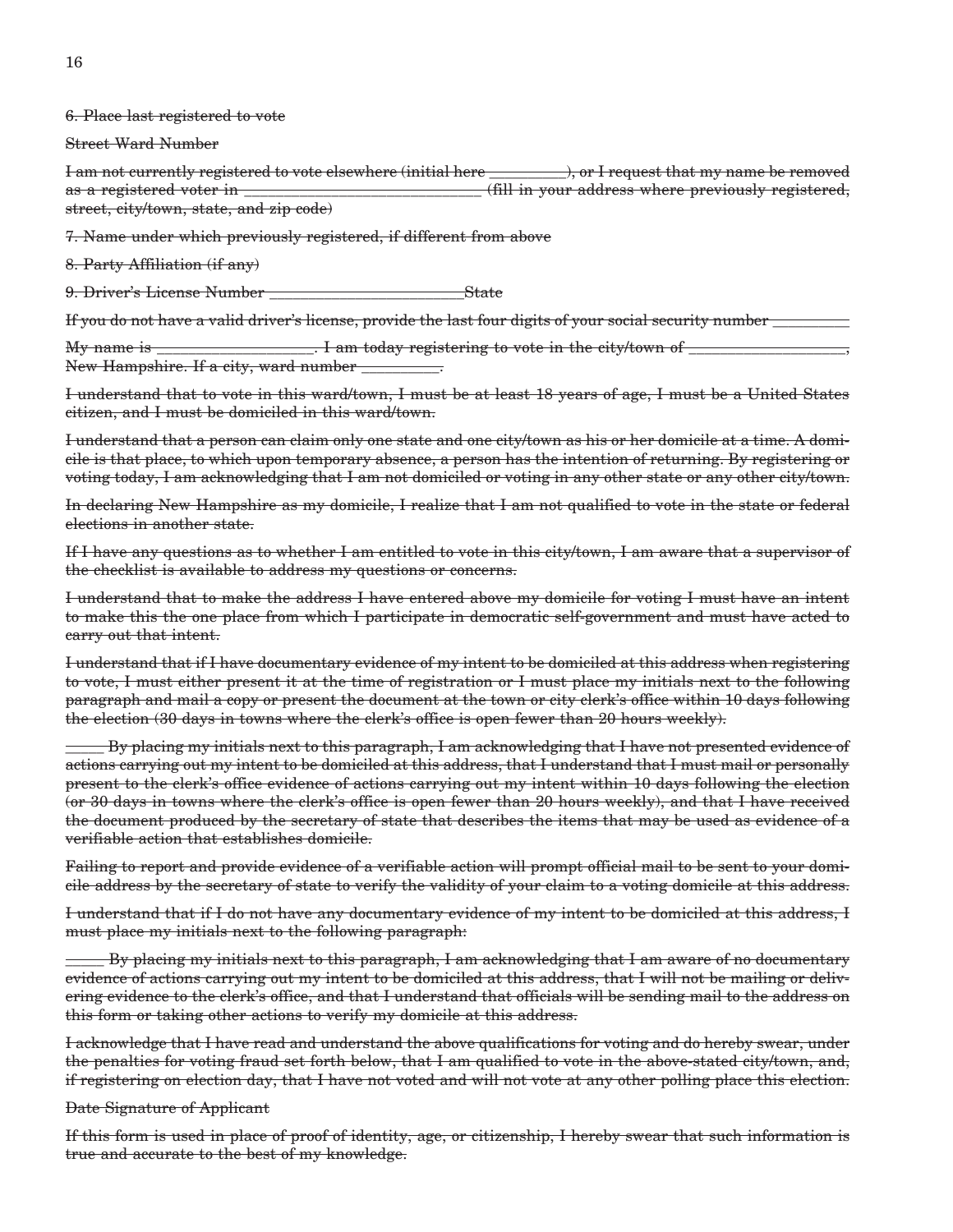~~6. Place last registered to vote~~

~~Street Ward Number~~

~~I am not currently registered to vote elsewhere (initial here __________), or I request that my name be removed as a registered voter in ______________________________ (fill in your address where previously registered, street, city/town, state, and zip code)~~

~~7. Name under which previously registered, if different from above~~

~~8. Party Affiliation (if any)~~

~~9. Driver's License Number _________________________State~~

~~If you do not have a valid driver's license, provide the last four digits of your social security number __________~~

~~My name is ____________________. I am today registering to vote in the city/town of ____________________, New Hampshire. If a city, ward number __________.~~

~~I understand that to vote in this ward/town, I must be at least 18 years of age, I must be a United States citizen, and I must be domiciled in this ward/town.~~

~~I understand that a person can claim only one state and one city/town as his or her domicile at a time. A domicile is that place, to which upon temporary absence, a person has the intention of returning. By registering or voting today, I am acknowledging that I am not domiciled or voting in any other state or any other city/town.~~

~~In declaring New Hampshire as my domicile, I realize that I am not qualified to vote in the state or federal elections in another state.~~

~~If I have any questions as to whether I am entitled to vote in this city/town, I am aware that a supervisor of the checklist is available to address my questions or concerns.~~

~~I understand that to make the address I have entered above my domicile for voting I must have an intent to make this the one place from which I participate in democratic self-government and must have acted to carry out that intent.~~

~~I understand that if I have documentary evidence of my intent to be domiciled at this address when registering to vote, I must either present it at the time of registration or I must place my initials next to the following paragraph and mail a copy or present the document at the town or city clerk's office within 10 days following the election (30 days in towns where the clerk's office is open fewer than 20 hours weekly).~~

~~_____ By placing my initials next to this paragraph, I am acknowledging that I have not presented evidence of actions carrying out my intent to be domiciled at this address, that I understand that I must mail or personally present to the clerk's office evidence of actions carrying out my intent within 10 days following the election (or 30 days in towns where the clerk's office is open fewer than 20 hours weekly), and that I have received the document produced by the secretary of state that describes the items that may be used as evidence of a verifiable action that establishes domicile.~~

~~Failing to report and provide evidence of a verifiable action will prompt official mail to be sent to your domicile address by the secretary of state to verify the validity of your claim to a voting domicile at this address.~~

~~I understand that if I do not have any documentary evidence of my intent to be domiciled at this address, I must place my initials next to the following paragraph:~~

~~_____ By placing my initials next to this paragraph, I am acknowledging that I am aware of no documentary evidence of actions carrying out my intent to be domiciled at this address, that I will not be mailing or delivering evidence to the clerk's office, and that I understand that officials will be sending mail to the address on this form or taking other actions to verify my domicile at this address.~~

~~I acknowledge that I have read and understand the above qualifications for voting and do hereby swear, under the penalties for voting fraud set forth below, that I am qualified to vote in the above-stated city/town, and, if registering on election day, that I have not voted and will not vote at any other polling place this election.~~

~~Date Signature of Applicant~~

~~If this form is used in place of proof of identity, age, or citizenship, I hereby swear that such information is true and accurate to the best of my knowledge.~~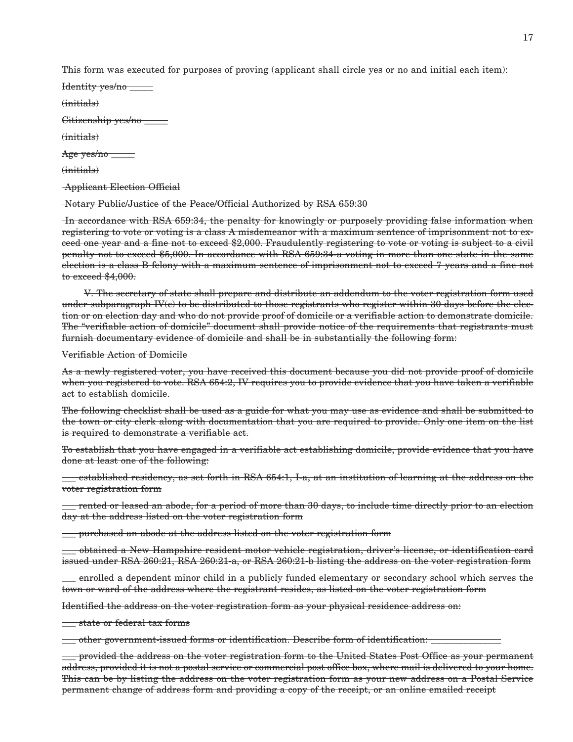~~This form was executed for purposes of proving (applicant shall circle yes or no and initial each item):~~

~~Identity yes/no _____~~

~~(initials)~~

~~Citizenship yes/no _____~~

~~(initials)~~

~~Age yes/no _____~~

~~(initials)~~

~~Applicant Election Official~~

~~Notary Public/Justice of the Peace/Official Authorized by RSA 659:30~~

~~In accordance with RSA 659:34, the penalty for knowingly or purposely providing false information when registering to vote or voting is a class A misdemeanor with a maximum sentence of imprisonment not to exceed one year and a fine not to exceed $2,000. Fraudulently registering to vote or voting is subject to a civil penalty not to exceed $5,000. In accordance with RSA 659:34-a voting in more than one state in the same election is a class B felony with a maximum sentence of imprisonment not to exceed 7 years and a fine not to exceed $4,000.~~

~~V. The secretary of state shall prepare and distribute an addendum to the voter registration form used under subparagraph IV(c) to be distributed to those registrants who register within 30 days before the election or on election day and who do not provide proof of domicile or a verifiable action to demonstrate domicile. The "verifiable action of domicile" document shall provide notice of the requirements that registrants must furnish documentary evidence of domicile and shall be in substantially the following form:~~

~~Verifiable Action of Domicile~~

~~As a newly registered voter, you have received this document because you did not provide proof of domicile when you registered to vote. RSA 654:2, IV requires you to provide evidence that you have taken a verifiable act to establish domicile.~~

~~The following checklist shall be used as a guide for what you may use as evidence and shall be submitted to the town or city clerk along with documentation that you are required to provide. Only one item on the list is required to demonstrate a verifiable act.~~

~~To establish that you have engaged in a verifiable act establishing domicile, provide evidence that you have done at least one of the following:~~

~~___ established residency, as set forth in RSA 654:1, I-a, at an institution of learning at the address on the voter registration form~~

~~___ rented or leased an abode, for a period of more than 30 days, to include time directly prior to an election day at the address listed on the voter registration form~~

~~___ purchased an abode at the address listed on the voter registration form~~

~~___ obtained a New Hampshire resident motor vehicle registration, driver's license, or identification card issued under RSA 260:21, RSA 260:21-a, or RSA 260:21-b listing the address on the voter registration form~~

~~___ enrolled a dependent minor child in a publicly funded elementary or secondary school which serves the town or ward of the address where the registrant resides, as listed on the voter registration form~~

~~Identified the address on the voter registration form as your physical residence address on:~~

~~___ state or federal tax forms~~

~~___ other government-issued forms or identification. Describe form of identification: _______________~~

~~___ provided the address on the voter registration form to the United States Post Office as your permanent address, provided it is not a postal service or commercial post office box, where mail is delivered to your home. This can be by listing the address on the voter registration form as your new address on a Postal Service permanent change of address form and providing a copy of the receipt, or an online emailed receipt~~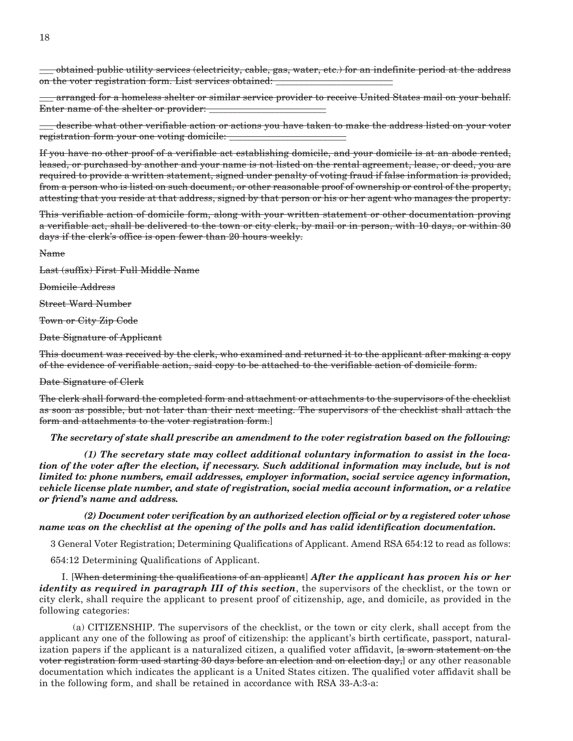~~___ obtained public utility services (electricity, cable, gas, water, etc.) for an indefinite period at the address on the voter registration form. List services obtained: ________________________~~

~~___ arranged for a homeless shelter or similar service provider to receive United States mail on your behalf. Enter name of the shelter or provider: ________________________~~

~~___ describe what other verifiable action or actions you have taken to make the address listed on your voter registration form your one voting domicile: ________________________~~

~~If you have no other proof of a verifiable act establishing domicile, and your domicile is at an abode rented, leased, or purchased by another and your name is not listed on the rental agreement, lease, or deed, you are required to provide a written statement, signed under penalty of voting fraud if false information is provided, from a person who is listed on such document, or other reasonable proof of ownership or control of the property, attesting that you reside at that address, signed by that person or his or her agent who manages the property.~~

~~This verifiable action of domicile form, along with your written statement or other documentation proving a verifiable act, shall be delivered to the town or city clerk, by mail or in person, with 10 days, or within 30 days if the clerk's office is open fewer than 20 hours weekly.~~

~~Name~~

~~Last (suffix) First Full Middle Name~~

~~Domicile Address~~

~~Street Ward Number~~

~~Town or City Zip Code~~

~~Date Signature of Applicant~~

~~This document was received by the clerk, who examined and returned it to the applicant after making a copy of the evidence of verifiable action, said copy to be attached to the verifiable action of domicile form.~~

~~Date Signature of Clerk~~

~~The clerk shall forward the completed form and attachment or attachments to the supervisors of the checklist as soon as possible, but not later than their next meeting. The supervisors of the checklist shall attach the form and attachments to the voter registration form.~~]

***The secretary of state shall prescribe an amendment to the voter registration based on the following:***

***(1) The secretary state may collect additional voluntary information to assist in the location of the voter after the election, if necessary. Such additional information may include, but is not limited to: phone numbers, email addresses, employer information, social service agency information, vehicle license plate number, and state of registration, social media account information, or a relative or friend's name and address.***

***(2) Document voter verification by an authorized election official or by a registered voter whose name was on the checklist at the opening of the polls and has valid identification documentation.***

3 General Voter Registration; Determining Qualifications of Applicant. Amend RSA 654:12 to read as follows:

654:12 Determining Qualifications of Applicant.

I. [~~When determining the qualifications of an applicant~~] ***After the applicant has proven his or her identity as required in paragraph III of this section***, the supervisors of the checklist, or the town or city clerk, shall require the applicant to present proof of citizenship, age, and domicile, as provided in the following categories:

(a) CITIZENSHIP. The supervisors of the checklist, or the town or city clerk, shall accept from the applicant any one of the following as proof of citizenship: the applicant's birth certificate, passport, naturalization papers if the applicant is a naturalized citizen, a qualified voter affidavit, [~~a sworn statement on the voter registration form used starting 30 days before an election and on election day,~~] or any other reasonable documentation which indicates the applicant is a United States citizen. The qualified voter affidavit shall be in the following form, and shall be retained in accordance with RSA 33-A:3-a: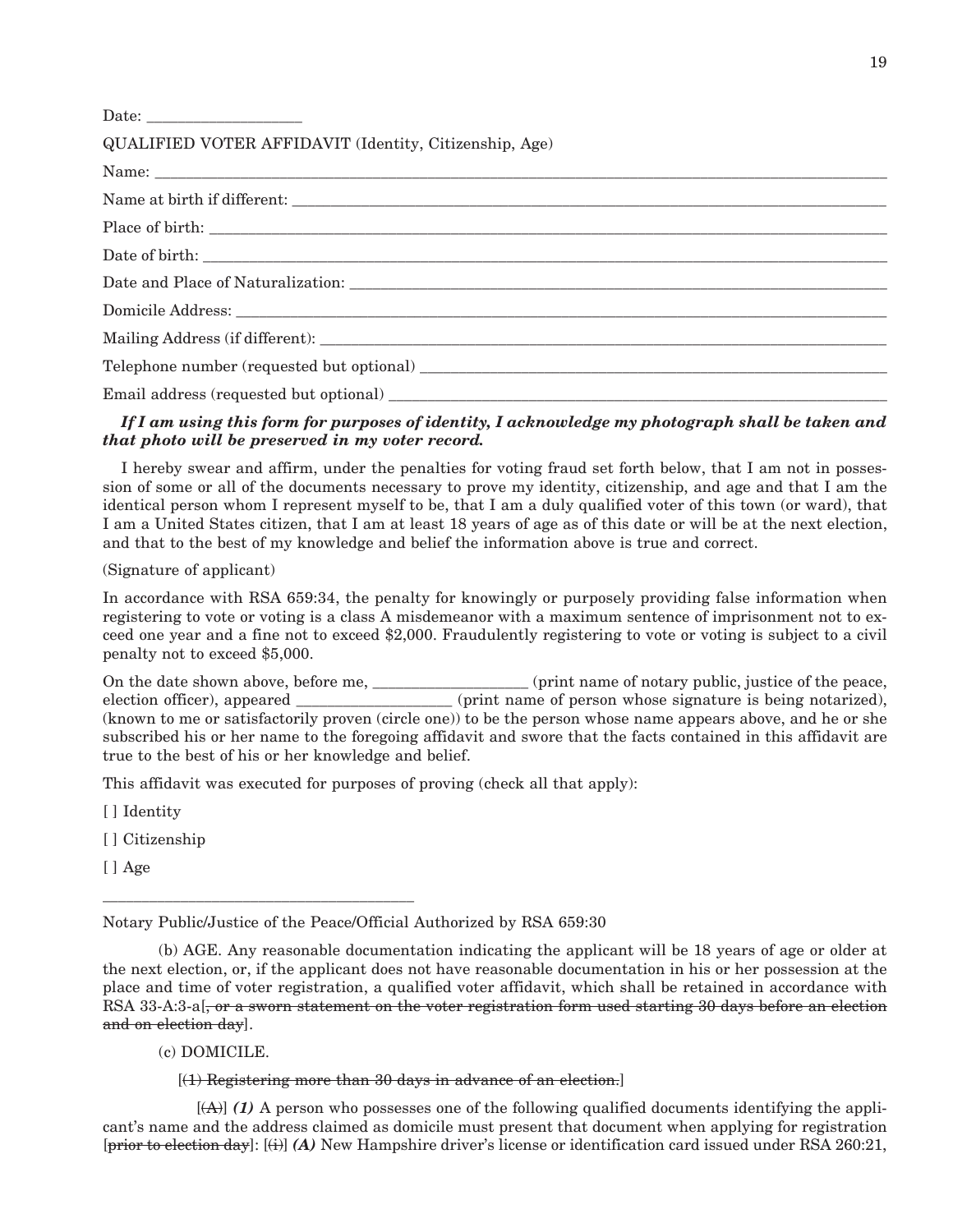Date: ____________________

QUALIFIED VOTER AFFIDAVIT (Identity, Citizenship, Age)

Name: ____________________________________________________________________________

Name at birth if different: _______________________________________________________

Place of birth: ___________________________________________________________________

Date of birth: ____________________________________________________________________

Date and Place of Naturalization: _________________________________________________

Domicile Address: _________________________________________________________________

Mailing Address (if different): ____________________________________________________

Telephone number (requested but optional) __________________________________________

Email address (requested but optional) _____________________________________________

***If I am using this form for purposes of identity, I acknowledge my photograph shall be taken and that photo will be preserved in my voter record.***

I hereby swear and affirm, under the penalties for voting fraud set forth below, that I am not in possession of some or all of the documents necessary to prove my identity, citizenship, and age and that I am the identical person whom I represent myself to be, that I am a duly qualified voter of this town (or ward), that I am a United States citizen, that I am at least 18 years of age as of this date or will be at the next election, and that to the best of my knowledge and belief the information above is true and correct.

(Signature of applicant)

In accordance with RSA 659:34, the penalty for knowingly or purposely providing false information when registering to vote or voting is a class A misdemeanor with a maximum sentence of imprisonment not to exceed one year and a fine not to exceed $2,000. Fraudulently registering to vote or voting is subject to a civil penalty not to exceed $5,000.

On the date shown above, before me, ____________________ (print name of notary public, justice of the peace, election officer), appeared ____________________ (print name of person whose signature is being notarized), (known to me or satisfactorily proven (circle one)) to be the person whose name appears above, and he or she subscribed his or her name to the foregoing affidavit and swore that the facts contained in this affidavit are true to the best of his or her knowledge and belief.

This affidavit was executed for purposes of proving (check all that apply):

[ ] Identity

[ ] Citizenship

[ ] Age

________________________________________

Notary Public/Justice of the Peace/Official Authorized by RSA 659:30

(b) AGE. Any reasonable documentation indicating the applicant will be 18 years of age or older at the next election, or, if the applicant does not have reasonable documentation in his or her possession at the place and time of voter registration, a qualified voter affidavit, which shall be retained in accordance with RSA 33-A:3-a[~~, or a sworn statement on the voter registration form used starting 30 days before an election and on election day~~].

(c) DOMICILE.

[~~(1) Registering more than 30 days in advance of an election.~~]

[~~(A)~~] ***(1)*** A person who possesses one of the following qualified documents identifying the applicant's name and the address claimed as domicile must present that document when applying for registration [~~prior to election day~~]: [~~(i)~~] ***(A)*** New Hampshire driver's license or identification card issued under RSA 260:21,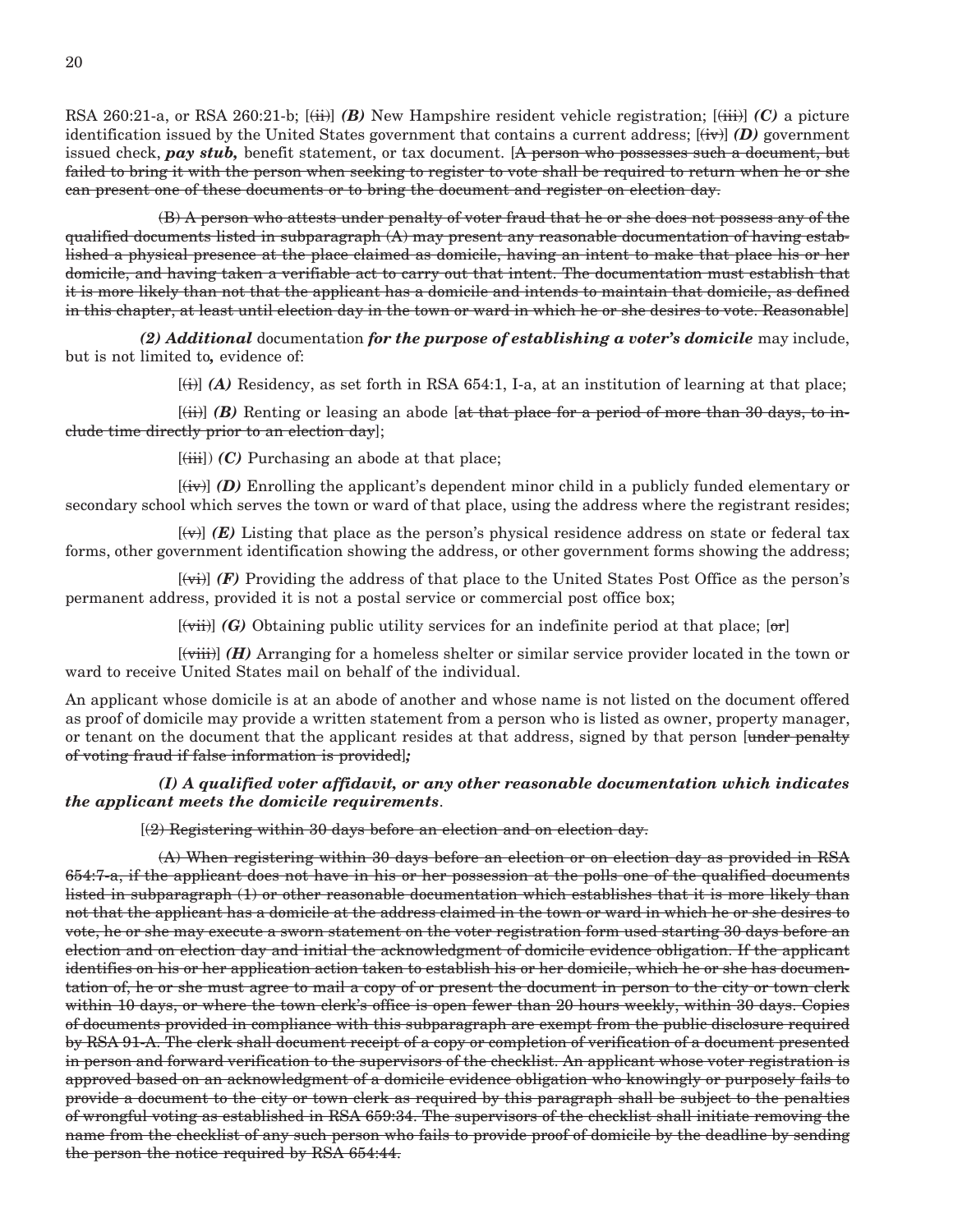RSA 260:21-a, or RSA 260:21-b; [~~(ii)~~] ***(B)*** New Hampshire resident vehicle registration; [~~(iii)~~] ***(C)*** a picture identification issued by the United States government that contains a current address; [~~(iv)~~] ***(D)*** government issued check, ***pay stub,*** benefit statement, or tax document. [~~A person who possesses such a document, but failed to bring it with the person when seeking to register to vote shall be required to return when he or she can present one of these documents or to bring the document and register on election day.~~

~~(B) A person who attests under penalty of voter fraud that he or she does not possess any of the qualified documents listed in subparagraph (A) may present any reasonable documentation of having established a physical presence at the place claimed as domicile, having an intent to make that place his or her domicile, and having taken a verifiable act to carry out that intent. The documentation must establish that it is more likely than not that the applicant has a domicile and intends to maintain that domicile, as defined in this chapter, at least until election day in the town or ward in which he or she desires to vote. Reasonable~~]

***(2) Additional*** documentation ***for the purpose of establishing a voter's domicile*** may include, but is not limited to***,*** evidence of:

[~~(i)~~] ***(A)*** Residency, as set forth in RSA 654:1, I-a, at an institution of learning at that place;

[~~(ii)~~] ***(B)*** Renting or leasing an abode [~~at that place for a period of more than 30 days, to include time directly prior to an election day~~];

[~~(iii)~~]) ***(C)*** Purchasing an abode at that place;

[~~(iv)~~] ***(D)*** Enrolling the applicant's dependent minor child in a publicly funded elementary or secondary school which serves the town or ward of that place, using the address where the registrant resides;

[~~(v)~~] ***(E)*** Listing that place as the person's physical residence address on state or federal tax forms, other government identification showing the address, or other government forms showing the address;

[~~(vi)~~] ***(F)*** Providing the address of that place to the United States Post Office as the person's permanent address, provided it is not a postal service or commercial post office box;

[~~(vii)~~] ***(G)*** Obtaining public utility services for an indefinite period at that place; [~~or~~]

[~~(viii)~~] ***(H)*** Arranging for a homeless shelter or similar service provider located in the town or ward to receive United States mail on behalf of the individual.

An applicant whose domicile is at an abode of another and whose name is not listed on the document offered as proof of domicile may provide a written statement from a person who is listed as owner, property manager, or tenant on the document that the applicant resides at that address, signed by that person [~~under penalty of voting fraud if false information is provided~~]***;***

***(I) A qualified voter affidavit, or any other reasonable documentation which indicates the applicant meets the domicile requirements***.

[~~(2) Registering within 30 days before an election and on election day.~~

~~(A) When registering within 30 days before an election or on election day as provided in RSA 654:7-a, if the applicant does not have in his or her possession at the polls one of the qualified documents listed in subparagraph (1) or other reasonable documentation which establishes that it is more likely than not that the applicant has a domicile at the address claimed in the town or ward in which he or she desires to vote, he or she may execute a sworn statement on the voter registration form used starting 30 days before an election and on election day and initial the acknowledgment of domicile evidence obligation. If the applicant identifies on his or her application action taken to establish his or her domicile, which he or she has documentation of, he or she must agree to mail a copy of or present the document in person to the city or town clerk within 10 days, or where the town clerk's office is open fewer than 20 hours weekly, within 30 days. Copies of documents provided in compliance with this subparagraph are exempt from the public disclosure required by RSA 91-A. The clerk shall document receipt of a copy or completion of verification of a document presented in person and forward verification to the supervisors of the checklist. An applicant whose voter registration is approved based on an acknowledgment of a domicile evidence obligation who knowingly or purposely fails to provide a document to the city or town clerk as required by this paragraph shall be subject to the penalties of wrongful voting as established in RSA 659:34. The supervisors of the checklist shall initiate removing the name from the checklist of any such person who fails to provide proof of domicile by the deadline by sending the person the notice required by RSA 654:44.~~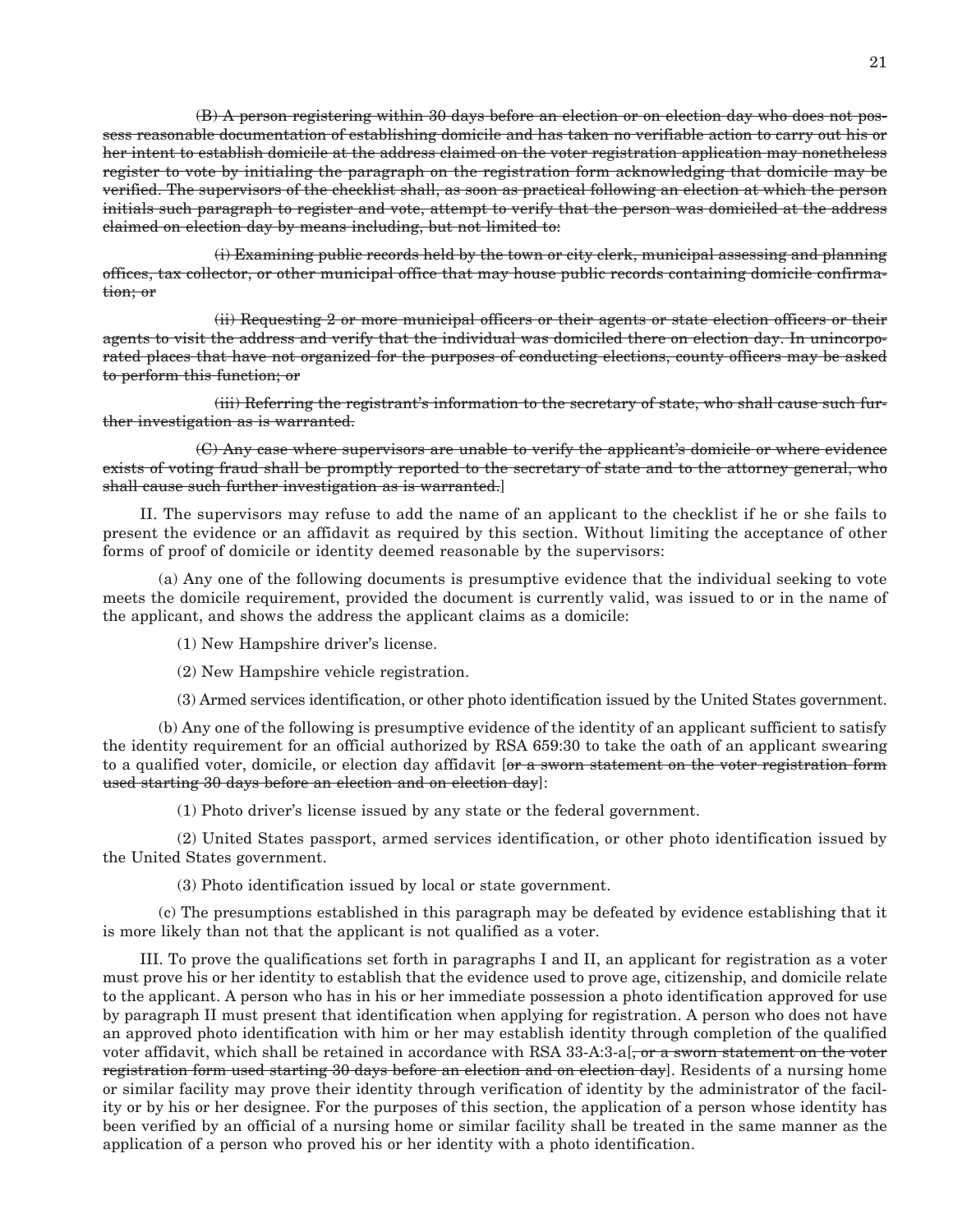~~(B) A person registering within 30 days before an election or on election day who does not possess reasonable documentation of establishing domicile and has taken no verifiable action to carry out his or her intent to establish domicile at the address claimed on the voter registration application may nonetheless register to vote by initialing the paragraph on the registration form acknowledging that domicile may be verified. The supervisors of the checklist shall, as soon as practical following an election at which the person initials such paragraph to register and vote, attempt to verify that the person was domiciled at the address claimed on election day by means including, but not limited to:~~

~~(i) Examining public records held by the town or city clerk, municipal assessing and planning offices, tax collector, or other municipal office that may house public records containing domicile confirmation; or~~

~~(ii) Requesting 2 or more municipal officers or their agents or state election officers or their agents to visit the address and verify that the individual was domiciled there on election day. In unincorporated places that have not organized for the purposes of conducting elections, county officers may be asked to perform this function; or~~

~~(iii) Referring the registrant's information to the secretary of state, who shall cause such further investigation as is warranted.~~

~~(C) Any case where supervisors are unable to verify the applicant's domicile or where evidence exists of voting fraud shall be promptly reported to the secretary of state and to the attorney general, who shall cause such further investigation as is warranted.~~]

II. The supervisors may refuse to add the name of an applicant to the checklist if he or she fails to present the evidence or an affidavit as required by this section. Without limiting the acceptance of other forms of proof of domicile or identity deemed reasonable by the supervisors:

(a) Any one of the following documents is presumptive evidence that the individual seeking to vote meets the domicile requirement, provided the document is currently valid, was issued to or in the name of the applicant, and shows the address the applicant claims as a domicile:

(1) New Hampshire driver's license.

(2) New Hampshire vehicle registration.

(3) Armed services identification, or other photo identification issued by the United States government.

(b) Any one of the following is presumptive evidence of the identity of an applicant sufficient to satisfy the identity requirement for an official authorized by RSA 659:30 to take the oath of an applicant swearing to a qualified voter, domicile, or election day affidavit [~~or a sworn statement on the voter registration form used starting 30 days before an election and on election day~~]:

(1) Photo driver's license issued by any state or the federal government.

(2) United States passport, armed services identification, or other photo identification issued by the United States government.

(3) Photo identification issued by local or state government.

(c) The presumptions established in this paragraph may be defeated by evidence establishing that it is more likely than not that the applicant is not qualified as a voter.

III. To prove the qualifications set forth in paragraphs I and II, an applicant for registration as a voter must prove his or her identity to establish that the evidence used to prove age, citizenship, and domicile relate to the applicant. A person who has in his or her immediate possession a photo identification approved for use by paragraph II must present that identification when applying for registration. A person who does not have an approved photo identification with him or her may establish identity through completion of the qualified voter affidavit, which shall be retained in accordance with RSA 33-A:3-a[~~, or a sworn statement on the voter registration form used starting 30 days before an election and on election day~~]. Residents of a nursing home or similar facility may prove their identity through verification of identity by the administrator of the facility or by his or her designee. For the purposes of this section, the application of a person whose identity has been verified by an official of a nursing home or similar facility shall be treated in the same manner as the application of a person who proved his or her identity with a photo identification.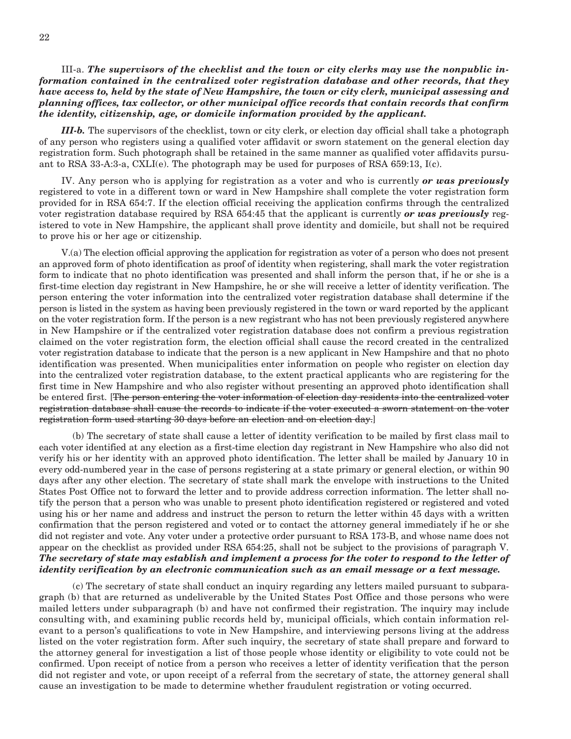III-a. ***The supervisors of the checklist and the town or city clerks may use the nonpublic information contained in the centralized voter registration database and other records, that they have access to, held by the state of New Hampshire, the town or city clerk, municipal assessing and planning offices, tax collector, or other municipal office records that contain records that confirm the identity, citizenship, age, or domicile information provided by the applicant.***

***III-b.*** The supervisors of the checklist, town or city clerk, or election day official shall take a photograph of any person who registers using a qualified voter affidavit or sworn statement on the general election day registration form. Such photograph shall be retained in the same manner as qualified voter affidavits pursuant to RSA 33-A:3-a, CXLI(e). The photograph may be used for purposes of RSA 659:13, I(c).

IV. Any person who is applying for registration as a voter and who is currently ***or was previously*** registered to vote in a different town or ward in New Hampshire shall complete the voter registration form provided for in RSA 654:7. If the election official receiving the application confirms through the centralized voter registration database required by RSA 654:45 that the applicant is currently ***or was previously*** registered to vote in New Hampshire, the applicant shall prove identity and domicile, but shall not be required to prove his or her age or citizenship.

V.(a) The election official approving the application for registration as voter of a person who does not present an approved form of photo identification as proof of identity when registering, shall mark the voter registration form to indicate that no photo identification was presented and shall inform the person that, if he or she is a first-time election day registrant in New Hampshire, he or she will receive a letter of identity verification. The person entering the voter information into the centralized voter registration database shall determine if the person is listed in the system as having been previously registered in the town or ward reported by the applicant on the voter registration form. If the person is a new registrant who has not been previously registered anywhere in New Hampshire or if the centralized voter registration database does not confirm a previous registration claimed on the voter registration form, the election official shall cause the record created in the centralized voter registration database to indicate that the person is a new applicant in New Hampshire and that no photo identification was presented. When municipalities enter information on people who register on election day into the centralized voter registration database, to the extent practical applicants who are registering for the first time in New Hampshire and who also register without presenting an approved photo identification shall be entered first. [~~The person entering the voter information of election day residents into the centralized voter registration database shall cause the records to indicate if the voter executed a sworn statement on the voter registration form used starting 30 days before an election and on election day.~~]

(b) The secretary of state shall cause a letter of identity verification to be mailed by first class mail to each voter identified at any election as a first-time election day registrant in New Hampshire who also did not verify his or her identity with an approved photo identification. The letter shall be mailed by January 10 in every odd-numbered year in the case of persons registering at a state primary or general election, or within 90 days after any other election. The secretary of state shall mark the envelope with instructions to the United States Post Office not to forward the letter and to provide address correction information. The letter shall notify the person that a person who was unable to present photo identification registered or registered and voted using his or her name and address and instruct the person to return the letter within 45 days with a written confirmation that the person registered and voted or to contact the attorney general immediately if he or she did not register and vote. Any voter under a protective order pursuant to RSA 173-B, and whose name does not appear on the checklist as provided under RSA 654:25, shall not be subject to the provisions of paragraph V. ***The secretary of state may establish and implement a process for the voter to respond to the letter of identity verification by an electronic communication such as an email message or a text message.***

(c) The secretary of state shall conduct an inquiry regarding any letters mailed pursuant to subparagraph (b) that are returned as undeliverable by the United States Post Office and those persons who were mailed letters under subparagraph (b) and have not confirmed their registration. The inquiry may include consulting with, and examining public records held by, municipal officials, which contain information relevant to a person's qualifications to vote in New Hampshire, and interviewing persons living at the address listed on the voter registration form. After such inquiry, the secretary of state shall prepare and forward to the attorney general for investigation a list of those people whose identity or eligibility to vote could not be confirmed. Upon receipt of notice from a person who receives a letter of identity verification that the person did not register and vote, or upon receipt of a referral from the secretary of state, the attorney general shall cause an investigation to be made to determine whether fraudulent registration or voting occurred.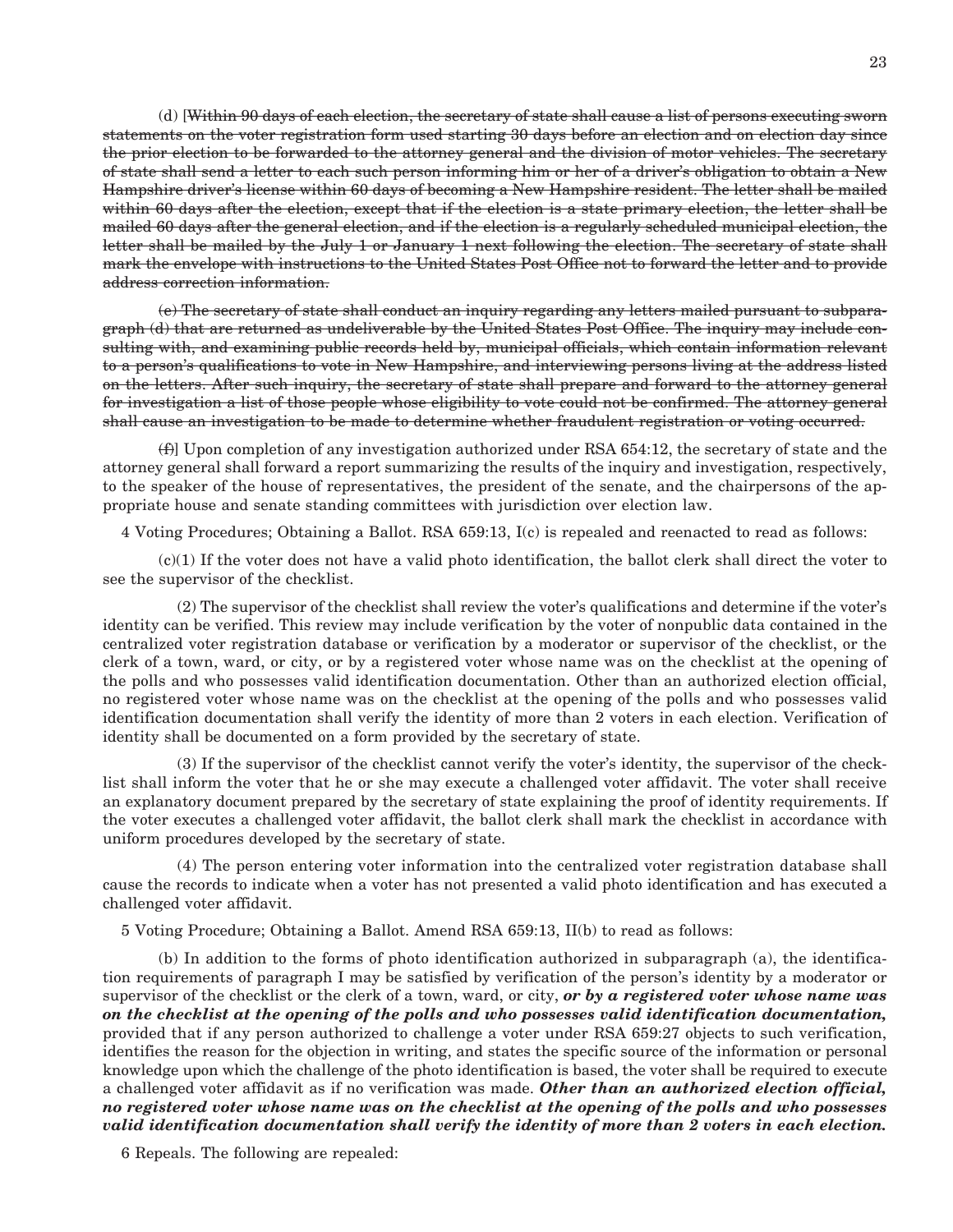(d) [~~Within 90 days of each election, the secretary of state shall cause a list of persons executing sworn statements on the voter registration form used starting 30 days before an election and on election day since the prior election to be forwarded to the attorney general and the division of motor vehicles. The secretary of state shall send a letter to each such person informing him or her of a driver's obligation to obtain a New Hampshire driver's license within 60 days of becoming a New Hampshire resident. The letter shall be mailed within 60 days after the election, except that if the election is a state primary election, the letter shall be mailed 60 days after the general election, and if the election is a regularly scheduled municipal election, the letter shall be mailed by the July 1 or January 1 next following the election. The secretary of state shall mark the envelope with instructions to the United States Post Office not to forward the letter and to provide address correction information.~~

~~(e) The secretary of state shall conduct an inquiry regarding any letters mailed pursuant to subparagraph (d) that are returned as undeliverable by the United States Post Office. The inquiry may include consulting with, and examining public records held by, municipal officials, which contain information relevant to a person's qualifications to vote in New Hampshire, and interviewing persons living at the address listed on the letters. After such inquiry, the secretary of state shall prepare and forward to the attorney general for investigation a list of those people whose eligibility to vote could not be confirmed. The attorney general shall cause an investigation to be made to determine whether fraudulent registration or voting occurred.~~

~~(f)~~] Upon completion of any investigation authorized under RSA 654:12, the secretary of state and the attorney general shall forward a report summarizing the results of the inquiry and investigation, respectively, to the speaker of the house of representatives, the president of the senate, and the chairpersons of the appropriate house and senate standing committees with jurisdiction over election law.

4 Voting Procedures; Obtaining a Ballot. RSA 659:13, I(c) is repealed and reenacted to read as follows:

(c)(1) If the voter does not have a valid photo identification, the ballot clerk shall direct the voter to see the supervisor of the checklist.

(2) The supervisor of the checklist shall review the voter's qualifications and determine if the voter's identity can be verified. This review may include verification by the voter of nonpublic data contained in the centralized voter registration database or verification by a moderator or supervisor of the checklist, or the clerk of a town, ward, or city, or by a registered voter whose name was on the checklist at the opening of the polls and who possesses valid identification documentation. Other than an authorized election official, no registered voter whose name was on the checklist at the opening of the polls and who possesses valid identification documentation shall verify the identity of more than 2 voters in each election. Verification of identity shall be documented on a form provided by the secretary of state.

(3) If the supervisor of the checklist cannot verify the voter's identity, the supervisor of the checklist shall inform the voter that he or she may execute a challenged voter affidavit. The voter shall receive an explanatory document prepared by the secretary of state explaining the proof of identity requirements. If the voter executes a challenged voter affidavit, the ballot clerk shall mark the checklist in accordance with uniform procedures developed by the secretary of state.

(4) The person entering voter information into the centralized voter registration database shall cause the records to indicate when a voter has not presented a valid photo identification and has executed a challenged voter affidavit.

5 Voting Procedure; Obtaining a Ballot. Amend RSA 659:13, II(b) to read as follows:

(b) In addition to the forms of photo identification authorized in subparagraph (a), the identification requirements of paragraph I may be satisfied by verification of the person's identity by a moderator or supervisor of the checklist or the clerk of a town, ward, or city, ***or by a registered voter whose name was on the checklist at the opening of the polls and who possesses valid identification documentation,*** provided that if any person authorized to challenge a voter under RSA 659:27 objects to such verification, identifies the reason for the objection in writing, and states the specific source of the information or personal knowledge upon which the challenge of the photo identification is based, the voter shall be required to execute a challenged voter affidavit as if no verification was made. ***Other than an authorized election official, no registered voter whose name was on the checklist at the opening of the polls and who possesses valid identification documentation shall verify the identity of more than 2 voters in each election.***

6 Repeals. The following are repealed: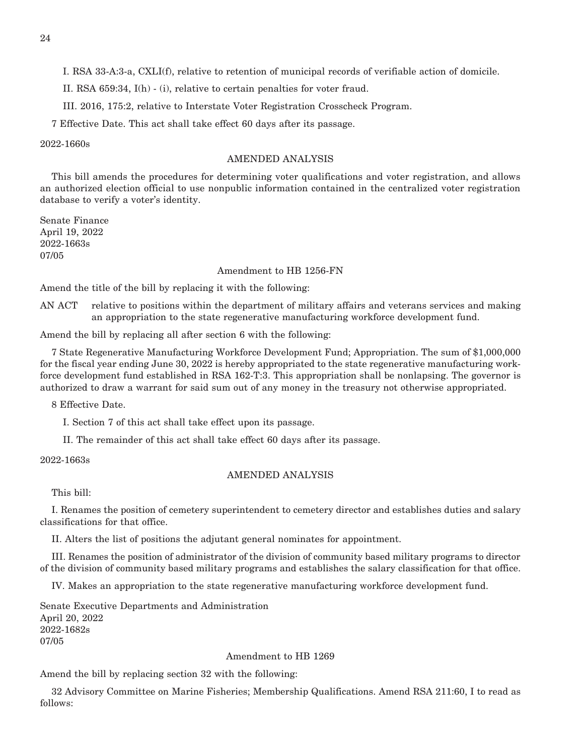I. RSA 33-A:3-a, CXLI(f), relative to retention of municipal records of verifiable action of domicile.

II. RSA 659:34, I(h) - (i), relative to certain penalties for voter fraud.

III. 2016, 175:2, relative to Interstate Voter Registration Crosscheck Program.

7 Effective Date. This act shall take effect 60 days after its passage.

2022-1660s

AMENDED ANALYSIS

This bill amends the procedures for determining voter qualifications and voter registration, and allows an authorized election official to use nonpublic information contained in the centralized voter registration database to verify a voter's identity.

Senate Finance
April 19, 2022
2022-1663s
07/05

Amendment to HB 1256-FN

Amend the title of the bill by replacing it with the following:

AN ACT relative to positions within the department of military affairs and veterans services and making an appropriation to the state regenerative manufacturing workforce development fund.

Amend the bill by replacing all after section 6 with the following:

7 State Regenerative Manufacturing Workforce Development Fund; Appropriation. The sum of $1,000,000 for the fiscal year ending June 30, 2022 is hereby appropriated to the state regenerative manufacturing workforce development fund established in RSA 162-T:3. This appropriation shall be nonlapsing. The governor is authorized to draw a warrant for said sum out of any money in the treasury not otherwise appropriated.

8 Effective Date.

I. Section 7 of this act shall take effect upon its passage.

II. The remainder of this act shall take effect 60 days after its passage.

2022-1663s

AMENDED ANALYSIS

This bill:

I. Renames the position of cemetery superintendent to cemetery director and establishes duties and salary classifications for that office.

II. Alters the list of positions the adjutant general nominates for appointment.

III. Renames the position of administrator of the division of community based military programs to director of the division of community based military programs and establishes the salary classification for that office.

IV. Makes an appropriation to the state regenerative manufacturing workforce development fund.

Senate Executive Departments and Administration
April 20, 2022
2022-1682s
07/05

Amendment to HB 1269

Amend the bill by replacing section 32 with the following:

32 Advisory Committee on Marine Fisheries; Membership Qualifications. Amend RSA 211:60, I to read as follows: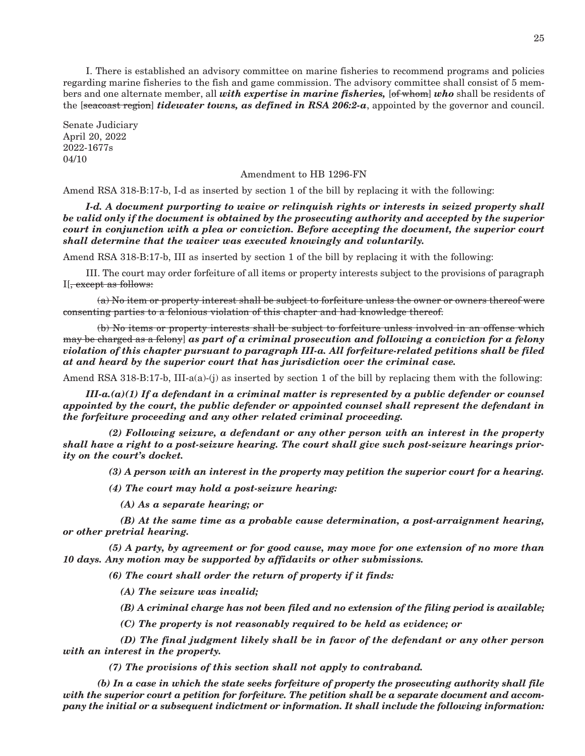I. There is established an advisory committee on marine fisheries to recommend programs and policies regarding marine fisheries to the fish and game commission. The advisory committee shall consist of 5 members and one alternate member, all ***with expertise in marine fisheries,*** [~~of whom~~] ***who*** shall be residents of the [~~seacoast region~~] ***tidewater towns, as defined in RSA 206:2-a***, appointed by the governor and council.

Senate Judiciary
April 20, 2022
2022-1677s
04/10

Amendment to HB 1296-FN

Amend RSA 318-B:17-b, I-d as inserted by section 1 of the bill by replacing it with the following:

***I-d. A document purporting to waive or relinquish rights or interests in seized property shall be valid only if the document is obtained by the prosecuting authority and accepted by the superior court in conjunction with a plea or conviction. Before accepting the document, the superior court shall determine that the waiver was executed knowingly and voluntarily.***

Amend RSA 318-B:17-b, III as inserted by section 1 of the bill by replacing it with the following:

III. The court may order forfeiture of all items or property interests subject to the provisions of paragraph I[~~, except as follows:~~

~~(a) No item or property interest shall be subject to forfeiture unless the owner or owners thereof were consenting parties to a felonious violation of this chapter and had knowledge thereof.~~

~~(b) No items or property interests shall be subject to forfeiture unless involved in an offense which may be charged as a felony~~] ***as part of a criminal prosecution and following a conviction for a felony violation of this chapter pursuant to paragraph III-a. All forfeiture-related petitions shall be filed at and heard by the superior court that has jurisdiction over the criminal case.***

Amend RSA 318-B:17-b, III-a(a)-(j) as inserted by section 1 of the bill by replacing them with the following:

***III-a.(a)(1) If a defendant in a criminal matter is represented by a public defender or counsel appointed by the court, the public defender or appointed counsel shall represent the defendant in the forfeiture proceeding and any other related criminal proceeding.***

***(2) Following seizure, a defendant or any other person with an interest in the property shall have a right to a post-seizure hearing. The court shall give such post-seizure hearings priority on the court's docket.***

***(3) A person with an interest in the property may petition the superior court for a hearing.***

***(4) The court may hold a post-seizure hearing:***

***(A) As a separate hearing; or***

***(B) At the same time as a probable cause determination, a post-arraignment hearing, or other pretrial hearing.***

***(5) A party, by agreement or for good cause, may move for one extension of no more than 10 days. Any motion may be supported by affidavits or other submissions.***

***(6) The court shall order the return of property if it finds:***

***(A) The seizure was invalid;***

***(B) A criminal charge has not been filed and no extension of the filing period is available;***

***(C) The property is not reasonably required to be held as evidence; or***

***(D) The final judgment likely shall be in favor of the defendant or any other person with an interest in the property.***

***(7) The provisions of this section shall not apply to contraband.***

***(b) In a case in which the state seeks forfeiture of property the prosecuting authority shall file with the superior court a petition for forfeiture. The petition shall be a separate document and accompany the initial or a subsequent indictment or information. It shall include the following information:***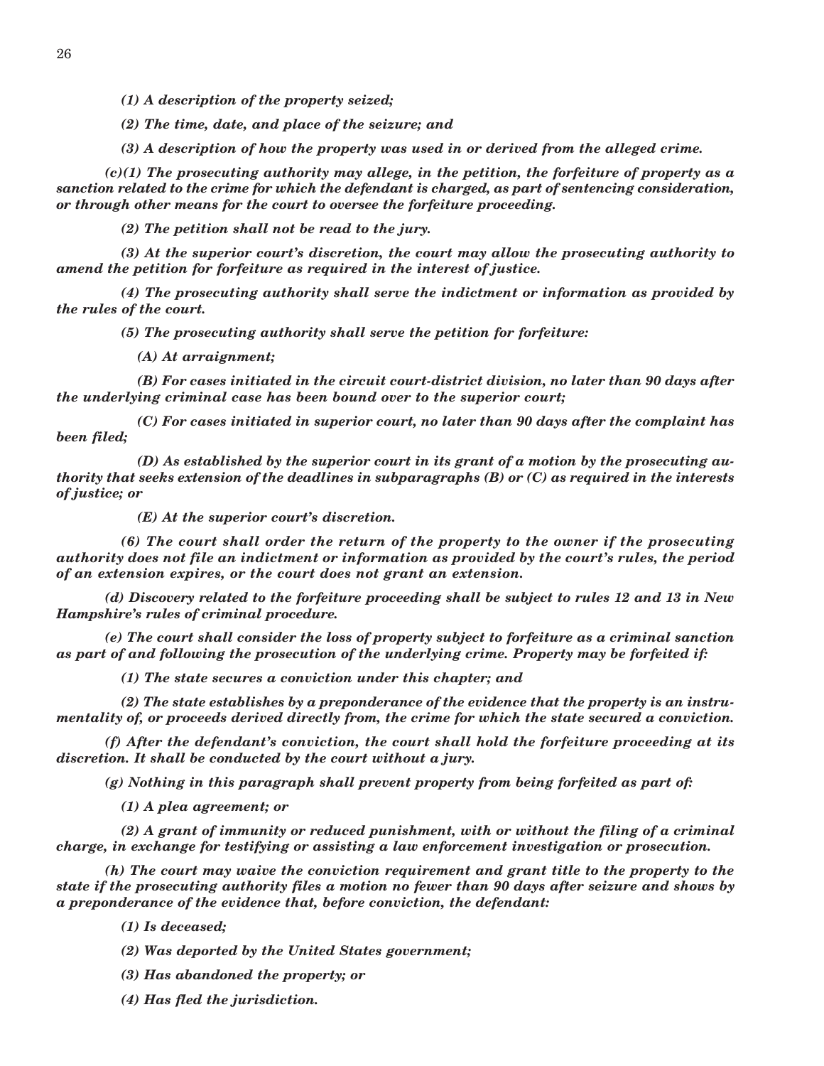*(1) A description of the property seized;*

*(2) The time, date, and place of the seizure; and*

*(3) A description of how the property was used in or derived from the alleged crime.*

*(c)(1) The prosecuting authority may allege, in the petition, the forfeiture of property as a sanction related to the crime for which the defendant is charged, as part of sentencing consideration, or through other means for the court to oversee the forfeiture proceeding.*

*(2) The petition shall not be read to the jury.*

*(3) At the superior court's discretion, the court may allow the prosecuting authority to amend the petition for forfeiture as required in the interest of justice.*

*(4) The prosecuting authority shall serve the indictment or information as provided by the rules of the court.*

*(5) The prosecuting authority shall serve the petition for forfeiture:*

*(A) At arraignment;*

*(B) For cases initiated in the circuit court-district division, no later than 90 days after the underlying criminal case has been bound over to the superior court;*

*(C) For cases initiated in superior court, no later than 90 days after the complaint has been filed;*

*(D) As established by the superior court in its grant of a motion by the prosecuting authority that seeks extension of the deadlines in subparagraphs (B) or (C) as required in the interests of justice; or*

*(E) At the superior court's discretion.*

*(6) The court shall order the return of the property to the owner if the prosecuting authority does not file an indictment or information as provided by the court's rules, the period of an extension expires, or the court does not grant an extension.*

*(d) Discovery related to the forfeiture proceeding shall be subject to rules 12 and 13 in New Hampshire's rules of criminal procedure.*

*(e) The court shall consider the loss of property subject to forfeiture as a criminal sanction as part of and following the prosecution of the underlying crime. Property may be forfeited if:*

*(1) The state secures a conviction under this chapter; and*

*(2) The state establishes by a preponderance of the evidence that the property is an instrumentality of, or proceeds derived directly from, the crime for which the state secured a conviction.*

*(f) After the defendant's conviction, the court shall hold the forfeiture proceeding at its discretion. It shall be conducted by the court without a jury.*

*(g) Nothing in this paragraph shall prevent property from being forfeited as part of:*

*(1) A plea agreement; or*

*(2) A grant of immunity or reduced punishment, with or without the filing of a criminal charge, in exchange for testifying or assisting a law enforcement investigation or prosecution.*

*(h) The court may waive the conviction requirement and grant title to the property to the state if the prosecuting authority files a motion no fewer than 90 days after seizure and shows by a preponderance of the evidence that, before conviction, the defendant:*

*(1) Is deceased;*

*(2) Was deported by the United States government;*

*(3) Has abandoned the property; or*

*(4) Has fled the jurisdiction.*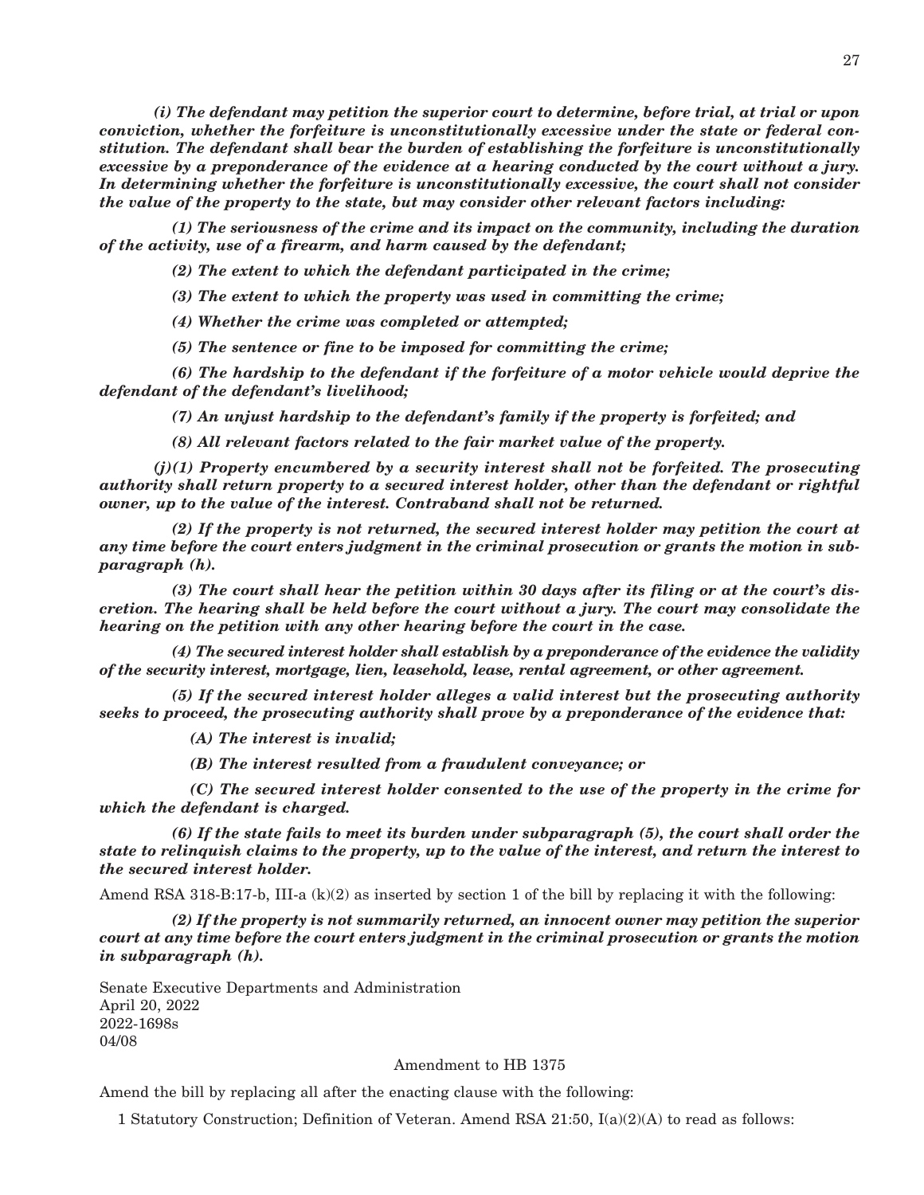***(i) The defendant may petition the superior court to determine, before trial, at trial or upon conviction, whether the forfeiture is unconstitutionally excessive under the state or federal constitution. The defendant shall bear the burden of establishing the forfeiture is unconstitutionally excessive by a preponderance of the evidence at a hearing conducted by the court without a jury. In determining whether the forfeiture is unconstitutionally excessive, the court shall not consider the value of the property to the state, but may consider other relevant factors including:***

***(1) The seriousness of the crime and its impact on the community, including the duration of the activity, use of a firearm, and harm caused by the defendant;***

***(2) The extent to which the defendant participated in the crime;***

***(3) The extent to which the property was used in committing the crime;***

***(4) Whether the crime was completed or attempted;***

***(5) The sentence or fine to be imposed for committing the crime;***

***(6) The hardship to the defendant if the forfeiture of a motor vehicle would deprive the defendant of the defendant's livelihood;***

***(7) An unjust hardship to the defendant's family if the property is forfeited; and***

***(8) All relevant factors related to the fair market value of the property.***

***(j)(1) Property encumbered by a security interest shall not be forfeited. The prosecuting authority shall return property to a secured interest holder, other than the defendant or rightful owner, up to the value of the interest. Contraband shall not be returned.***

***(2) If the property is not returned, the secured interest holder may petition the court at any time before the court enters judgment in the criminal prosecution or grants the motion in subparagraph (h).***

***(3) The court shall hear the petition within 30 days after its filing or at the court's discretion. The hearing shall be held before the court without a jury. The court may consolidate the hearing on the petition with any other hearing before the court in the case.***

***(4) The secured interest holder shall establish by a preponderance of the evidence the validity of the security interest, mortgage, lien, leasehold, lease, rental agreement, or other agreement.***

***(5) If the secured interest holder alleges a valid interest but the prosecuting authority seeks to proceed, the prosecuting authority shall prove by a preponderance of the evidence that:***

***(A) The interest is invalid;***

***(B) The interest resulted from a fraudulent conveyance; or***

***(C) The secured interest holder consented to the use of the property in the crime for which the defendant is charged.***

***(6) If the state fails to meet its burden under subparagraph (5), the court shall order the state to relinquish claims to the property, up to the value of the interest, and return the interest to the secured interest holder.***

Amend RSA 318-B:17-b, III-a (k)(2) as inserted by section 1 of the bill by replacing it with the following:

***(2) If the property is not summarily returned, an innocent owner may petition the superior court at any time before the court enters judgment in the criminal prosecution or grants the motion in subparagraph (h).***

Senate Executive Departments and Administration
April 20, 2022
2022-1698s
04/08

Amendment to HB 1375

Amend the bill by replacing all after the enacting clause with the following:

1 Statutory Construction; Definition of Veteran. Amend RSA 21:50, I(a)(2)(A) to read as follows: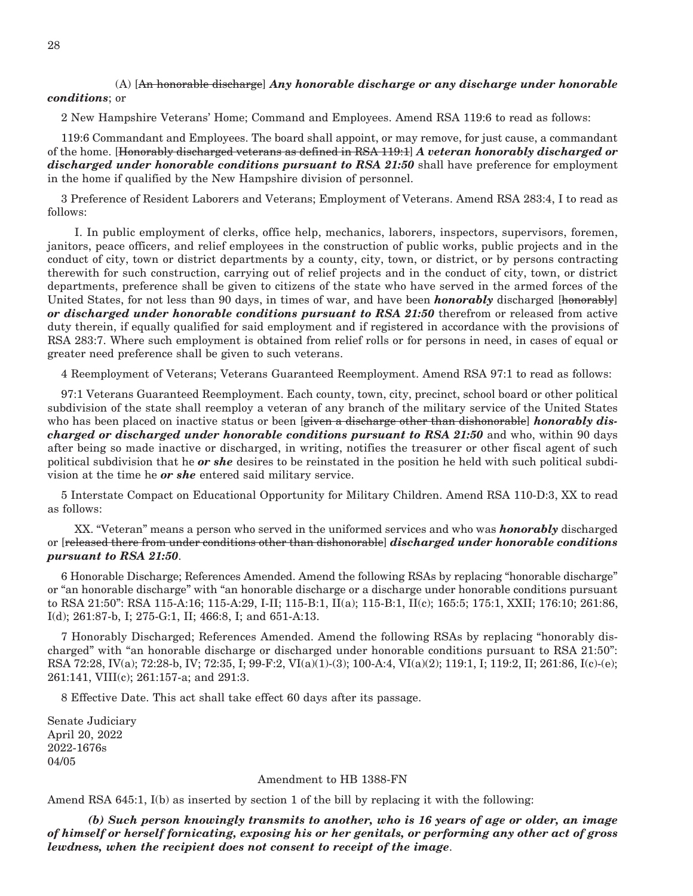(A) [~~An honorable discharge~~] ***Any honorable discharge or any discharge under honorable conditions***; or

2 New Hampshire Veterans' Home; Command and Employees. Amend RSA 119:6 to read as follows:

119:6 Commandant and Employees. The board shall appoint, or may remove, for just cause, a commandant of the home. [~~Honorably discharged veterans as defined in RSA 119:1~~] ***A veteran honorably discharged or discharged under honorable conditions pursuant to RSA 21:50*** shall have preference for employment in the home if qualified by the New Hampshire division of personnel.

3 Preference of Resident Laborers and Veterans; Employment of Veterans. Amend RSA 283:4, I to read as follows:

I. In public employment of clerks, office help, mechanics, laborers, inspectors, supervisors, foremen, janitors, peace officers, and relief employees in the construction of public works, public projects and in the conduct of city, town or district departments by a county, city, town, or district, or by persons contracting therewith for such construction, carrying out of relief projects and in the conduct of city, town, or district departments, preference shall be given to citizens of the state who have served in the armed forces of the United States, for not less than 90 days, in times of war, and have been ***honorably*** discharged [~~honorably~~] ***or discharged under honorable conditions pursuant to RSA 21:50*** therefrom or released from active duty therein, if equally qualified for said employment and if registered in accordance with the provisions of RSA 283:7. Where such employment is obtained from relief rolls or for persons in need, in cases of equal or greater need preference shall be given to such veterans.

4 Reemployment of Veterans; Veterans Guaranteed Reemployment. Amend RSA 97:1 to read as follows:

97:1 Veterans Guaranteed Reemployment. Each county, town, city, precinct, school board or other political subdivision of the state shall reemploy a veteran of any branch of the military service of the United States who has been placed on inactive status or been [~~given a discharge other than dishonorable~~] ***honorably discharged or discharged under honorable conditions pursuant to RSA 21:50*** and who, within 90 days after being so made inactive or discharged, in writing, notifies the treasurer or other fiscal agent of such political subdivision that he ***or she*** desires to be reinstated in the position he held with such political subdivision at the time he ***or she*** entered said military service.

5 Interstate Compact on Educational Opportunity for Military Children. Amend RSA 110-D:3, XX to read as follows:

XX. "Veteran" means a person who served in the uniformed services and who was ***honorably*** discharged or [~~released there from under conditions other than dishonorable~~] ***discharged under honorable conditions pursuant to RSA 21:50***.

6 Honorable Discharge; References Amended. Amend the following RSAs by replacing "honorable discharge" or "an honorable discharge" with "an honorable discharge or a discharge under honorable conditions pursuant to RSA 21:50": RSA 115-A:16; 115-A:29, I-II; 115-B:1, II(a); 115-B:1, II(c); 165:5; 175:1, XXII; 176:10; 261:86, I(d); 261:87-b, I; 275-G:1, II; 466:8, I; and 651-A:13.

7 Honorably Discharged; References Amended. Amend the following RSAs by replacing "honorably discharged" with "an honorable discharge or discharged under honorable conditions pursuant to RSA 21:50": RSA 72:28, IV(a); 72:28-b, IV; 72:35, I; 99-F:2, VI(a)(1)-(3); 100-A:4, VI(a)(2); 119:1, I; 119:2, II; 261:86, I(c)-(e); 261:141, VIII(c); 261:157-a; and 291:3.

8 Effective Date. This act shall take effect 60 days after its passage.

Senate Judiciary
April 20, 2022
2022-1676s
04/05

Amendment to HB 1388-FN

Amend RSA 645:1, I(b) as inserted by section 1 of the bill by replacing it with the following:

***(b) Such person knowingly transmits to another, who is 16 years of age or older, an image of himself or herself fornicating, exposing his or her genitals, or performing any other act of gross lewdness, when the recipient does not consent to receipt of the image***.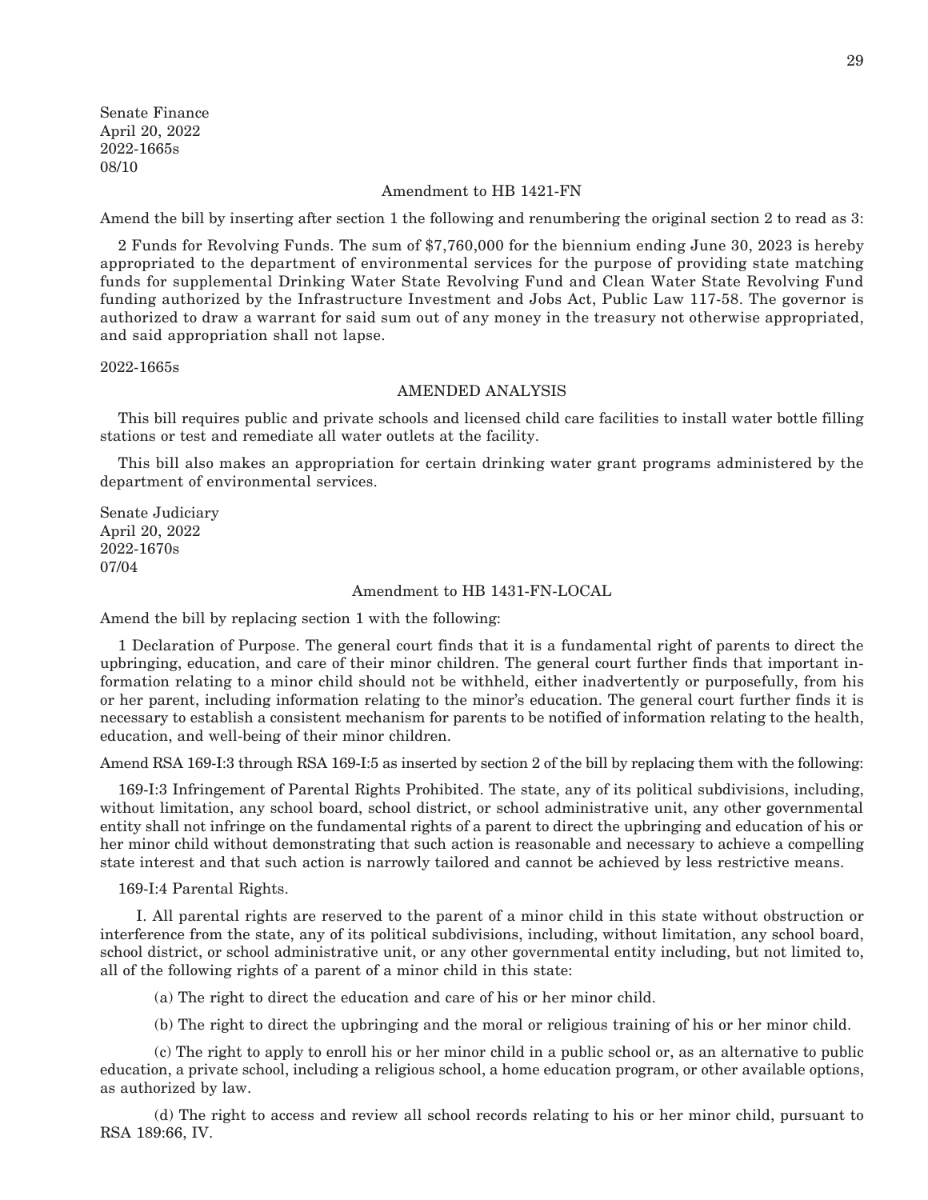Senate Finance
April 20, 2022
2022-1665s
08/10

Amendment to HB 1421-FN

Amend the bill by inserting after section 1 the following and renumbering the original section 2 to read as 3:

2 Funds for Revolving Funds. The sum of $7,760,000 for the biennium ending June 30, 2023 is hereby appropriated to the department of environmental services for the purpose of providing state matching funds for supplemental Drinking Water State Revolving Fund and Clean Water State Revolving Fund funding authorized by the Infrastructure Investment and Jobs Act, Public Law 117-58. The governor is authorized to draw a warrant for said sum out of any money in the treasury not otherwise appropriated, and said appropriation shall not lapse.

2022-1665s

AMENDED ANALYSIS

This bill requires public and private schools and licensed child care facilities to install water bottle filling stations or test and remediate all water outlets at the facility.

This bill also makes an appropriation for certain drinking water grant programs administered by the department of environmental services.

Senate Judiciary
April 20, 2022
2022-1670s
07/04

Amendment to HB 1431-FN-LOCAL

Amend the bill by replacing section 1 with the following:

1 Declaration of Purpose. The general court finds that it is a fundamental right of parents to direct the upbringing, education, and care of their minor children. The general court further finds that important information relating to a minor child should not be withheld, either inadvertently or purposefully, from his or her parent, including information relating to the minor's education. The general court further finds it is necessary to establish a consistent mechanism for parents to be notified of information relating to the health, education, and well-being of their minor children.

Amend RSA 169-I:3 through RSA 169-I:5 as inserted by section 2 of the bill by replacing them with the following:

169-I:3 Infringement of Parental Rights Prohibited. The state, any of its political subdivisions, including, without limitation, any school board, school district, or school administrative unit, any other governmental entity shall not infringe on the fundamental rights of a parent to direct the upbringing and education of his or her minor child without demonstrating that such action is reasonable and necessary to achieve a compelling state interest and that such action is narrowly tailored and cannot be achieved by less restrictive means.

169-I:4 Parental Rights.

I. All parental rights are reserved to the parent of a minor child in this state without obstruction or interference from the state, any of its political subdivisions, including, without limitation, any school board, school district, or school administrative unit, or any other governmental entity including, but not limited to, all of the following rights of a parent of a minor child in this state:

(a) The right to direct the education and care of his or her minor child.

(b) The right to direct the upbringing and the moral or religious training of his or her minor child.

(c) The right to apply to enroll his or her minor child in a public school or, as an alternative to public education, a private school, including a religious school, a home education program, or other available options, as authorized by law.

(d) The right to access and review all school records relating to his or her minor child, pursuant to RSA 189:66, IV.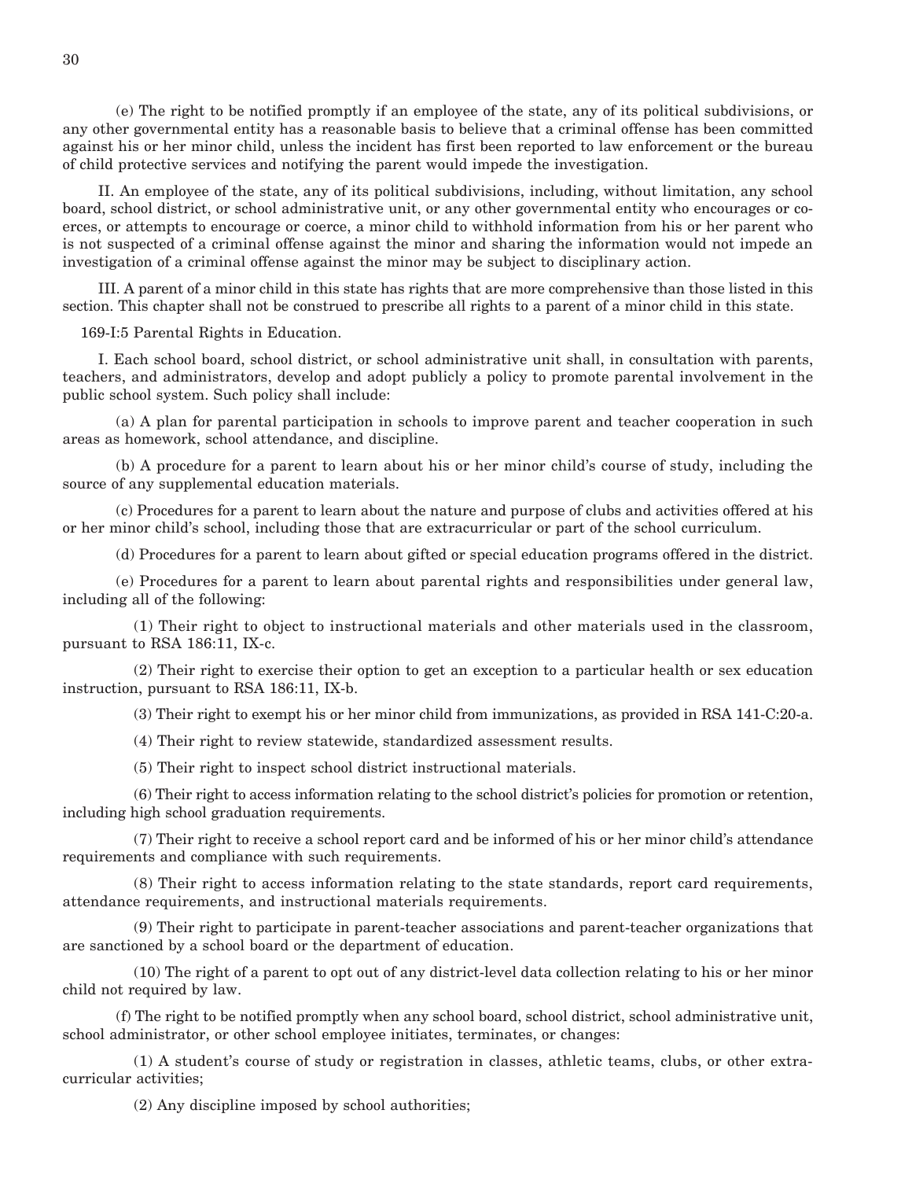(e) The right to be notified promptly if an employee of the state, any of its political subdivisions, or any other governmental entity has a reasonable basis to believe that a criminal offense has been committed against his or her minor child, unless the incident has first been reported to law enforcement or the bureau of child protective services and notifying the parent would impede the investigation.

II. An employee of the state, any of its political subdivisions, including, without limitation, any school board, school district, or school administrative unit, or any other governmental entity who encourages or coerces, or attempts to encourage or coerce, a minor child to withhold information from his or her parent who is not suspected of a criminal offense against the minor and sharing the information would not impede an investigation of a criminal offense against the minor may be subject to disciplinary action.

III. A parent of a minor child in this state has rights that are more comprehensive than those listed in this section. This chapter shall not be construed to prescribe all rights to a parent of a minor child in this state.

169-I:5 Parental Rights in Education.

I. Each school board, school district, or school administrative unit shall, in consultation with parents, teachers, and administrators, develop and adopt publicly a policy to promote parental involvement in the public school system. Such policy shall include:

(a) A plan for parental participation in schools to improve parent and teacher cooperation in such areas as homework, school attendance, and discipline.

(b) A procedure for a parent to learn about his or her minor child's course of study, including the source of any supplemental education materials.

(c) Procedures for a parent to learn about the nature and purpose of clubs and activities offered at his or her minor child's school, including those that are extracurricular or part of the school curriculum.

(d) Procedures for a parent to learn about gifted or special education programs offered in the district.

(e) Procedures for a parent to learn about parental rights and responsibilities under general law, including all of the following:

(1) Their right to object to instructional materials and other materials used in the classroom, pursuant to RSA 186:11, IX-c.

(2) Their right to exercise their option to get an exception to a particular health or sex education instruction, pursuant to RSA 186:11, IX-b.

(3) Their right to exempt his or her minor child from immunizations, as provided in RSA 141-C:20-a.

(4) Their right to review statewide, standardized assessment results.

(5) Their right to inspect school district instructional materials.

(6) Their right to access information relating to the school district's policies for promotion or retention, including high school graduation requirements.

(7) Their right to receive a school report card and be informed of his or her minor child's attendance requirements and compliance with such requirements.

(8) Their right to access information relating to the state standards, report card requirements, attendance requirements, and instructional materials requirements.

(9) Their right to participate in parent-teacher associations and parent-teacher organizations that are sanctioned by a school board or the department of education.

(10) The right of a parent to opt out of any district-level data collection relating to his or her minor child not required by law.

(f) The right to be notified promptly when any school board, school district, school administrative unit, school administrator, or other school employee initiates, terminates, or changes:

(1) A student's course of study or registration in classes, athletic teams, clubs, or other extracurricular activities;

(2) Any discipline imposed by school authorities;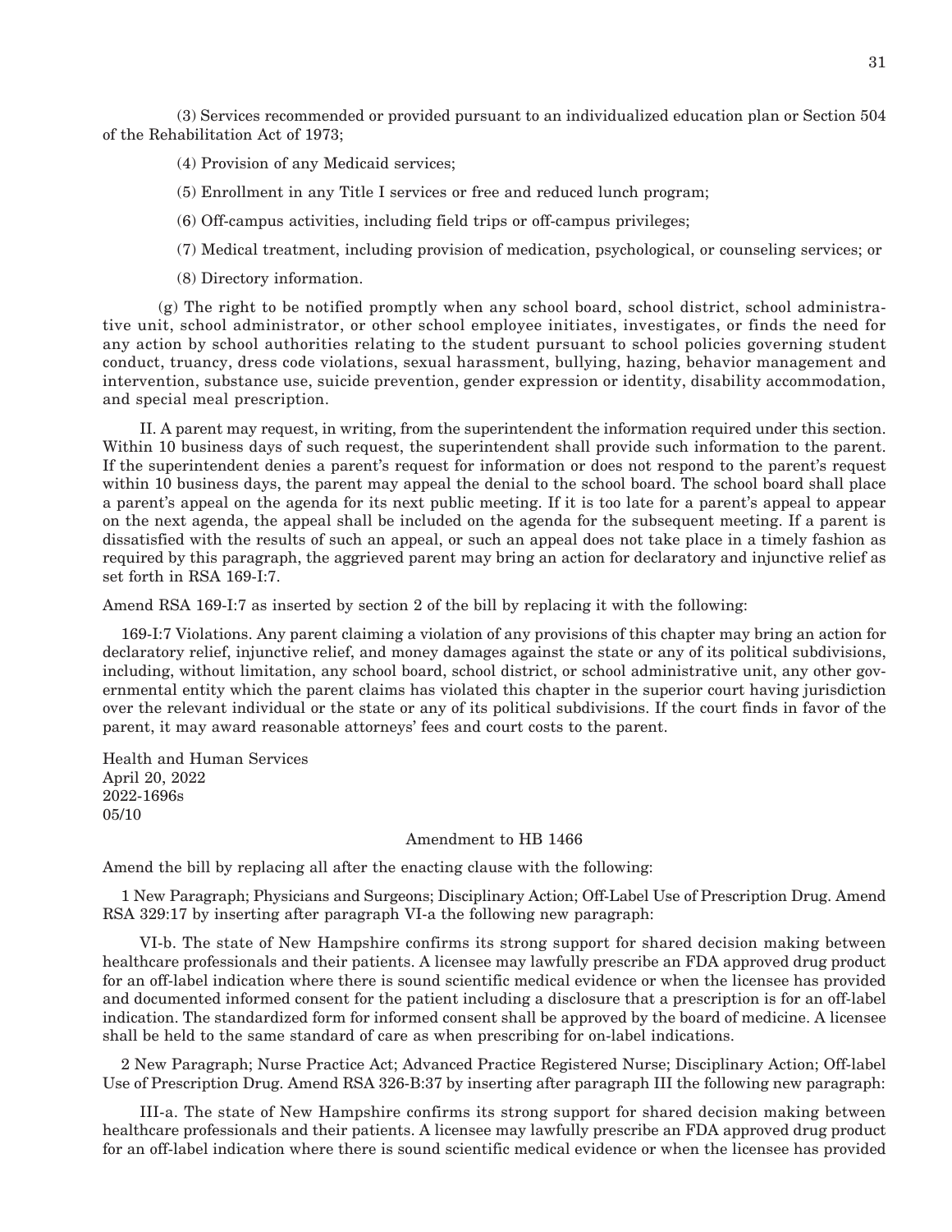(3) Services recommended or provided pursuant to an individualized education plan or Section 504 of the Rehabilitation Act of 1973;

(4) Provision of any Medicaid services;

(5) Enrollment in any Title I services or free and reduced lunch program;

(6) Off-campus activities, including field trips or off-campus privileges;

(7) Medical treatment, including provision of medication, psychological, or counseling services; or

(8) Directory information.

(g) The right to be notified promptly when any school board, school district, school administrative unit, school administrator, or other school employee initiates, investigates, or finds the need for any action by school authorities relating to the student pursuant to school policies governing student conduct, truancy, dress code violations, sexual harassment, bullying, hazing, behavior management and intervention, substance use, suicide prevention, gender expression or identity, disability accommodation, and special meal prescription.

II. A parent may request, in writing, from the superintendent the information required under this section. Within 10 business days of such request, the superintendent shall provide such information to the parent. If the superintendent denies a parent's request for information or does not respond to the parent's request within 10 business days, the parent may appeal the denial to the school board. The school board shall place a parent's appeal on the agenda for its next public meeting. If it is too late for a parent's appeal to appear on the next agenda, the appeal shall be included on the agenda for the subsequent meeting. If a parent is dissatisfied with the results of such an appeal, or such an appeal does not take place in a timely fashion as required by this paragraph, the aggrieved parent may bring an action for declaratory and injunctive relief as set forth in RSA 169-I:7.

Amend RSA 169-I:7 as inserted by section 2 of the bill by replacing it with the following:

169-I:7 Violations. Any parent claiming a violation of any provisions of this chapter may bring an action for declaratory relief, injunctive relief, and money damages against the state or any of its political subdivisions, including, without limitation, any school board, school district, or school administrative unit, any other governmental entity which the parent claims has violated this chapter in the superior court having jurisdiction over the relevant individual or the state or any of its political subdivisions. If the court finds in favor of the parent, it may award reasonable attorneys' fees and court costs to the parent.

Health and Human Services
April 20, 2022
2022-1696s
05/10

Amendment to HB 1466

Amend the bill by replacing all after the enacting clause with the following:

1 New Paragraph; Physicians and Surgeons; Disciplinary Action; Off-Label Use of Prescription Drug. Amend RSA 329:17 by inserting after paragraph VI-a the following new paragraph:

VI-b. The state of New Hampshire confirms its strong support for shared decision making between healthcare professionals and their patients. A licensee may lawfully prescribe an FDA approved drug product for an off-label indication where there is sound scientific medical evidence or when the licensee has provided and documented informed consent for the patient including a disclosure that a prescription is for an off-label indication. The standardized form for informed consent shall be approved by the board of medicine. A licensee shall be held to the same standard of care as when prescribing for on-label indications.

2 New Paragraph; Nurse Practice Act; Advanced Practice Registered Nurse; Disciplinary Action; Off-label Use of Prescription Drug. Amend RSA 326-B:37 by inserting after paragraph III the following new paragraph:

III-a. The state of New Hampshire confirms its strong support for shared decision making between healthcare professionals and their patients. A licensee may lawfully prescribe an FDA approved drug product for an off-label indication where there is sound scientific medical evidence or when the licensee has provided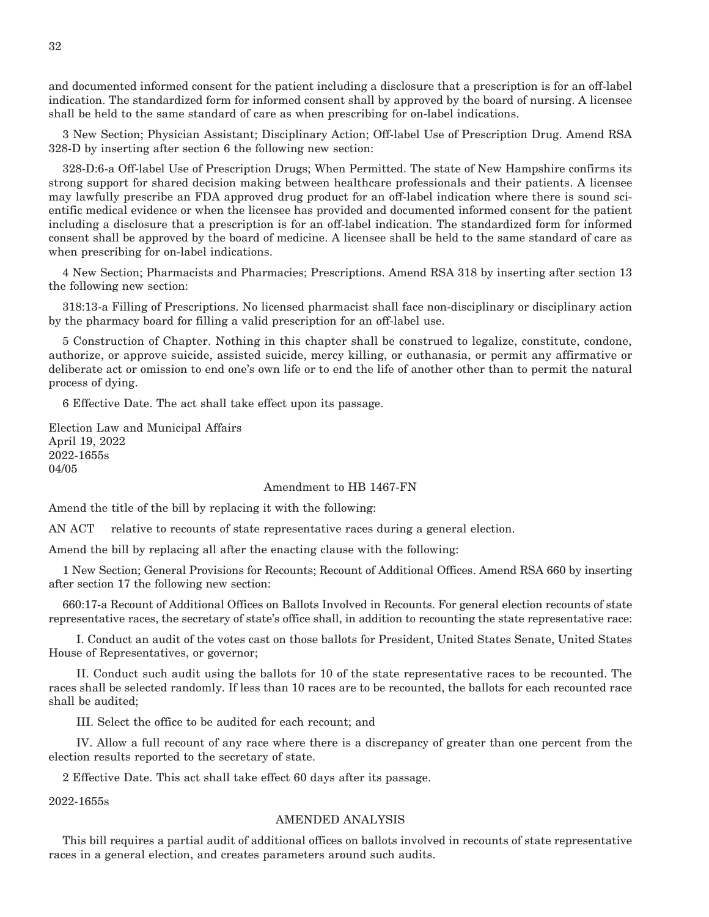and documented informed consent for the patient including a disclosure that a prescription is for an off-label indication. The standardized form for informed consent shall by approved by the board of nursing. A licensee shall be held to the same standard of care as when prescribing for on-label indications.

3 New Section; Physician Assistant; Disciplinary Action; Off-label Use of Prescription Drug. Amend RSA 328-D by inserting after section 6 the following new section:

328-D:6-a Off-label Use of Prescription Drugs; When Permitted. The state of New Hampshire confirms its strong support for shared decision making between healthcare professionals and their patients. A licensee may lawfully prescribe an FDA approved drug product for an off-label indication where there is sound scientific medical evidence or when the licensee has provided and documented informed consent for the patient including a disclosure that a prescription is for an off-label indication. The standardized form for informed consent shall be approved by the board of medicine. A licensee shall be held to the same standard of care as when prescribing for on-label indications.

4 New Section; Pharmacists and Pharmacies; Prescriptions. Amend RSA 318 by inserting after section 13 the following new section:

318:13-a Filling of Prescriptions. No licensed pharmacist shall face non-disciplinary or disciplinary action by the pharmacy board for filling a valid prescription for an off-label use.

5 Construction of Chapter. Nothing in this chapter shall be construed to legalize, constitute, condone, authorize, or approve suicide, assisted suicide, mercy killing, or euthanasia, or permit any affirmative or deliberate act or omission to end one's own life or to end the life of another other than to permit the natural process of dying.

6 Effective Date. The act shall take effect upon its passage.

Election Law and Municipal Affairs
April 19, 2022
2022-1655s
04/05

Amendment to HB 1467-FN

Amend the title of the bill by replacing it with the following:

AN ACT relative to recounts of state representative races during a general election.

Amend the bill by replacing all after the enacting clause with the following:

1 New Section; General Provisions for Recounts; Recount of Additional Offices. Amend RSA 660 by inserting after section 17 the following new section:

660:17-a Recount of Additional Offices on Ballots Involved in Recounts. For general election recounts of state representative races, the secretary of state's office shall, in addition to recounting the state representative race:

I. Conduct an audit of the votes cast on those ballots for President, United States Senate, United States House of Representatives, or governor;

II. Conduct such audit using the ballots for 10 of the state representative races to be recounted. The races shall be selected randomly. If less than 10 races are to be recounted, the ballots for each recounted race shall be audited;

III. Select the office to be audited for each recount; and

IV. Allow a full recount of any race where there is a discrepancy of greater than one percent from the election results reported to the secretary of state.

2 Effective Date. This act shall take effect 60 days after its passage.

2022-1655s

AMENDED ANALYSIS

This bill requires a partial audit of additional offices on ballots involved in recounts of state representative races in a general election, and creates parameters around such audits.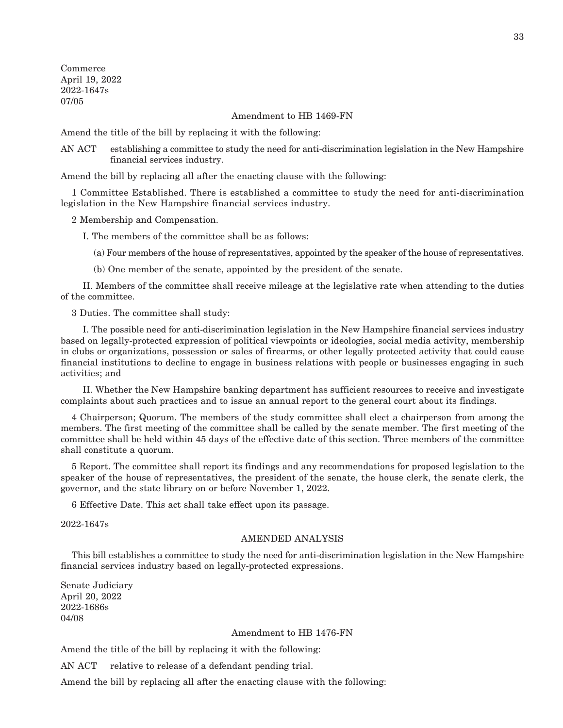Commerce
April 19, 2022
2022-1647s
07/05

Amendment to HB 1469-FN

Amend the title of the bill by replacing it with the following:

AN ACT establishing a committee to study the need for anti-discrimination legislation in the New Hampshire financial services industry.

Amend the bill by replacing all after the enacting clause with the following:

1 Committee Established. There is established a committee to study the need for anti-discrimination legislation in the New Hampshire financial services industry.

2 Membership and Compensation.

I. The members of the committee shall be as follows:

(a) Four members of the house of representatives, appointed by the speaker of the house of representatives.

(b) One member of the senate, appointed by the president of the senate.

II. Members of the committee shall receive mileage at the legislative rate when attending to the duties of the committee.

3 Duties. The committee shall study:

I. The possible need for anti-discrimination legislation in the New Hampshire financial services industry based on legally-protected expression of political viewpoints or ideologies, social media activity, membership in clubs or organizations, possession or sales of firearms, or other legally protected activity that could cause financial institutions to decline to engage in business relations with people or businesses engaging in such activities; and

II. Whether the New Hampshire banking department has sufficient resources to receive and investigate complaints about such practices and to issue an annual report to the general court about its findings.

4 Chairperson; Quorum. The members of the study committee shall elect a chairperson from among the members. The first meeting of the committee shall be called by the senate member. The first meeting of the committee shall be held within 45 days of the effective date of this section. Three members of the committee shall constitute a quorum.

5 Report. The committee shall report its findings and any recommendations for proposed legislation to the speaker of the house of representatives, the president of the senate, the house clerk, the senate clerk, the governor, and the state library on or before November 1, 2022.

6 Effective Date. This act shall take effect upon its passage.

2022-1647s

AMENDED ANALYSIS

This bill establishes a committee to study the need for anti-discrimination legislation in the New Hampshire financial services industry based on legally-protected expressions.

Senate Judiciary
April 20, 2022
2022-1686s
04/08

Amendment to HB 1476-FN

Amend the title of the bill by replacing it with the following:

AN ACT relative to release of a defendant pending trial.

Amend the bill by replacing all after the enacting clause with the following: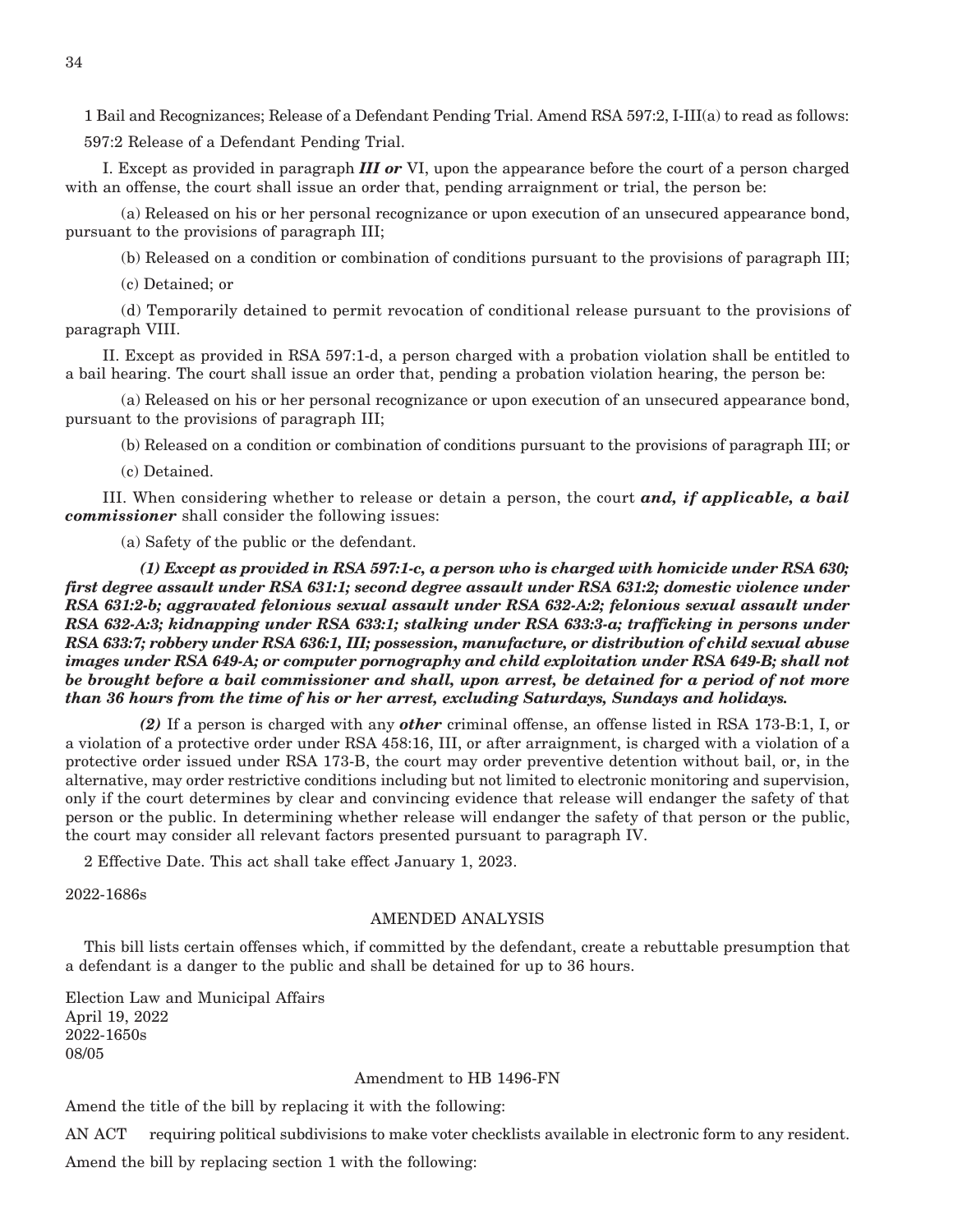1 Bail and Recognizances; Release of a Defendant Pending Trial. Amend RSA 597:2, I-III(a) to read as follows:

597:2 Release of a Defendant Pending Trial.

I. Except as provided in paragraph ***III or*** VI, upon the appearance before the court of a person charged with an offense, the court shall issue an order that, pending arraignment or trial, the person be:

(a) Released on his or her personal recognizance or upon execution of an unsecured appearance bond, pursuant to the provisions of paragraph III;

(b) Released on a condition or combination of conditions pursuant to the provisions of paragraph III;

(c) Detained; or

(d) Temporarily detained to permit revocation of conditional release pursuant to the provisions of paragraph VIII.

II. Except as provided in RSA 597:1-d, a person charged with a probation violation shall be entitled to a bail hearing. The court shall issue an order that, pending a probation violation hearing, the person be:

(a) Released on his or her personal recognizance or upon execution of an unsecured appearance bond, pursuant to the provisions of paragraph III;

(b) Released on a condition or combination of conditions pursuant to the provisions of paragraph III; or

(c) Detained.

III. When considering whether to release or detain a person, the court ***and, if applicable, a bail commissioner*** shall consider the following issues:

(a) Safety of the public or the defendant.

***(1) Except as provided in RSA 597:1-c, a person who is charged with homicide under RSA 630; first degree assault under RSA 631:1; second degree assault under RSA 631:2; domestic violence under RSA 631:2-b; aggravated felonious sexual assault under RSA 632-A:2; felonious sexual assault under RSA 632-A:3; kidnapping under RSA 633:1; stalking under RSA 633:3-a; trafficking in persons under RSA 633:7; robbery under RSA 636:1, III; possession, manufacture, or distribution of child sexual abuse images under RSA 649-A; or computer pornography and child exploitation under RSA 649-B; shall not be brought before a bail commissioner and shall, upon arrest, be detained for a period of not more than 36 hours from the time of his or her arrest, excluding Saturdays, Sundays and holidays.***

***(2)*** If a person is charged with any ***other*** criminal offense, an offense listed in RSA 173-B:1, I, or a violation of a protective order under RSA 458:16, III, or after arraignment, is charged with a violation of a protective order issued under RSA 173-B, the court may order preventive detention without bail, or, in the alternative, may order restrictive conditions including but not limited to electronic monitoring and supervision, only if the court determines by clear and convincing evidence that release will endanger the safety of that person or the public. In determining whether release will endanger the safety of that person or the public, the court may consider all relevant factors presented pursuant to paragraph IV.

2 Effective Date. This act shall take effect January 1, 2023.

2022-1686s

AMENDED ANALYSIS

This bill lists certain offenses which, if committed by the defendant, create a rebuttable presumption that a defendant is a danger to the public and shall be detained for up to 36 hours.

Election Law and Municipal Affairs
April 19, 2022
2022-1650s
08/05

Amendment to HB 1496-FN

Amend the title of the bill by replacing it with the following:

AN ACT requiring political subdivisions to make voter checklists available in electronic form to any resident.

Amend the bill by replacing section 1 with the following: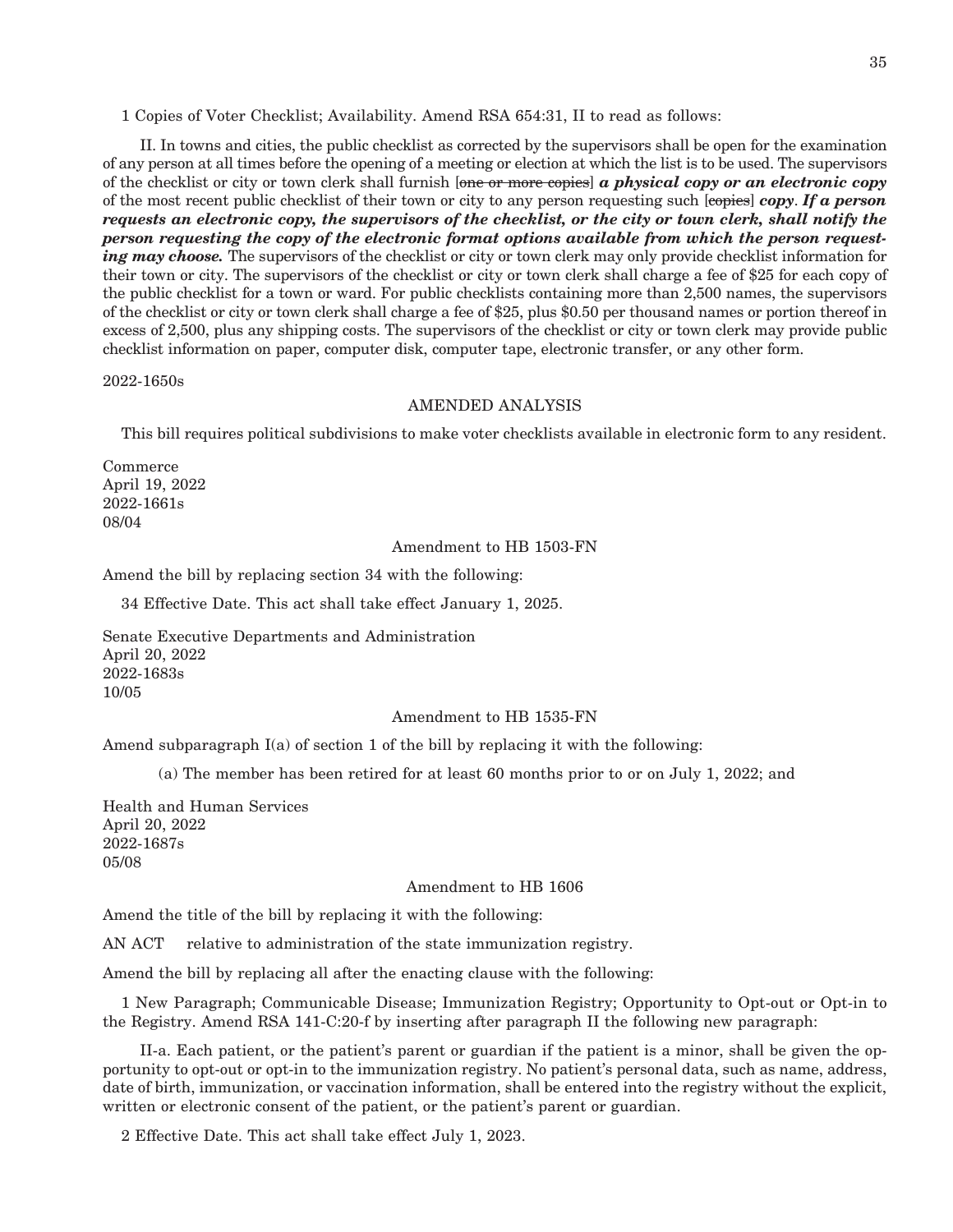1 Copies of Voter Checklist; Availability. Amend RSA 654:31, II to read as follows:

II. In towns and cities, the public checklist as corrected by the supervisors shall be open for the examination of any person at all times before the opening of a meeting or election at which the list is to be used. The supervisors of the checklist or city or town clerk shall furnish [~~one or more copies~~] ***a physical copy or an electronic copy*** of the most recent public checklist of their town or city to any person requesting such [~~copies~~] ***copy***. ***If a person requests an electronic copy, the supervisors of the checklist, or the city or town clerk, shall notify the person requesting the copy of the electronic format options available from which the person requesting may choose.*** The supervisors of the checklist or city or town clerk may only provide checklist information for their town or city. The supervisors of the checklist or city or town clerk shall charge a fee of $25 for each copy of the public checklist for a town or ward. For public checklists containing more than 2,500 names, the supervisors of the checklist or city or town clerk shall charge a fee of $25, plus $0.50 per thousand names or portion thereof in excess of 2,500, plus any shipping costs. The supervisors of the checklist or city or town clerk may provide public checklist information on paper, computer disk, computer tape, electronic transfer, or any other form.

2022-1650s

AMENDED ANALYSIS

This bill requires political subdivisions to make voter checklists available in electronic form to any resident.

Commerce
April 19, 2022
2022-1661s
08/04

Amendment to HB 1503-FN

Amend the bill by replacing section 34 with the following:

34 Effective Date. This act shall take effect January 1, 2025.

Senate Executive Departments and Administration
April 20, 2022
2022-1683s
10/05

Amendment to HB 1535-FN

Amend subparagraph I(a) of section 1 of the bill by replacing it with the following:

(a) The member has been retired for at least 60 months prior to or on July 1, 2022; and

Health and Human Services
April 20, 2022
2022-1687s
05/08

Amendment to HB 1606

Amend the title of the bill by replacing it with the following:

AN ACT relative to administration of the state immunization registry.

Amend the bill by replacing all after the enacting clause with the following:

1 New Paragraph; Communicable Disease; Immunization Registry; Opportunity to Opt-out or Opt-in to the Registry. Amend RSA 141-C:20-f by inserting after paragraph II the following new paragraph:

II-a. Each patient, or the patient's parent or guardian if the patient is a minor, shall be given the opportunity to opt-out or opt-in to the immunization registry. No patient's personal data, such as name, address, date of birth, immunization, or vaccination information, shall be entered into the registry without the explicit, written or electronic consent of the patient, or the patient's parent or guardian.

2 Effective Date. This act shall take effect July 1, 2023.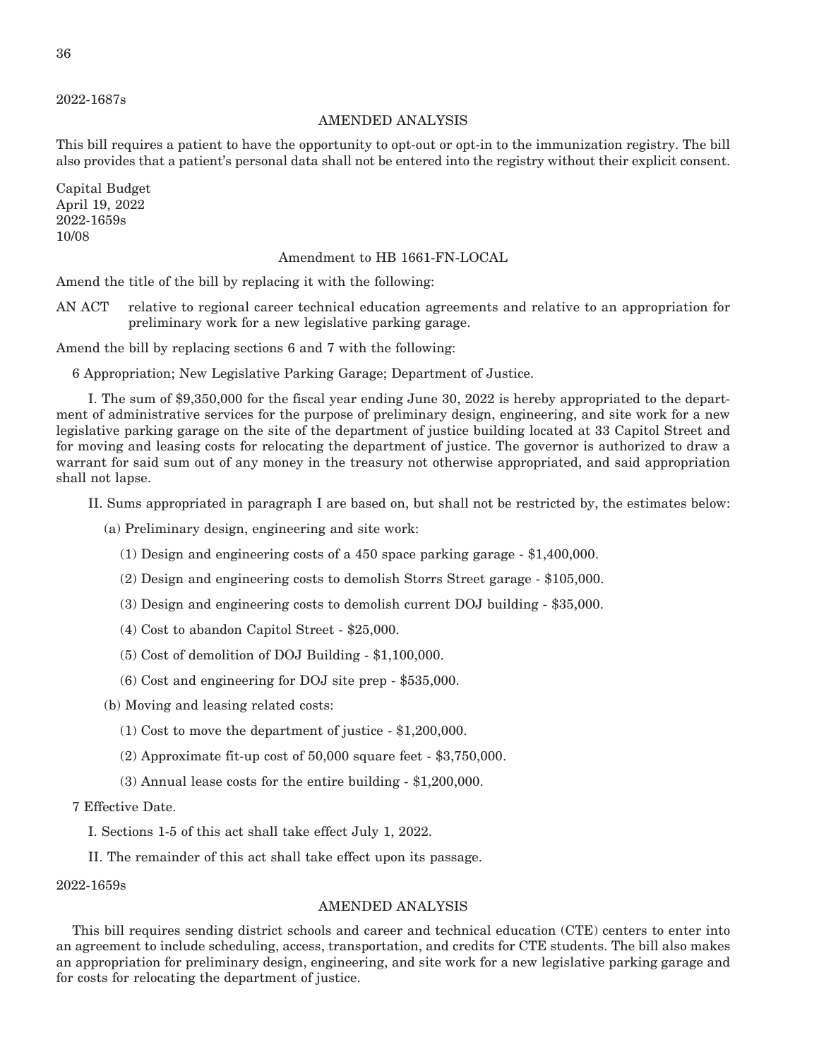2022-1687s

AMENDED ANALYSIS

This bill requires a patient to have the opportunity to opt-out or opt-in to the immunization registry. The bill also provides that a patient's personal data shall not be entered into the registry without their explicit consent.

Capital Budget
April 19, 2022
2022-1659s
10/08

Amendment to HB 1661-FN-LOCAL

Amend the title of the bill by replacing it with the following:

AN ACT relative to regional career technical education agreements and relative to an appropriation for preliminary work for a new legislative parking garage.

Amend the bill by replacing sections 6 and 7 with the following:

6 Appropriation; New Legislative Parking Garage; Department of Justice.

I. The sum of $9,350,000 for the fiscal year ending June 30, 2022 is hereby appropriated to the department of administrative services for the purpose of preliminary design, engineering, and site work for a new legislative parking garage on the site of the department of justice building located at 33 Capitol Street and for moving and leasing costs for relocating the department of justice. The governor is authorized to draw a warrant for said sum out of any money in the treasury not otherwise appropriated, and said appropriation shall not lapse.

II. Sums appropriated in paragraph I are based on, but shall not be restricted by, the estimates below:

(a) Preliminary design, engineering and site work:

(1) Design and engineering costs of a 450 space parking garage - $1,400,000.

(2) Design and engineering costs to demolish Storrs Street garage - $105,000.

(3) Design and engineering costs to demolish current DOJ building - $35,000.

(4) Cost to abandon Capitol Street - $25,000.

(5) Cost of demolition of DOJ Building - $1,100,000.

(6) Cost and engineering for DOJ site prep - $535,000.

(b) Moving and leasing related costs:

(1) Cost to move the department of justice - $1,200,000.

(2) Approximate fit-up cost of 50,000 square feet - $3,750,000.

(3) Annual lease costs for the entire building - $1,200,000.

7 Effective Date.

I. Sections 1-5 of this act shall take effect July 1, 2022.

II. The remainder of this act shall take effect upon its passage.

2022-1659s

AMENDED ANALYSIS

This bill requires sending district schools and career and technical education (CTE) centers to enter into an agreement to include scheduling, access, transportation, and credits for CTE students. The bill also makes an appropriation for preliminary design, engineering, and site work for a new legislative parking garage and for costs for relocating the department of justice.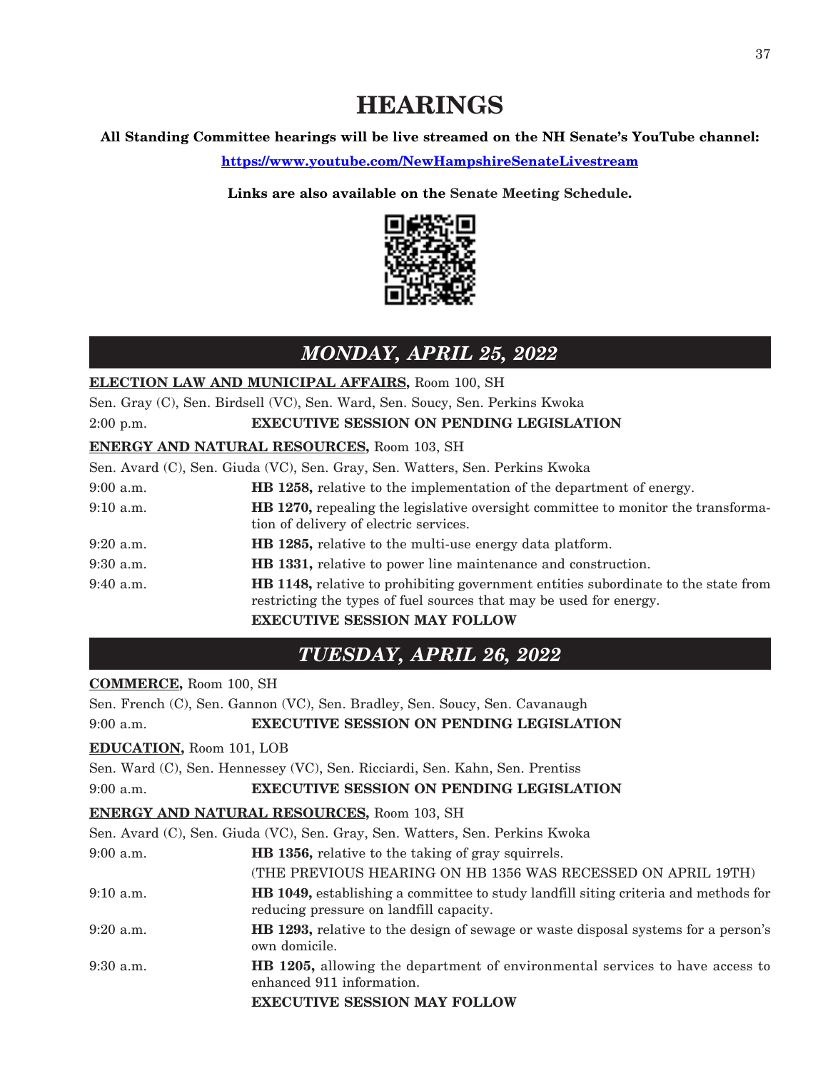# HEARINGS

**All Standing Committee hearings will be live streamed on the NH Senate's YouTube channel:**

**https://www.youtube.com/NewHampshireSenateLivestream**

**Links are also available on the Senate Meeting Schedule.**

## *MONDAY, APRIL 25, 2022*

**ELECTION LAW AND MUNICIPAL AFFAIRS,** Room 100, SH

Sen. Gray (C), Sen. Birdsell (VC), Sen. Ward, Sen. Soucy, Sen. Perkins Kwoka

2:00 p.m. **EXECUTIVE SESSION ON PENDING LEGISLATION**

**ENERGY AND NATURAL RESOURCES,** Room 103, SH

Sen. Avard (C), Sen. Giuda (VC), Sen. Gray, Sen. Watters, Sen. Perkins Kwoka

9:00 a.m. **HB 1258,** relative to the implementation of the department of energy.

9:10 a.m. **HB 1270,** repealing the legislative oversight committee to monitor the transformation of delivery of electric services.

9:20 a.m. **HB 1285,** relative to the multi-use energy data platform.

9:30 a.m. **HB 1331,** relative to power line maintenance and construction.

9:40 a.m. **HB 1148,** relative to prohibiting government entities subordinate to the state from restricting the types of fuel sources that may be used for energy.

**EXECUTIVE SESSION MAY FOLLOW**

## *TUESDAY, APRIL 26, 2022*

**COMMERCE,** Room 100, SH

Sen. French (C), Sen. Gannon (VC), Sen. Bradley, Sen. Soucy, Sen. Cavanaugh

9:00 a.m. **EXECUTIVE SESSION ON PENDING LEGISLATION**

**EDUCATION,** Room 101, LOB

Sen. Ward (C), Sen. Hennessey (VC), Sen. Ricciardi, Sen. Kahn, Sen. Prentiss

9:00 a.m. **EXECUTIVE SESSION ON PENDING LEGISLATION**

**ENERGY AND NATURAL RESOURCES,** Room 103, SH

Sen. Avard (C), Sen. Giuda (VC), Sen. Gray, Sen. Watters, Sen. Perkins Kwoka

9:00 a.m. **HB 1356,** relative to the taking of gray squirrels.

(THE PREVIOUS HEARING ON HB 1356 WAS RECESSED ON APRIL 19TH)

9:10 a.m. **HB 1049,** establishing a committee to study landfill siting criteria and methods for reducing pressure on landfill capacity.

9:20 a.m. **HB 1293,** relative to the design of sewage or waste disposal systems for a person's own domicile.

9:30 a.m. **HB 1205,** allowing the department of environmental services to have access to enhanced 911 information.

**EXECUTIVE SESSION MAY FOLLOW**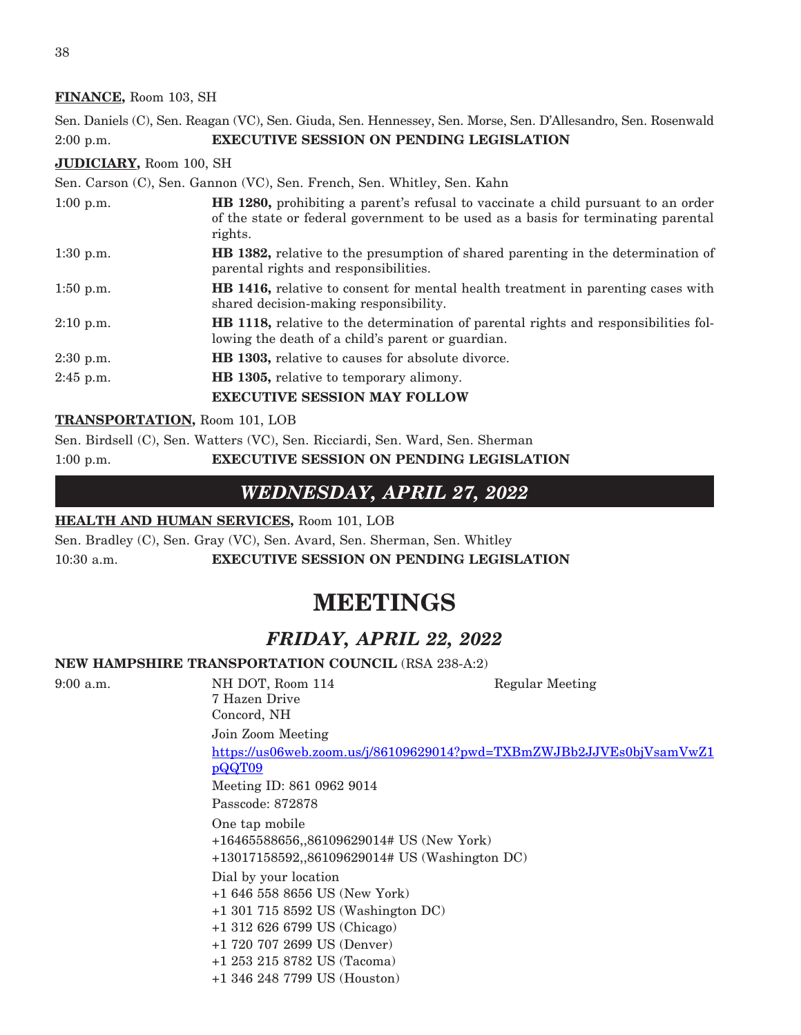**FINANCE,** Room 103, SH

Sen. Daniels (C), Sen. Reagan (VC), Sen. Giuda, Sen. Hennessey, Sen. Morse, Sen. D'Allesandro, Sen. Rosenwald

2:00 p.m. **EXECUTIVE SESSION ON PENDING LEGISLATION**

**JUDICIARY,** Room 100, SH

Sen. Carson (C), Sen. Gannon (VC), Sen. French, Sen. Whitley, Sen. Kahn

| | |
|---|---|
| 1:00 p.m. | **HB 1280,** prohibiting a parent's refusal to vaccinate a child pursuant to an order of the state or federal government to be used as a basis for terminating parental rights. |
| 1:30 p.m. | **HB 1382,** relative to the presumption of shared parenting in the determination of parental rights and responsibilities. |
| 1:50 p.m. | **HB 1416,** relative to consent for mental health treatment in parenting cases with shared decision-making responsibility. |
| 2:10 p.m. | **HB 1118,** relative to the determination of parental rights and responsibilities following the death of a child's parent or guardian. |
| 2:30 p.m. | **HB 1303,** relative to causes for absolute divorce. |
| 2:45 p.m. | **HB 1305,** relative to temporary alimony. |
| | **EXECUTIVE SESSION MAY FOLLOW** |

**TRANSPORTATION,** Room 101, LOB

Sen. Birdsell (C), Sen. Watters (VC), Sen. Ricciardi, Sen. Ward, Sen. Sherman

1:00 p.m. **EXECUTIVE SESSION ON PENDING LEGISLATION**

## *WEDNESDAY, APRIL 27, 2022*

**HEALTH AND HUMAN SERVICES,** Room 101, LOB

Sen. Bradley (C), Sen. Gray (VC), Sen. Avard, Sen. Sherman, Sen. Whitley

10:30 a.m. **EXECUTIVE SESSION ON PENDING LEGISLATION**

# MEETINGS

## *FRIDAY, APRIL 22, 2022*

**NEW HAMPSHIRE TRANSPORTATION COUNCIL** (RSA 238-A:2)

9:00 a.m. NH DOT, Room 114 — Regular Meeting

7 Hazen Drive
Concord, NH

Join Zoom Meeting
https://us06web.zoom.us/j/86109629014?pwd=TXBmZWJBb2JJVEs0bjVsamVwZ1pQQT09

Meeting ID: 861 0962 9014

Passcode: 872878

One tap mobile
+16465588656,,86109629014# US (New York)
+13017158592,,86109629014# US (Washington DC)

Dial by your location
+1 646 558 8656 US (New York)
+1 301 715 8592 US (Washington DC)
+1 312 626 6799 US (Chicago)
+1 720 707 2699 US (Denver)
+1 253 215 8782 US (Tacoma)
+1 346 248 7799 US (Houston)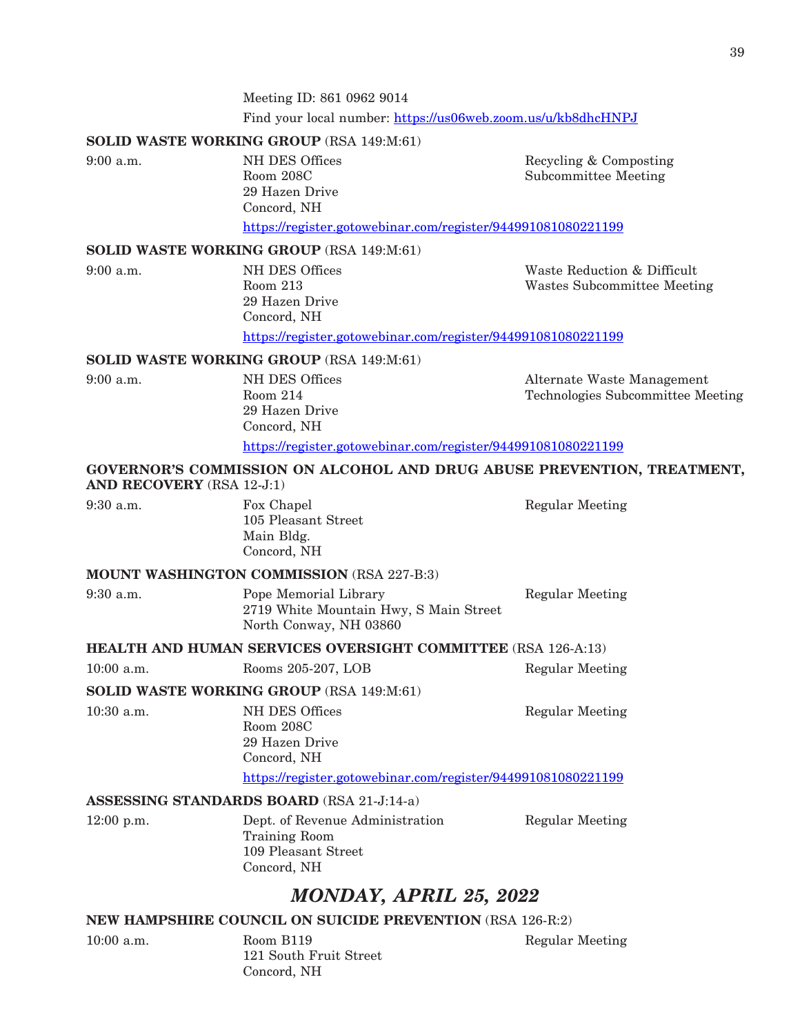Meeting ID: 861 0962 9014

Find your local number: https://us06web.zoom.us/u/kb8dhcHNPJ

**SOLID WASTE WORKING GROUP** (RSA 149:M:61)

9:00 a.m. — NH DES Offices, Room 208C, 29 Hazen Drive, Concord, NH — Recycling & Composting Subcommittee Meeting

https://register.gotowebinar.com/register/944991081080221199

**SOLID WASTE WORKING GROUP** (RSA 149:M:61)

9:00 a.m. — NH DES Offices, Room 213, 29 Hazen Drive, Concord, NH — Waste Reduction & Difficult Wastes Subcommittee Meeting

https://register.gotowebinar.com/register/944991081080221199

**SOLID WASTE WORKING GROUP** (RSA 149:M:61)

9:00 a.m. — NH DES Offices, Room 214, 29 Hazen Drive, Concord, NH — Alternate Waste Management Technologies Subcommittee Meeting

https://register.gotowebinar.com/register/944991081080221199

**GOVERNOR'S COMMISSION ON ALCOHOL AND DRUG ABUSE PREVENTION, TREATMENT, AND RECOVERY** (RSA 12-J:1)

9:30 a.m. — Fox Chapel, 105 Pleasant Street, Main Bldg., Concord, NH — Regular Meeting

**MOUNT WASHINGTON COMMISSION** (RSA 227-B:3)

9:30 a.m. — Pope Memorial Library, 2719 White Mountain Hwy, S Main Street, North Conway, NH 03860 — Regular Meeting

**HEALTH AND HUMAN SERVICES OVERSIGHT COMMITTEE** (RSA 126-A:13)

10:00 a.m. — Rooms 205-207, LOB — Regular Meeting

**SOLID WASTE WORKING GROUP** (RSA 149:M:61)

10:30 a.m. — NH DES Offices, Room 208C, 29 Hazen Drive, Concord, NH — Regular Meeting

https://register.gotowebinar.com/register/944991081080221199

**ASSESSING STANDARDS BOARD** (RSA 21-J:14-a)

12:00 p.m. — Dept. of Revenue Administration, Training Room, 109 Pleasant Street, Concord, NH — Regular Meeting

## *MONDAY, APRIL 25, 2022*

**NEW HAMPSHIRE COUNCIL ON SUICIDE PREVENTION** (RSA 126-R:2)

10:00 a.m. — Room B119, 121 South Fruit Street, Concord, NH — Regular Meeting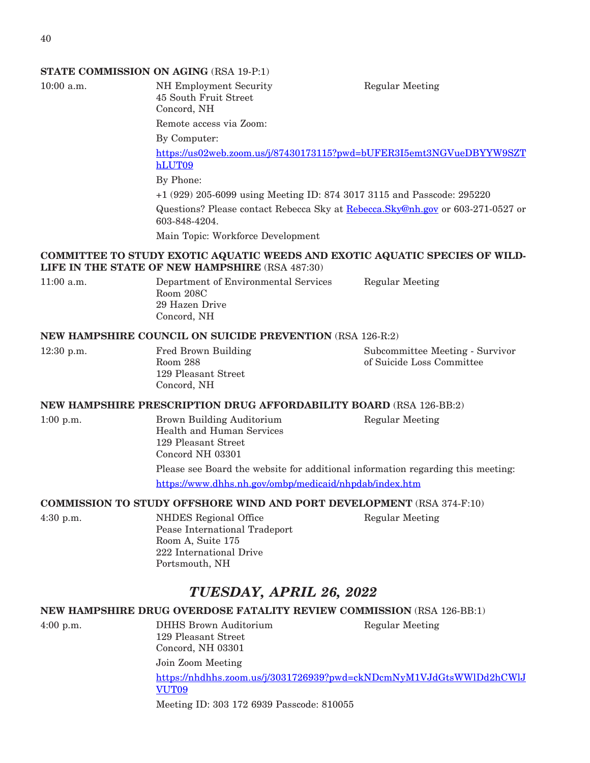**STATE COMMISSION ON AGING** (RSA 19-P:1)

10:00 a.m. | NH Employment Security, 45 South Fruit Street, Concord, NH | Regular Meeting

Remote access via Zoom:

By Computer:

https://us02web.zoom.us/j/87430173115?pwd=bUFER3I5emt3NGVueDBYYW9SZThLUT09

By Phone:

+1 (929) 205-6099 using Meeting ID: 874 3017 3115 and Passcode: 295220

Questions? Please contact Rebecca Sky at Rebecca.Sky@nh.gov or 603-271-0527 or 603-848-4204.

Main Topic: Workforce Development

**COMMITTEE TO STUDY EXOTIC AQUATIC WEEDS AND EXOTIC AQUATIC SPECIES OF WILDLIFE IN THE STATE OF NEW HAMPSHIRE** (RSA 487:30)

11:00 a.m. | Department of Environmental Services, Room 208C, 29 Hazen Drive, Concord, NH | Regular Meeting

**NEW HAMPSHIRE COUNCIL ON SUICIDE PREVENTION** (RSA 126-R:2)

12:30 p.m. | Fred Brown Building, Room 288, 129 Pleasant Street, Concord, NH | Subcommittee Meeting - Survivor of Suicide Loss Committee

**NEW HAMPSHIRE PRESCRIPTION DRUG AFFORDABILITY BOARD** (RSA 126-BB:2)

1:00 p.m. | Brown Building Auditorium, Health and Human Services, 129 Pleasant Street, Concord NH 03301 | Regular Meeting

Please see Board the website for additional information regarding this meeting:

https://www.dhhs.nh.gov/ombp/medicaid/nhpdab/index.htm

**COMMISSION TO STUDY OFFSHORE WIND AND PORT DEVELOPMENT** (RSA 374-F:10)

4:30 p.m. | NHDES Regional Office, Pease International Tradeport, Room A, Suite 175, 222 International Drive, Portsmouth, NH | Regular Meeting

## *TUESDAY, APRIL 26, 2022*

**NEW HAMPSHIRE DRUG OVERDOSE FATALITY REVIEW COMMISSION** (RSA 126-BB:1)

4:00 p.m. | DHHS Brown Auditorium, 129 Pleasant Street, Concord, NH 03301 | Regular Meeting

Join Zoom Meeting

https://nhdhhs.zoom.us/j/3031726939?pwd=ckNDcmNyM1VJdGtsWWlDd2hCWlJVUT09

Meeting ID: 303 172 6939 Passcode: 810055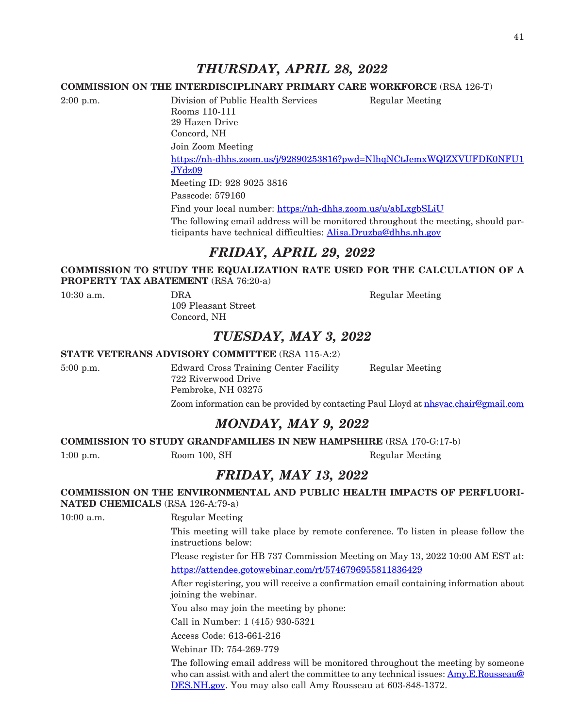## *THURSDAY, APRIL 28, 2022*

**COMMISSION ON THE INTERDISCIPLINARY PRIMARY CARE WORKFORCE** (RSA 126-T)

2:00 p.m. Division of Public Health Services — Regular Meeting
Rooms 110-111
29 Hazen Drive
Concord, NH

Join Zoom Meeting

https://nh-dhhs.zoom.us/j/92890253816?pwd=NlhqNCtJemxWQlZXVUFDK0NFU1JYdz09

Meeting ID: 928 9025 3816

Passcode: 579160

Find your local number: https://nh-dhhs.zoom.us/u/abLxgbSLiU

The following email address will be monitored throughout the meeting, should participants have technical difficulties: Alisa.Druzba@dhhs.nh.gov

## *FRIDAY, APRIL 29, 2022*

**COMMISSION TO STUDY THE EQUALIZATION RATE USED FOR THE CALCULATION OF A PROPERTY TAX ABATEMENT** (RSA 76:20-a)

10:30 a.m. DRA — Regular Meeting
109 Pleasant Street
Concord, NH

## *TUESDAY, MAY 3, 2022*

**STATE VETERANS ADVISORY COMMITTEE** (RSA 115-A:2)

5:00 p.m. Edward Cross Training Center Facility — Regular Meeting
722 Riverwood Drive
Pembroke, NH 03275

Zoom information can be provided by contacting Paul Lloyd at nhsvac.chair@gmail.com

## *MONDAY, MAY 9, 2022*

**COMMISSION TO STUDY GRANDFAMILIES IN NEW HAMPSHIRE** (RSA 170-G:17-b)

1:00 p.m. Room 100, SH — Regular Meeting

## *FRIDAY, MAY 13, 2022*

**COMMISSION ON THE ENVIRONMENTAL AND PUBLIC HEALTH IMPACTS OF PERFLUORINATED CHEMICALS** (RSA 126-A:79-a)

10:00 a.m. Regular Meeting

This meeting will take place by remote conference. To listen in please follow the instructions below:

Please register for HB 737 Commission Meeting on May 13, 2022 10:00 AM EST at:

https://attendee.gotowebinar.com/rt/5746796955811836429

After registering, you will receive a confirmation email containing information about joining the webinar.

You also may join the meeting by phone:

Call in Number: 1 (415) 930-5321

Access Code: 613-661-216

Webinar ID: 754-269-779

The following email address will be monitored throughout the meeting by someone who can assist with and alert the committee to any technical issues: Amy.E.Rousseau@DES.NH.gov. You may also call Amy Rousseau at 603-848-1372.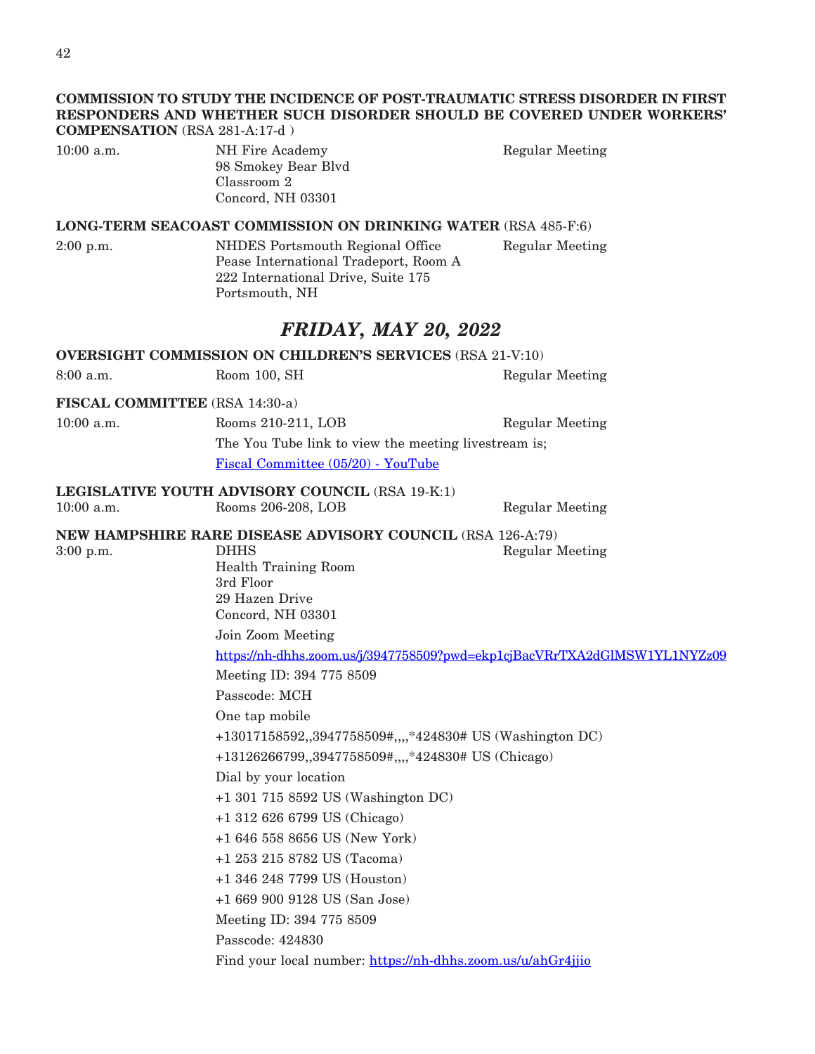**COMMISSION TO STUDY THE INCIDENCE OF POST-TRAUMATIC STRESS DISORDER IN FIRST RESPONDERS AND WHETHER SUCH DISORDER SHOULD BE COVERED UNDER WORKERS' COMPENSATION** (RSA 281-A:17-d )

10:00 a.m. NH Fire Academy
98 Smokey Bear Blvd
Classroom 2
Concord, NH 03301
Regular Meeting

**LONG-TERM SEACOAST COMMISSION ON DRINKING WATER** (RSA 485-F:6)

2:00 p.m. NHDES Portsmouth Regional Office
Pease International Tradeport, Room A
222 International Drive, Suite 175
Portsmouth, NH
Regular Meeting

## *FRIDAY, MAY 20, 2022*

**OVERSIGHT COMMISSION ON CHILDREN'S SERVICES** (RSA 21-V:10)

8:00 a.m. Room 100, SH Regular Meeting

**FISCAL COMMITTEE** (RSA 14:30-a)

10:00 a.m. Rooms 210-211, LOB Regular Meeting

The You Tube link to view the meeting livestream is;

Fiscal Committee (05/20) - YouTube

**LEGISLATIVE YOUTH ADVISORY COUNCIL** (RSA 19-K:1)

10:00 a.m. Rooms 206-208, LOB Regular Meeting

**NEW HAMPSHIRE RARE DISEASE ADVISORY COUNCIL** (RSA 126-A:79)

3:00 p.m. DHHS
Health Training Room
3rd Floor
29 Hazen Drive
Concord, NH 03301
Regular Meeting

Join Zoom Meeting

https://nh-dhhs.zoom.us/j/3947758509?pwd=ekp1cjBacVRrTXA2dGlMSW1YL1NYZz09

Meeting ID: 394 775 8509

Passcode: MCH

One tap mobile

+13017158592,,3947758509#,,,,*424830# US (Washington DC)

+13126266799,,3947758509#,,,,*424830# US (Chicago)

Dial by your location

+1 301 715 8592 US (Washington DC)

+1 312 626 6799 US (Chicago)

+1 646 558 8656 US (New York)

+1 253 215 8782 US (Tacoma)

+1 346 248 7799 US (Houston)

+1 669 900 9128 US (San Jose)

Meeting ID: 394 775 8509

Passcode: 424830

Find your local number: https://nh-dhhs.zoom.us/u/ahGr4jjio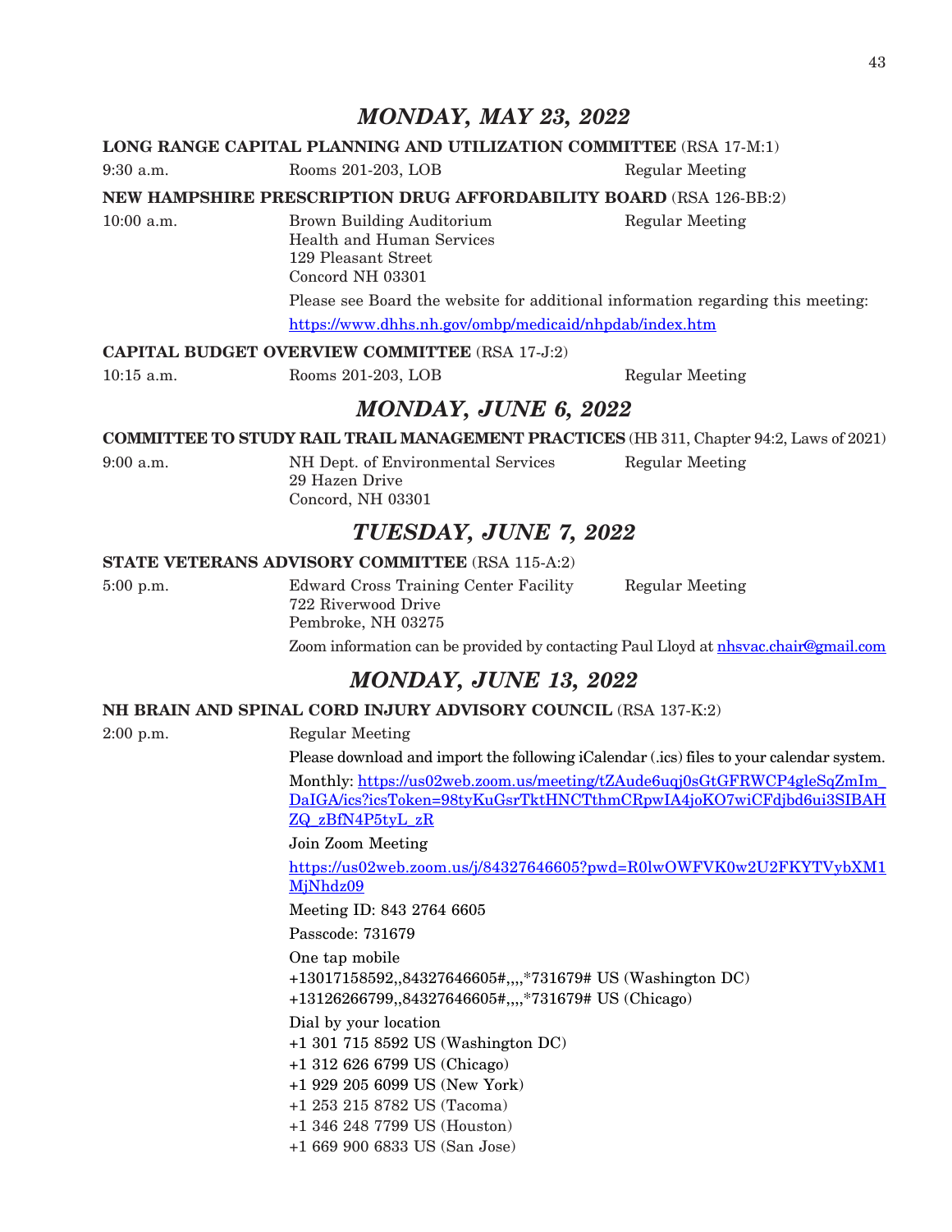## *MONDAY, MAY 23, 2022*

**LONG RANGE CAPITAL PLANNING AND UTILIZATION COMMITTEE** (RSA 17-M:1)

9:30 a.m. Rooms 201-203, LOB Regular Meeting

**NEW HAMPSHIRE PRESCRIPTION DRUG AFFORDABILITY BOARD** (RSA 126-BB:2)

10:00 a.m. Brown Building Auditorium Regular Meeting
Health and Human Services
129 Pleasant Street
Concord NH 03301

Please see Board the website for additional information regarding this meeting:

https://www.dhhs.nh.gov/ombp/medicaid/nhpdab/index.htm

**CAPITAL BUDGET OVERVIEW COMMITTEE** (RSA 17-J:2)

10:15 a.m. Rooms 201-203, LOB Regular Meeting

## *MONDAY, JUNE 6, 2022*

**COMMITTEE TO STUDY RAIL TRAIL MANAGEMENT PRACTICES** (HB 311, Chapter 94:2, Laws of 2021)

9:00 a.m. NH Dept. of Environmental Services Regular Meeting
29 Hazen Drive
Concord, NH 03301

## *TUESDAY, JUNE 7, 2022*

**STATE VETERANS ADVISORY COMMITTEE** (RSA 115-A:2)

5:00 p.m. Edward Cross Training Center Facility Regular Meeting
722 Riverwood Drive
Pembroke, NH 03275

Zoom information can be provided by contacting Paul Lloyd at nhsvac.chair@gmail.com

## *MONDAY, JUNE 13, 2022*

**NH BRAIN AND SPINAL CORD INJURY ADVISORY COUNCIL** (RSA 137-K:2)

2:00 p.m. Regular Meeting

Please download and import the following iCalendar (.ics) files to your calendar system.

Monthly: https://us02web.zoom.us/meeting/tZAude6uqj0sGtGFRWCP4gleSqZmIm_DaIGA/ics?icsToken=98tyKuGsrTktHNCTthmCRpwIA4joKO7wiCFdjbd6ui3SIBAHZQ_zBfN4P5tyL_zR

Join Zoom Meeting

https://us02web.zoom.us/j/84327646605?pwd=R0lwOWFVK0w2U2FKYTVybXM1MjNhdz09

Meeting ID: 843 2764 6605

Passcode: 731679

One tap mobile
+13017158592,,84327646605#,,,,*731679# US (Washington DC)
+13126266799,,84327646605#,,,,*731679# US (Chicago)

Dial by your location
+1 301 715 8592 US (Washington DC)
+1 312 626 6799 US (Chicago)
+1 929 205 6099 US (New York)
+1 253 215 8782 US (Tacoma)
+1 346 248 7799 US (Houston)
+1 669 900 6833 US (San Jose)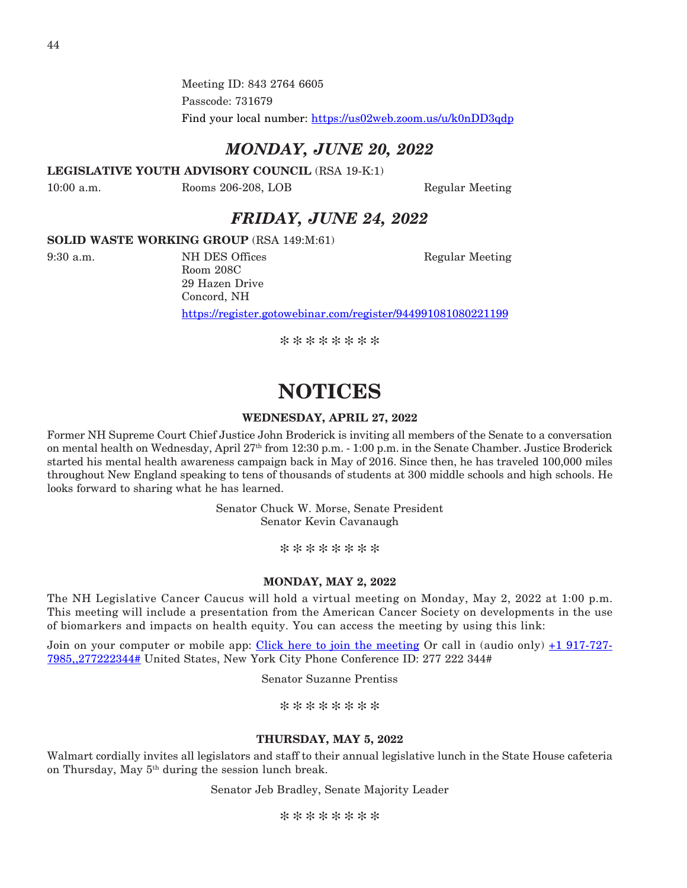Meeting ID: 843 2764 6605

Passcode: 731679

Find your local number: https://us02web.zoom.us/u/k0nDD3qdp

## *MONDAY, JUNE 20, 2022*

**LEGISLATIVE YOUTH ADVISORY COUNCIL** (RSA 19-K:1)

10:00 a.m. Rooms 206-208, LOB Regular Meeting

## *FRIDAY, JUNE 24, 2022*

**SOLID WASTE WORKING GROUP** (RSA 149:M:61)

9:30 a.m. NH DES Offices Regular Meeting
Room 208C
29 Hazen Drive
Concord, NH

https://register.gotowebinar.com/register/944991081080221199

* * * * * * * *

# NOTICES

**WEDNESDAY, APRIL 27, 2022**

Former NH Supreme Court Chief Justice John Broderick is inviting all members of the Senate to a conversation on mental health on Wednesday, April 27th from 12:30 p.m. - 1:00 p.m. in the Senate Chamber. Justice Broderick started his mental health awareness campaign back in May of 2016. Since then, he has traveled 100,000 miles throughout New England speaking to tens of thousands of students at 300 middle schools and high schools. He looks forward to sharing what he has learned.

Senator Chuck W. Morse, Senate President
Senator Kevin Cavanaugh

* * * * * * * *

**MONDAY, MAY 2, 2022**

The NH Legislative Cancer Caucus will hold a virtual meeting on Monday, May 2, 2022 at 1:00 p.m. This meeting will include a presentation from the American Cancer Society on developments in the use of biomarkers and impacts on health equity. You can access the meeting by using this link:

Join on your computer or mobile app: Click here to join the meeting Or call in (audio only) +1 917-727-7985,,277222344# United States, New York City Phone Conference ID: 277 222 344#

Senator Suzanne Prentiss

* * * * * * * *

**THURSDAY, MAY 5, 2022**

Walmart cordially invites all legislators and staff to their annual legislative lunch in the State House cafeteria on Thursday, May 5th during the session lunch break.

Senator Jeb Bradley, Senate Majority Leader

* * * * * * * *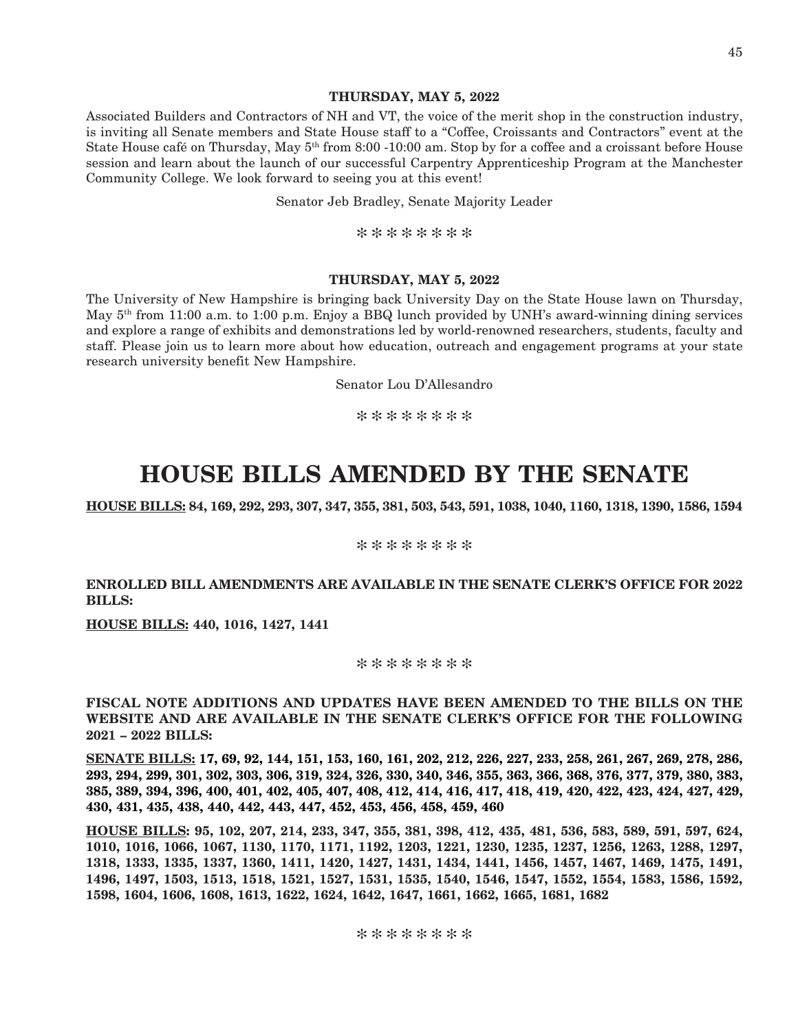**THURSDAY, MAY 5, 2022**

Associated Builders and Contractors of NH and VT, the voice of the merit shop in the construction industry, is inviting all Senate members and State House staff to a "Coffee, Croissants and Contractors" event at the State House café on Thursday, May 5th from 8:00 -10:00 am. Stop by for a coffee and a croissant before House session and learn about the launch of our successful Carpentry Apprenticeship Program at the Manchester Community College. We look forward to seeing you at this event!

Senator Jeb Bradley, Senate Majority Leader

\* \* \* \* \* \* \* \*

**THURSDAY, MAY 5, 2022**

The University of New Hampshire is bringing back University Day on the State House lawn on Thursday, May 5th from 11:00 a.m. to 1:00 p.m. Enjoy a BBQ lunch provided by UNH's award-winning dining services and explore a range of exhibits and demonstrations led by world-renowned researchers, students, faculty and staff. Please join us to learn more about how education, outreach and engagement programs at your state research university benefit New Hampshire.

Senator Lou D'Allesandro

\* \* \* \* \* \* \* \*

# HOUSE BILLS AMENDED BY THE SENATE

**HOUSE BILLS: 84, 169, 292, 293, 307, 347, 355, 381, 503, 543, 591, 1038, 1040, 1160, 1318, 1390, 1586, 1594**

\* \* \* \* \* \* \* \*

**ENROLLED BILL AMENDMENTS ARE AVAILABLE IN THE SENATE CLERK'S OFFICE FOR 2022 BILLS:**

**HOUSE BILLS: 440, 1016, 1427, 1441**

\* \* \* \* \* \* \* \*

**FISCAL NOTE ADDITIONS AND UPDATES HAVE BEEN AMENDED TO THE BILLS ON THE WEBSITE AND ARE AVAILABLE IN THE SENATE CLERK'S OFFICE FOR THE FOLLOWING 2021 – 2022 BILLS:**

**SENATE BILLS: 17, 69, 92, 144, 151, 153, 160, 161, 202, 212, 226, 227, 233, 258, 261, 267, 269, 278, 286, 293, 294, 299, 301, 302, 303, 306, 319, 324, 326, 330, 340, 346, 355, 363, 366, 368, 376, 377, 379, 380, 383, 385, 389, 394, 396, 400, 401, 402, 405, 407, 408, 412, 414, 416, 417, 418, 419, 420, 422, 423, 424, 427, 429, 430, 431, 435, 438, 440, 442, 443, 447, 452, 453, 456, 458, 459, 460**

**HOUSE BILLS: 95, 102, 207, 214, 233, 347, 355, 381, 398, 412, 435, 481, 536, 583, 589, 591, 597, 624, 1010, 1016, 1066, 1067, 1130, 1170, 1171, 1192, 1203, 1221, 1230, 1235, 1237, 1256, 1263, 1288, 1297, 1318, 1333, 1335, 1337, 1360, 1411, 1420, 1427, 1431, 1434, 1441, 1456, 1457, 1467, 1469, 1475, 1491, 1496, 1497, 1503, 1513, 1518, 1521, 1527, 1531, 1535, 1540, 1546, 1547, 1552, 1554, 1583, 1586, 1592, 1598, 1604, 1606, 1608, 1613, 1622, 1624, 1642, 1647, 1661, 1662, 1665, 1681, 1682**

\* \* \* \* \* \* \* \*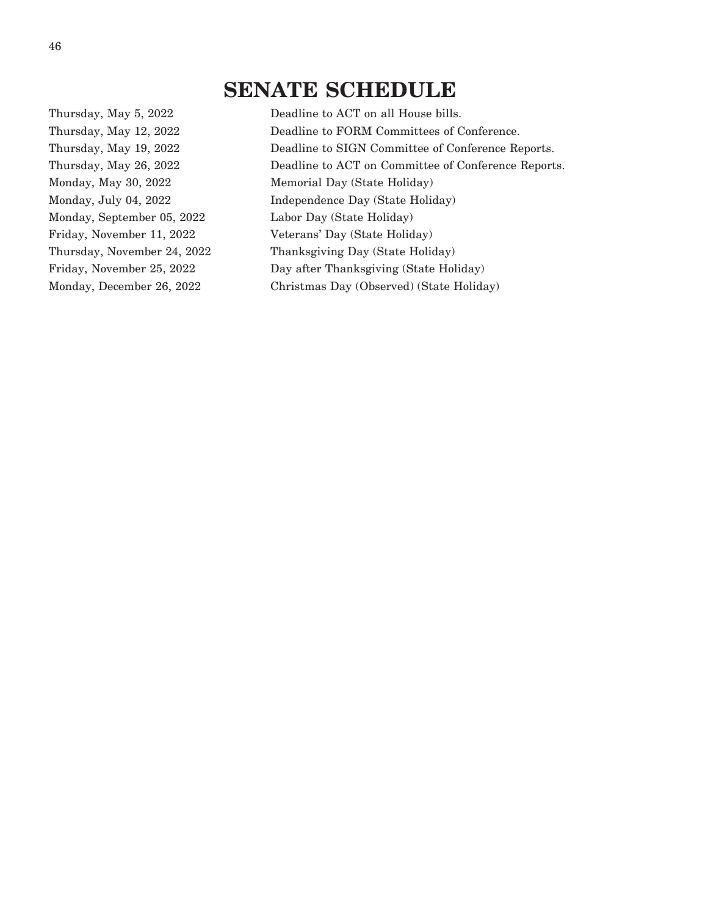# SENATE SCHEDULE

| | |
|---|---|
| Thursday, May 5, 2022 | Deadline to ACT on all House bills. |
| Thursday, May 12, 2022 | Deadline to FORM Committees of Conference. |
| Thursday, May 19, 2022 | Deadline to SIGN Committee of Conference Reports. |
| Thursday, May 26, 2022 | Deadline to ACT on Committee of Conference Reports. |
| Monday, May 30, 2022 | Memorial Day (State Holiday) |
| Monday, July 04, 2022 | Independence Day (State Holiday) |
| Monday, September 05, 2022 | Labor Day (State Holiday) |
| Friday, November 11, 2022 | Veterans' Day (State Holiday) |
| Thursday, November 24, 2022 | Thanksgiving Day (State Holiday) |
| Friday, November 25, 2022 | Day after Thanksgiving (State Holiday) |
| Monday, December 26, 2022 | Christmas Day (Observed) (State Holiday) |